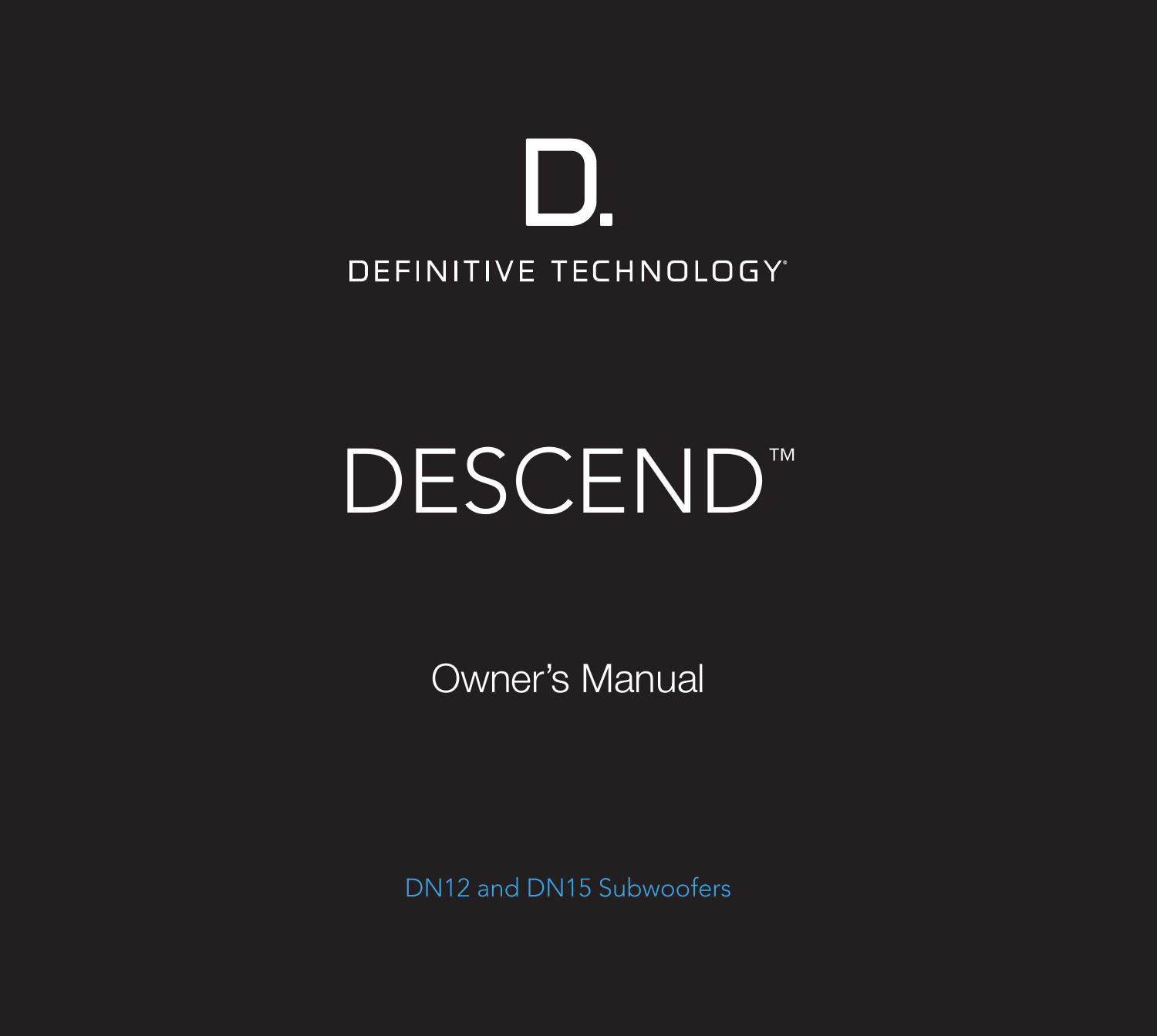D.

DEFINITIVE TECHNOLOGY®

# DESCEND™

## Owner's Manual

DN12 and DN15 Subwoofers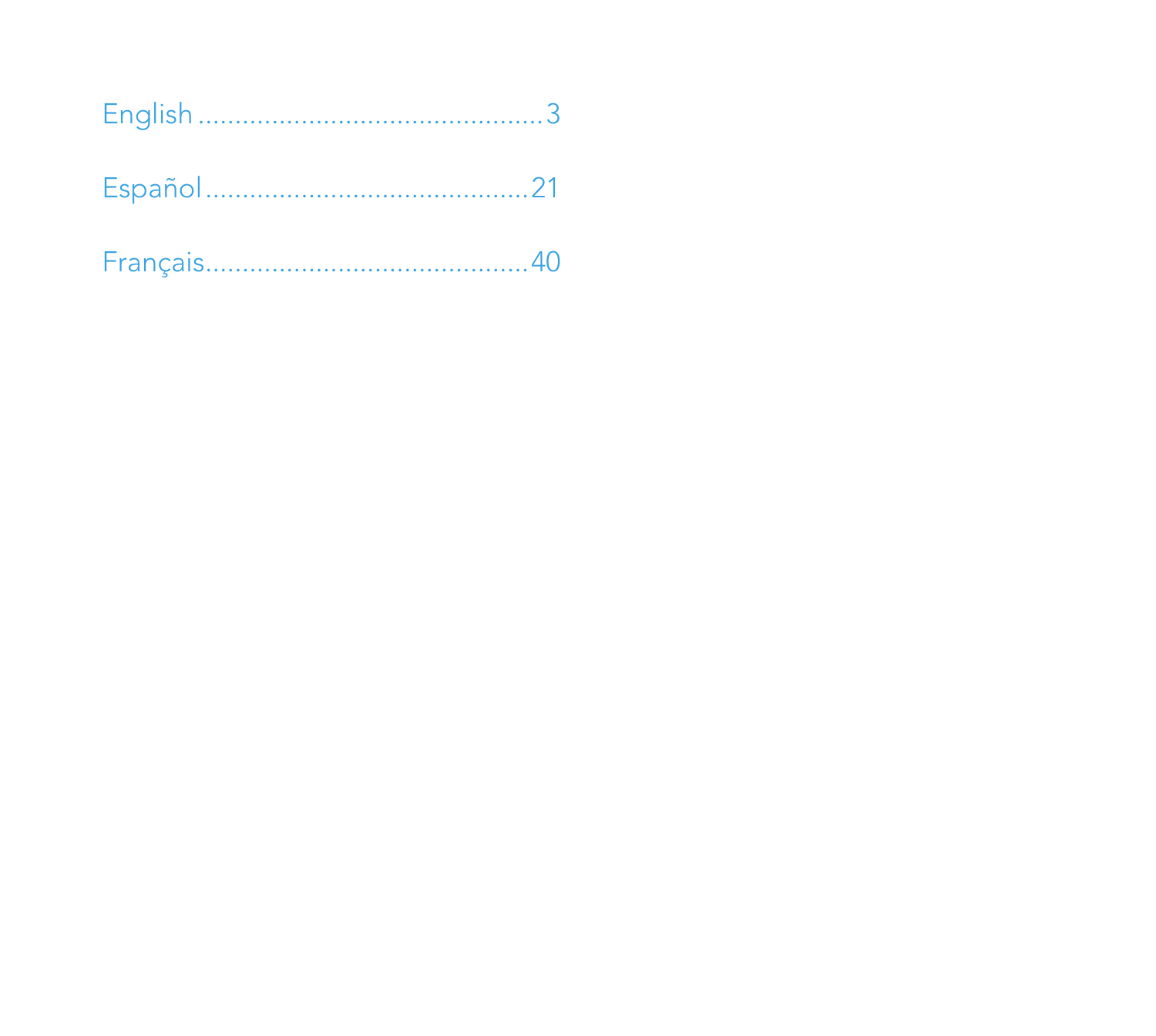English ............................................3

Español.........................................21

Français..........................................40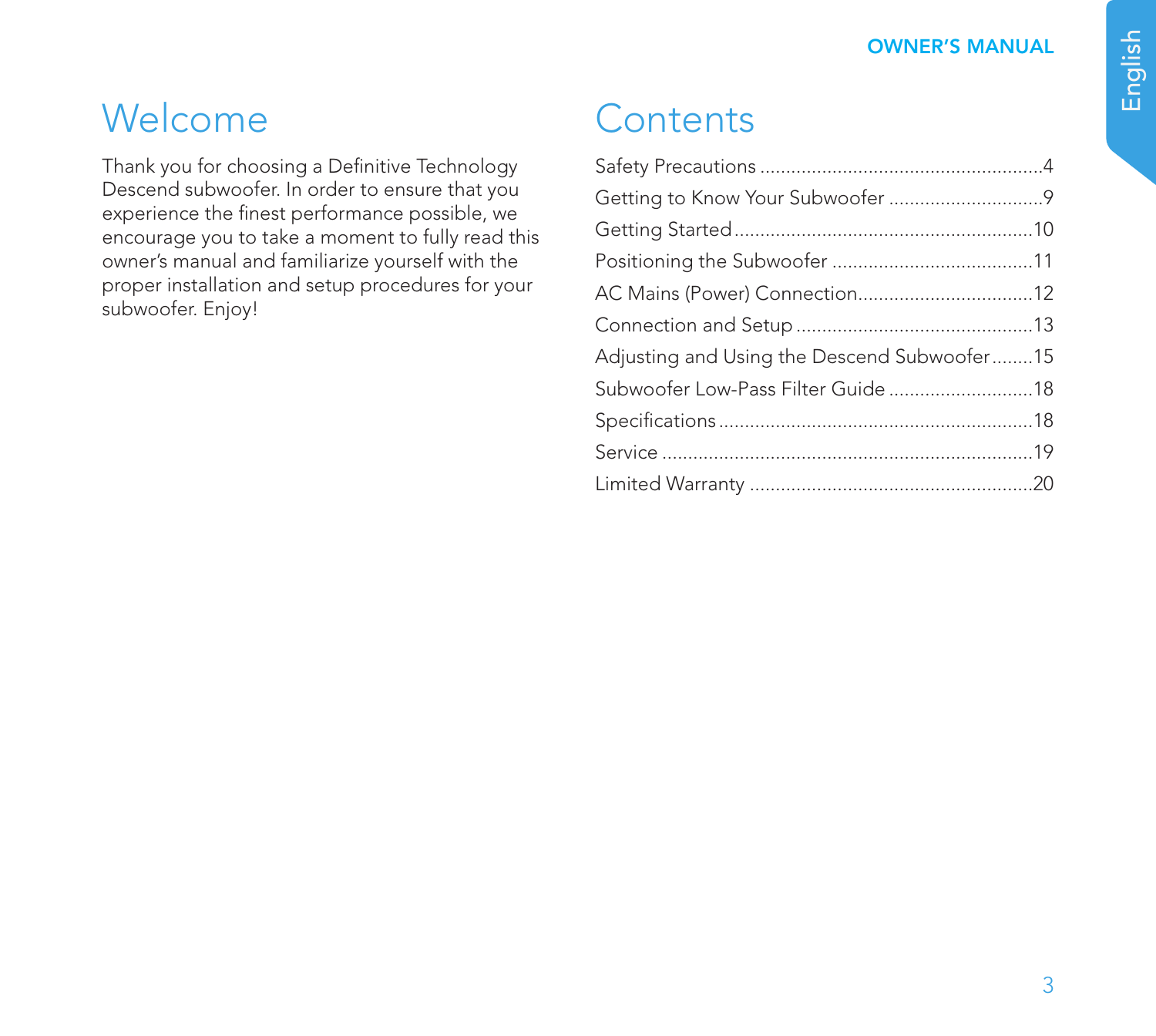# Welcome

Thank you for choosing a Definitive Technology Descend subwoofer. In order to ensure that you experience the finest performance possible, we encourage you to take a moment to fully read this owner's manual and familiarize yourself with the proper installation and setup procedures for your subwoofer. Enjoy!

# Contents

Safety Precautions ....................................................4
Getting to Know Your Subwoofer ..............................9
Getting Started ........................................................10
Positioning the Subwoofer ......................................11
AC Mains (Power) Connection.................................12
Connection and Setup .............................................13
Adjusting and Using the Descend Subwoofer........15
Subwoofer Low-Pass Filter Guide ............................18
Specifications ...........................................................18
Service .....................................................................19
Limited Warranty .....................................................20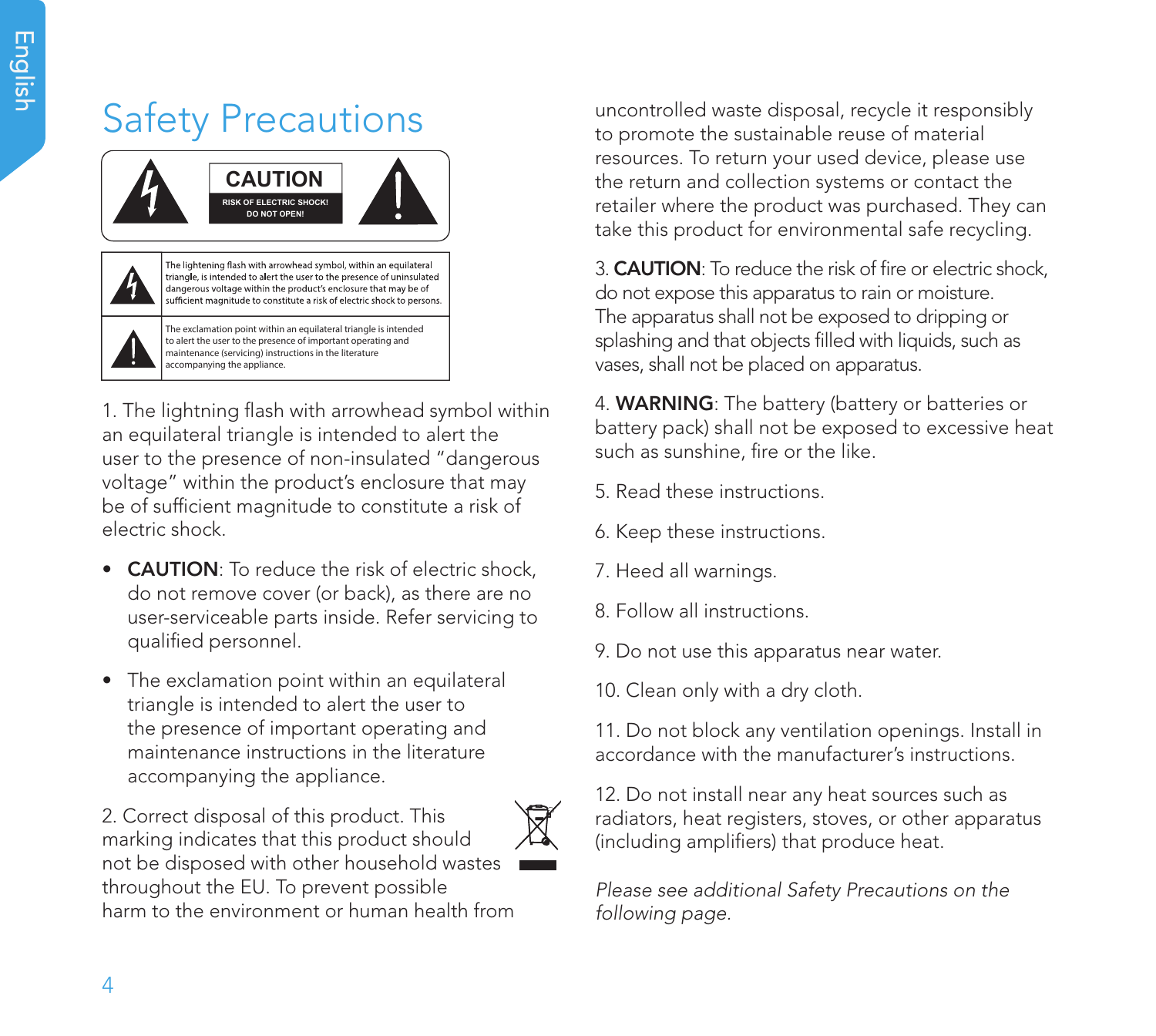# Safety Precautions

CAUTION
RISK OF ELECTRIC SHOCK!
DO NOT OPEN!

| | |
|---|---|
| | The lightening flash with arrowhead symbol, within an equilateral triangle, is intended to alert the user to the presence of uninsulated dangerous voltage within the product's enclosure that may be of sufficient magnitude to constitute a risk of electric shock to persons. |
| | The exclamation point within an equilateral triangle is intended to alert the user to the presence of important operating and maintenance (servicing) instructions in the literature accompanying the appliance. |

1. The lightning flash with arrowhead symbol within an equilateral triangle is intended to alert the user to the presence of non-insulated "dangerous voltage" within the product's enclosure that may be of sufficient magnitude to constitute a risk of electric shock.

- **CAUTION**: To reduce the risk of electric shock, do not remove cover (or back), as there are no user-serviceable parts inside. Refer servicing to qualified personnel.
- The exclamation point within an equilateral triangle is intended to alert the user to the presence of important operating and maintenance instructions in the literature accompanying the appliance.

2. Correct disposal of this product. This marking indicates that this product should not be disposed with other household wastes throughout the EU. To prevent possible harm to the environment or human health from uncontrolled waste disposal, recycle it responsibly to promote the sustainable reuse of material resources. To return your used device, please use the return and collection systems or contact the retailer where the product was purchased. They can take this product for environmental safe recycling.

3. **CAUTION**: To reduce the risk of fire or electric shock, do not expose this apparatus to rain or moisture. The apparatus shall not be exposed to dripping or splashing and that objects filled with liquids, such as vases, shall not be placed on apparatus.

4. **WARNING**: The battery (battery or batteries or battery pack) shall not be exposed to excessive heat such as sunshine, fire or the like.

5. Read these instructions.

6. Keep these instructions.

7. Heed all warnings.

8. Follow all instructions.

9. Do not use this apparatus near water.

10. Clean only with a dry cloth.

11. Do not block any ventilation openings. Install in accordance with the manufacturer's instructions.

12. Do not install near any heat sources such as radiators, heat registers, stoves, or other apparatus (including amplifiers) that produce heat.

*Please see additional Safety Precautions on the following page.*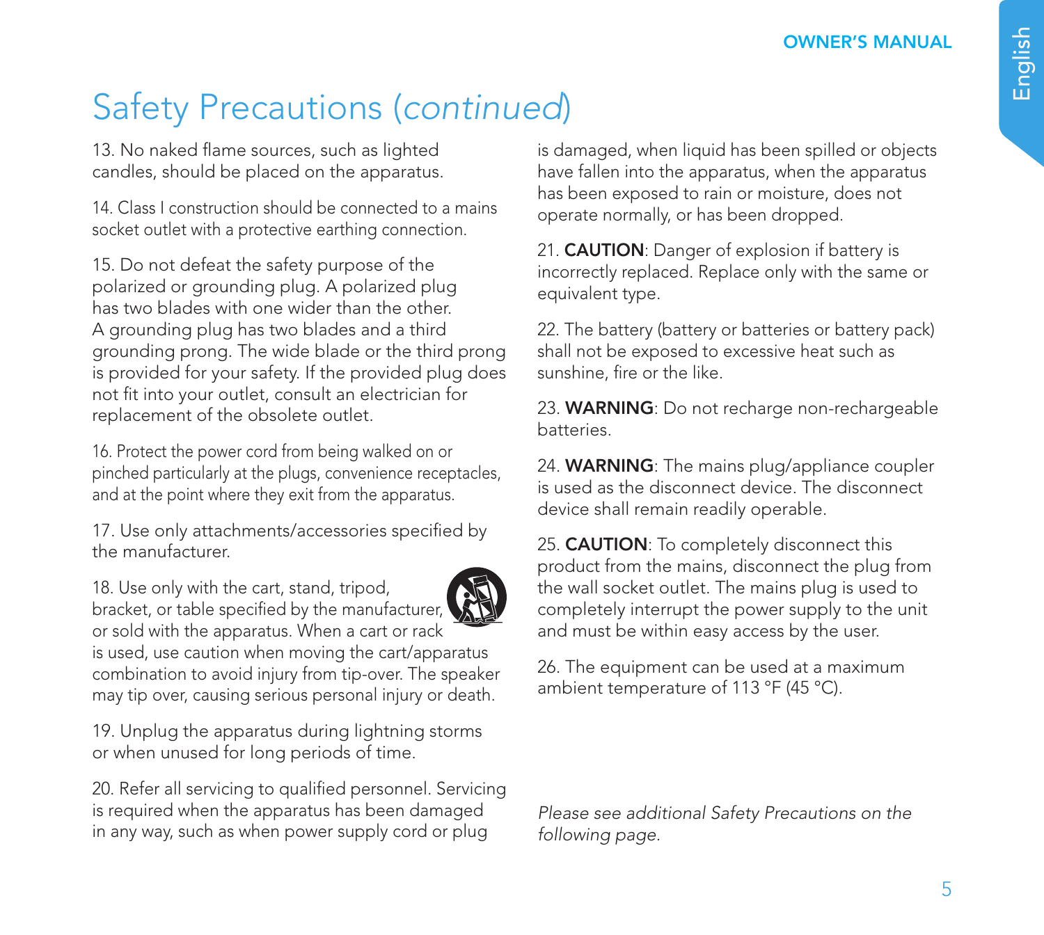# Safety Precautions (*continued*)

13. No naked flame sources, such as lighted candles, should be placed on the apparatus.

14. Class I construction should be connected to a mains socket outlet with a protective earthing connection.

15. Do not defeat the safety purpose of the polarized or grounding plug. A polarized plug has two blades with one wider than the other. A grounding plug has two blades and a third grounding prong. The wide blade or the third prong is provided for your safety. If the provided plug does not fit into your outlet, consult an electrician for replacement of the obsolete outlet.

16. Protect the power cord from being walked on or pinched particularly at the plugs, convenience receptacles, and at the point where they exit from the apparatus.

17. Use only attachments/accessories specified by the manufacturer.

18. Use only with the cart, stand, tripod, bracket, or table specified by the manufacturer, or sold with the apparatus. When a cart or rack is used, use caution when moving the cart/apparatus combination to avoid injury from tip-over. The speaker may tip over, causing serious personal injury or death.

19. Unplug the apparatus during lightning storms or when unused for long periods of time.

20. Refer all servicing to qualified personnel. Servicing is required when the apparatus has been damaged in any way, such as when power supply cord or plug is damaged, when liquid has been spilled or objects have fallen into the apparatus, when the apparatus has been exposed to rain or moisture, does not operate normally, or has been dropped.

21. **CAUTION**: Danger of explosion if battery is incorrectly replaced. Replace only with the same or equivalent type.

22. The battery (battery or batteries or battery pack) shall not be exposed to excessive heat such as sunshine, fire or the like.

23. **WARNING**: Do not recharge non-rechargeable batteries.

24. **WARNING**: The mains plug/appliance coupler is used as the disconnect device. The disconnect device shall remain readily operable.

25. **CAUTION**: To completely disconnect this product from the mains, disconnect the plug from the wall socket outlet. The mains plug is used to completely interrupt the power supply to the unit and must be within easy access by the user.

26. The equipment can be used at a maximum ambient temperature of 113 °F (45 °C).

*Please see additional Safety Precautions on the following page.*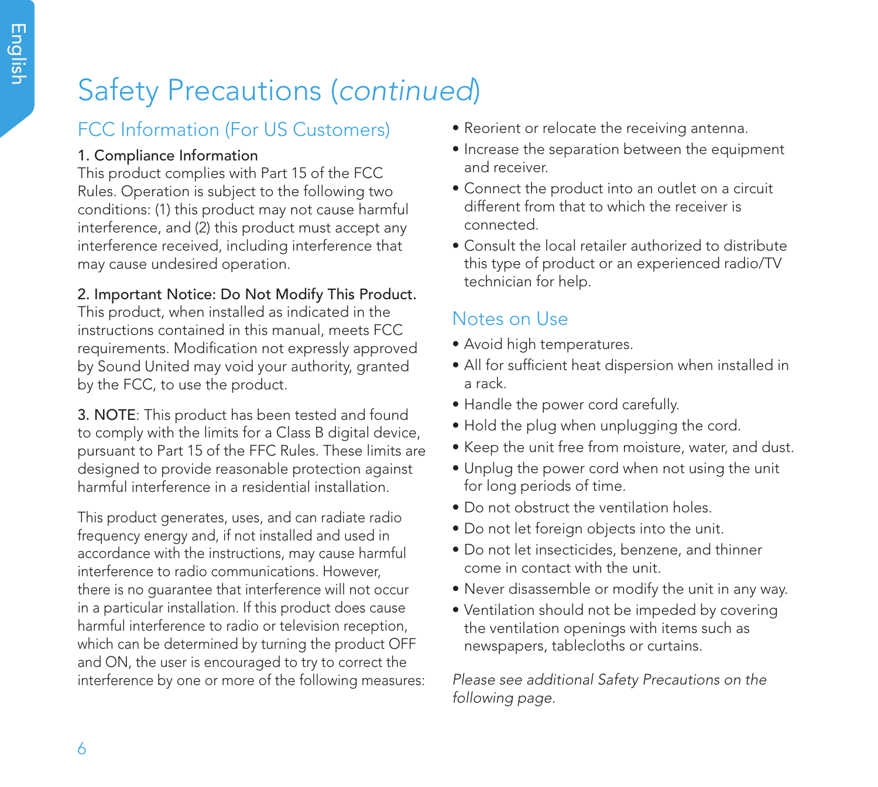# Safety Precautions (*continued*)

## FCC Information (For US Customers)

1. Compliance Information
This product complies with Part 15 of the FCC Rules. Operation is subject to the following two conditions: (1) this product may not cause harmful interference, and (2) this product must accept any interference received, including interference that may cause undesired operation.

2. Important Notice: Do Not Modify This Product.
This product, when installed as indicated in the instructions contained in this manual, meets FCC requirements. Modification not expressly approved by Sound United may void your authority, granted by the FCC, to use the product.

3. NOTE: This product has been tested and found to comply with the limits for a Class B digital device, pursuant to Part 15 of the FFC Rules. These limits are designed to provide reasonable protection against harmful interference in a residential installation.

This product generates, uses, and can radiate radio frequency energy and, if not installed and used in accordance with the instructions, may cause harmful interference to radio communications. However, there is no guarantee that interference will not occur in a particular installation. If this product does cause harmful interference to radio or television reception, which can be determined by turning the product OFF and ON, the user is encouraged to try to correct the interference by one or more of the following measures:

- Reorient or relocate the receiving antenna.
- Increase the separation between the equipment and receiver.
- Connect the product into an outlet on a circuit different from that to which the receiver is connected.
- Consult the local retailer authorized to distribute this type of product or an experienced radio/TV technician for help.

## Notes on Use

- Avoid high temperatures.
- All for sufficient heat dispersion when installed in a rack.
- Handle the power cord carefully.
- Hold the plug when unplugging the cord.
- Keep the unit free from moisture, water, and dust.
- Unplug the power cord when not using the unit for long periods of time.
- Do not obstruct the ventilation holes.
- Do not let foreign objects into the unit.
- Do not let insecticides, benzene, and thinner come in contact with the unit.
- Never disassemble or modify the unit in any way.
- Ventilation should not be impeded by covering the ventilation openings with items such as newspapers, tablecloths or curtains.

*Please see additional Safety Precautions on the following page.*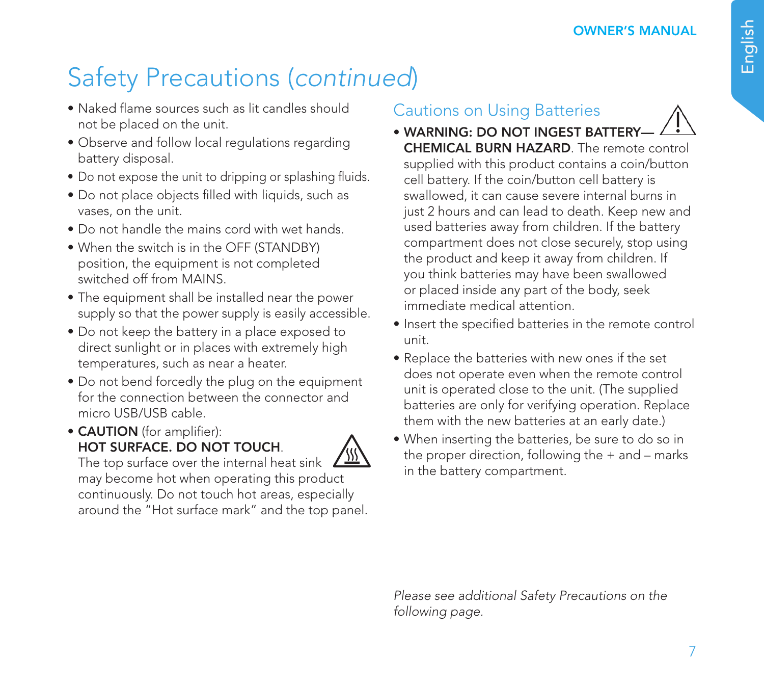# Safety Precautions (*continued*)

- Naked flame sources such as lit candles should not be placed on the unit.
- Observe and follow local regulations regarding battery disposal.
- Do not expose the unit to dripping or splashing fluids.
- Do not place objects filled with liquids, such as vases, on the unit.
- Do not handle the mains cord with wet hands.
- When the switch is in the OFF (STANDBY) position, the equipment is not completed switched off from MAINS.
- The equipment shall be installed near the power supply so that the power supply is easily accessible.
- Do not keep the battery in a place exposed to direct sunlight or in places with extremely high temperatures, such as near a heater.
- Do not bend forcedly the plug on the equipment for the connection between the connector and micro USB/USB cable.
- **CAUTION** (for amplifier):
  **HOT SURFACE. DO NOT TOUCH**.
  The top surface over the internal heat sink may become hot when operating this product continuously. Do not touch hot areas, especially around the "Hot surface mark" and the top panel.

## Cautions on Using Batteries

- **WARNING: DO NOT INGEST BATTERY—CHEMICAL BURN HAZARD**. The remote control supplied with this product contains a coin/button cell battery. If the coin/button cell battery is swallowed, it can cause severe internal burns in just 2 hours and can lead to death. Keep new and used batteries away from children. If the battery compartment does not close securely, stop using the product and keep it away from children. If you think batteries may have been swallowed or placed inside any part of the body, seek immediate medical attention.
- Insert the specified batteries in the remote control unit.
- Replace the batteries with new ones if the set does not operate even when the remote control unit is operated close to the unit. (The supplied batteries are only for verifying operation. Replace them with the new batteries at an early date.)
- When inserting the batteries, be sure to do so in the proper direction, following the + and – marks in the battery compartment.

*Please see additional Safety Precautions on the following page.*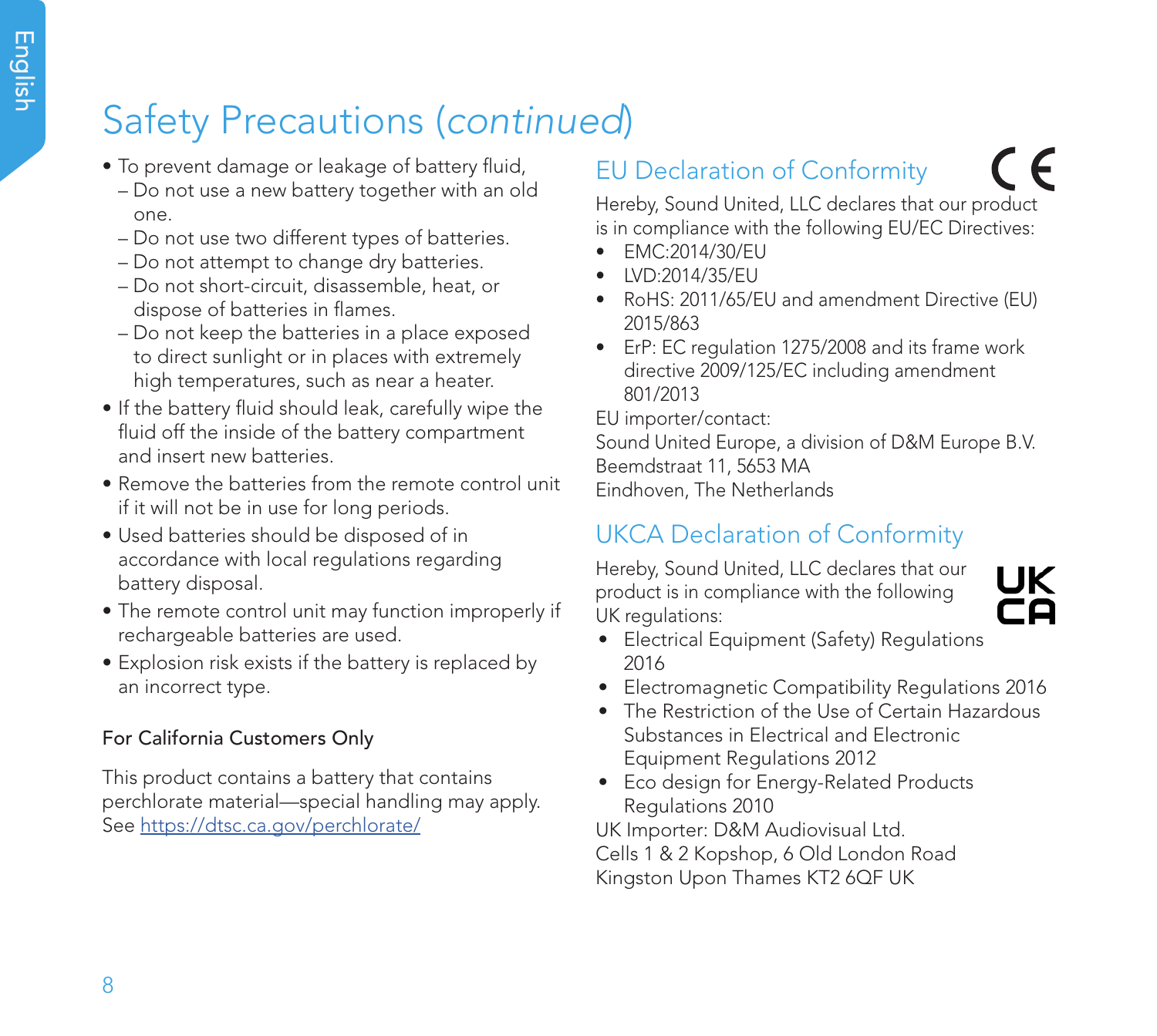# Safety Precautions (*continued*)

- To prevent damage or leakage of battery fluid,
  - Do not use a new battery together with an old one.
  - Do not use two different types of batteries.
  - Do not attempt to change dry batteries.
  - Do not short-circuit, disassemble, heat, or dispose of batteries in flames.
  - Do not keep the batteries in a place exposed to direct sunlight or in places with extremely high temperatures, such as near a heater.
- If the battery fluid should leak, carefully wipe the fluid off the inside of the battery compartment and insert new batteries.
- Remove the batteries from the remote control unit if it will not be in use for long periods.
- Used batteries should be disposed of in accordance with local regulations regarding battery disposal.
- The remote control unit may function improperly if rechargeable batteries are used.
- Explosion risk exists if the battery is replaced by an incorrect type.

### For California Customers Only

This product contains a battery that contains perchlorate material—special handling may apply. See https://dtsc.ca.gov/perchlorate/

## EU Declaration of Conformity

Hereby, Sound United, LLC declares that our product is in compliance with the following EU/EC Directives:

- EMC:2014/30/EU
- LVD:2014/35/EU
- RoHS: 2011/65/EU and amendment Directive (EU) 2015/863
- ErP: EC regulation 1275/2008 and its frame work directive 2009/125/EC including amendment 801/2013

EU importer/contact:
Sound United Europe, a division of D&M Europe B.V.
Beemdstraat 11, 5653 MA
Eindhoven, The Netherlands

## UKCA Declaration of Conformity

Hereby, Sound United, LLC declares that our product is in compliance with the following UK regulations:

- Electrical Equipment (Safety) Regulations 2016
- Electromagnetic Compatibility Regulations 2016
- The Restriction of the Use of Certain Hazardous Substances in Electrical and Electronic Equipment Regulations 2012
- Eco design for Energy-Related Products Regulations 2010

UK Importer: D&M Audiovisual Ltd.
Cells 1 & 2 Kopshop, 6 Old London Road
Kingston Upon Thames KT2 6QF UK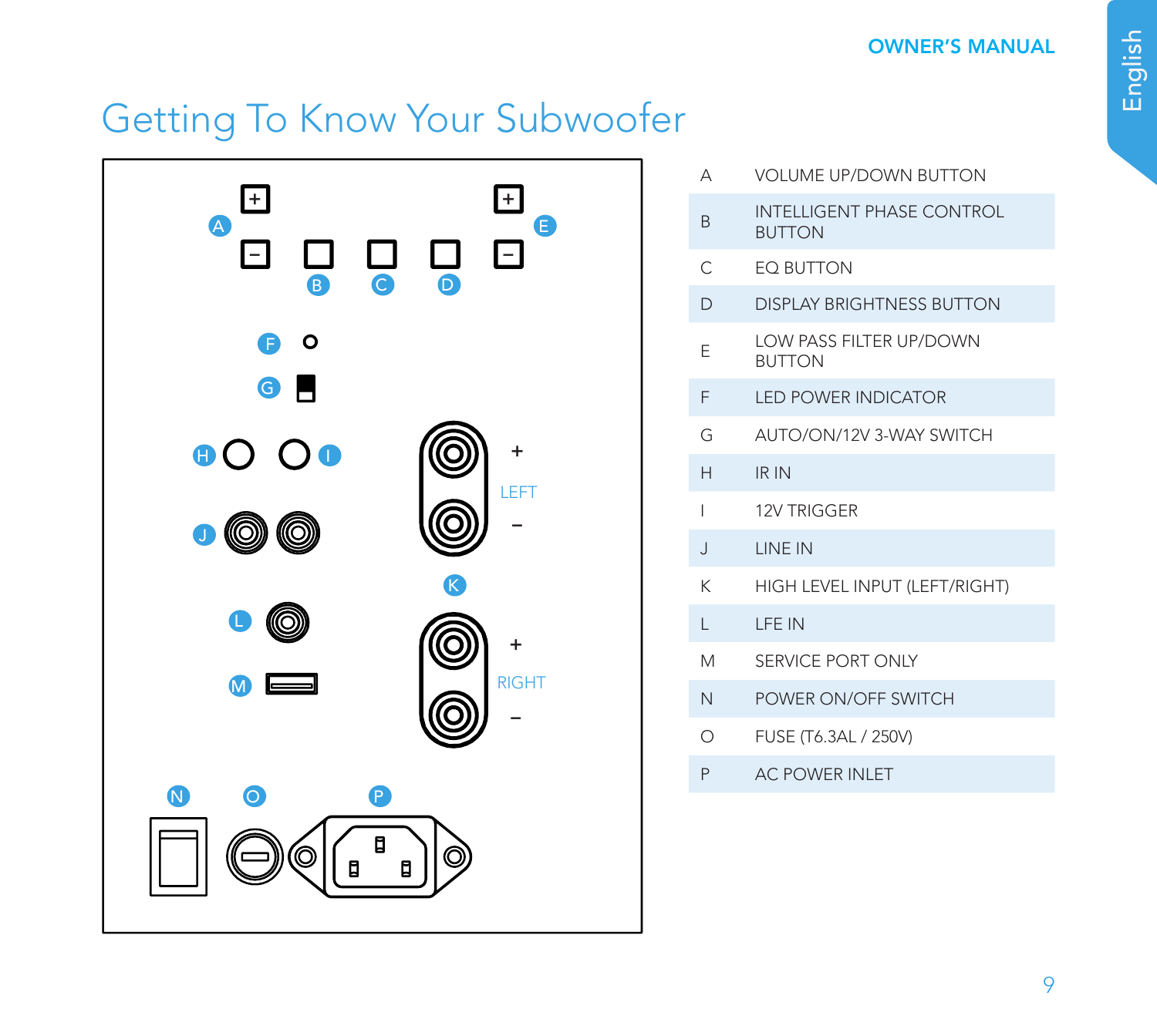# Getting To Know Your Subwoofer

| | |
|---|---|
| A | VOLUME UP/DOWN BUTTON |
| B | INTELLIGENT PHASE CONTROL BUTTON |
| C | EQ BUTTON |
| D | DISPLAY BRIGHTNESS BUTTON |
| E | LOW PASS FILTER UP/DOWN BUTTON |
| F | LED POWER INDICATOR |
| G | AUTO/ON/12V 3-WAY SWITCH |
| H | IR IN |
| I | 12V TRIGGER |
| J | LINE IN |
| K | HIGH LEVEL INPUT (LEFT/RIGHT) |
| L | LFE IN |
| M | SERVICE PORT ONLY |
| N | POWER ON/OFF SWITCH |
| O | FUSE (T6.3AL / 250V) |
| P | AC POWER INLET |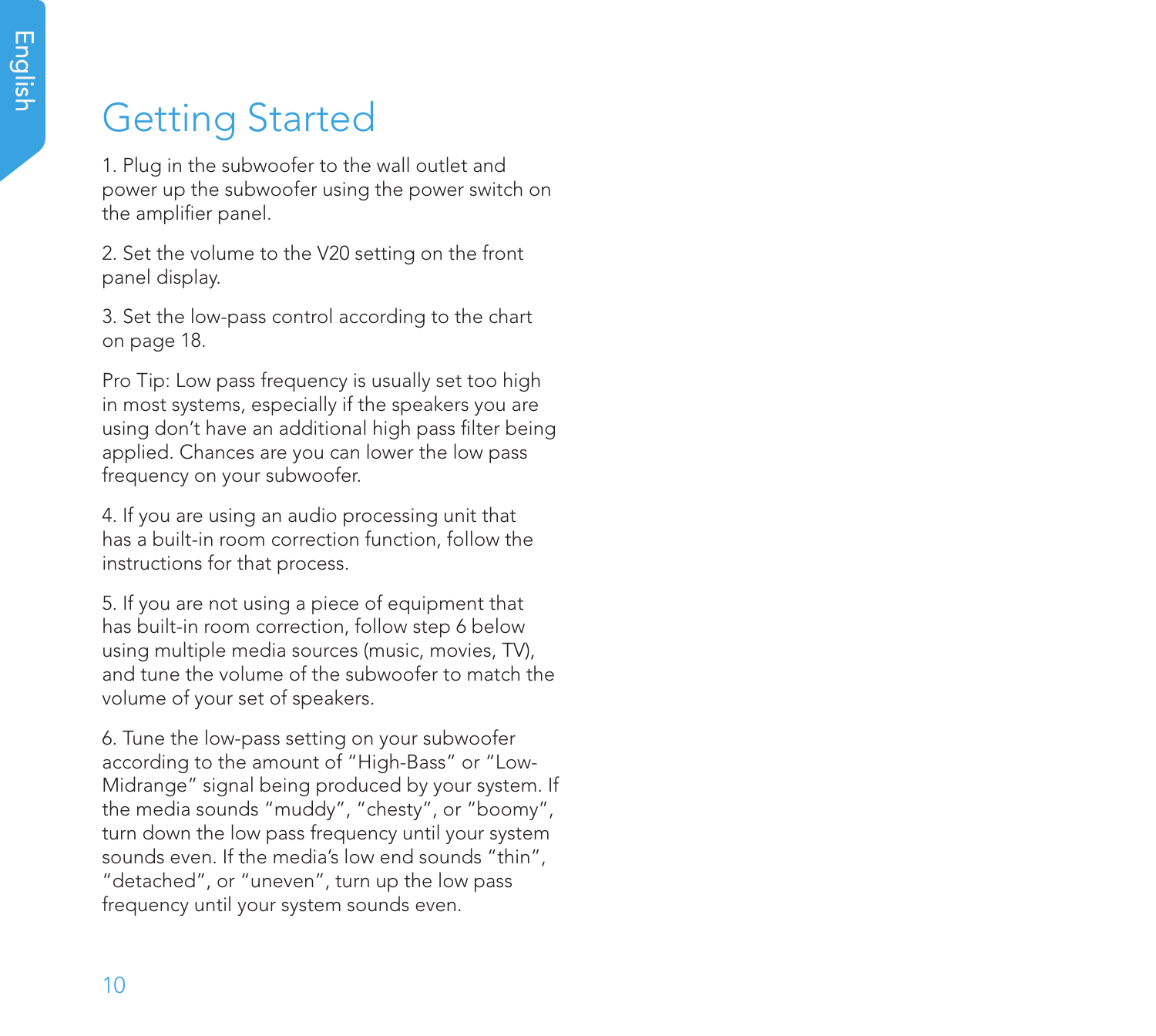# Getting Started

1. Plug in the subwoofer to the wall outlet and power up the subwoofer using the power switch on the amplifier panel.

2. Set the volume to the V20 setting on the front panel display.

3. Set the low-pass control according to the chart on page 18.

Pro Tip: Low pass frequency is usually set too high in most systems, especially if the speakers you are using don't have an additional high pass filter being applied. Chances are you can lower the low pass frequency on your subwoofer.

4. If you are using an audio processing unit that has a built-in room correction function, follow the instructions for that process.

5. If you are not using a piece of equipment that has built-in room correction, follow step 6 below using multiple media sources (music, movies, TV), and tune the volume of the subwoofer to match the volume of your set of speakers.

6. Tune the low-pass setting on your subwoofer according to the amount of "High-Bass" or "Low-Midrange" signal being produced by your system. If the media sounds "muddy", "chesty", or "boomy", turn down the low pass frequency until your system sounds even. If the media's low end sounds "thin", "detached", or "uneven", turn up the low pass frequency until your system sounds even.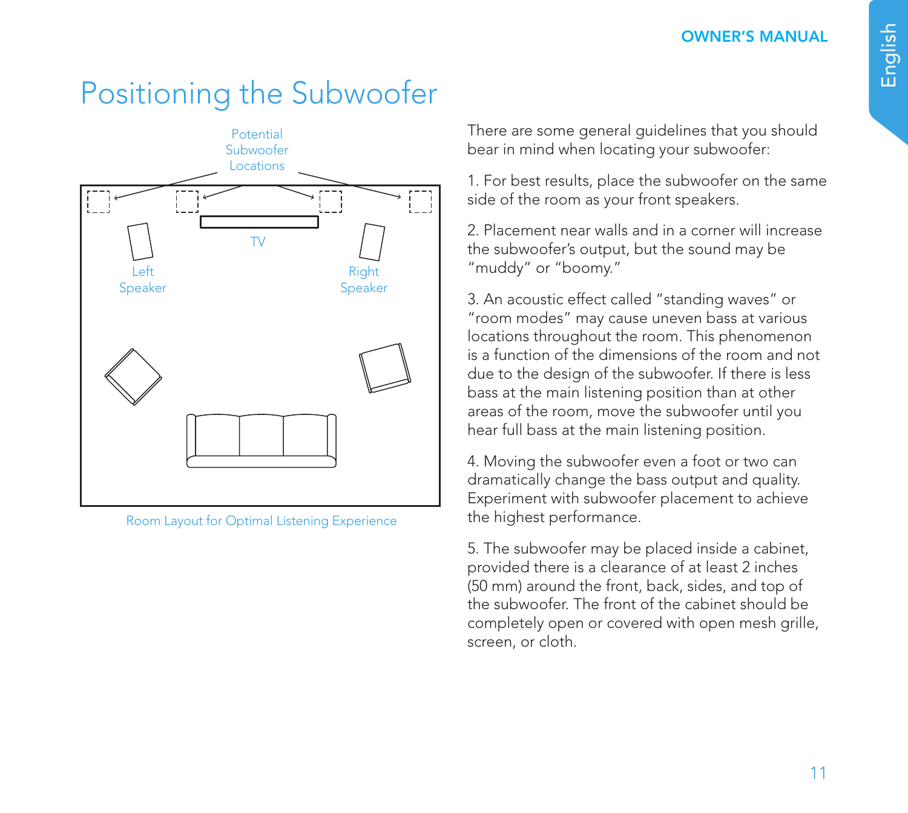# Positioning the Subwoofer

Potential Subwoofer Locations

TV

Left Speaker

Right Speaker

Room Layout for Optimal Listening Experience

There are some general guidelines that you should bear in mind when locating your subwoofer:

1. For best results, place the subwoofer on the same side of the room as your front speakers.

2. Placement near walls and in a corner will increase the subwoofer's output, but the sound may be "muddy" or "boomy."

3. An acoustic effect called "standing waves" or "room modes" may cause uneven bass at various locations throughout the room. This phenomenon is a function of the dimensions of the room and not due to the design of the subwoofer. If there is less bass at the main listening position than at other areas of the room, move the subwoofer until you hear full bass at the main listening position.

4. Moving the subwoofer even a foot or two can dramatically change the bass output and quality. Experiment with subwoofer placement to achieve the highest performance.

5. The subwoofer may be placed inside a cabinet, provided there is a clearance of at least 2 inches (50 mm) around the front, back, sides, and top of the subwoofer. The front of the cabinet should be completely open or covered with open mesh grille, screen, or cloth.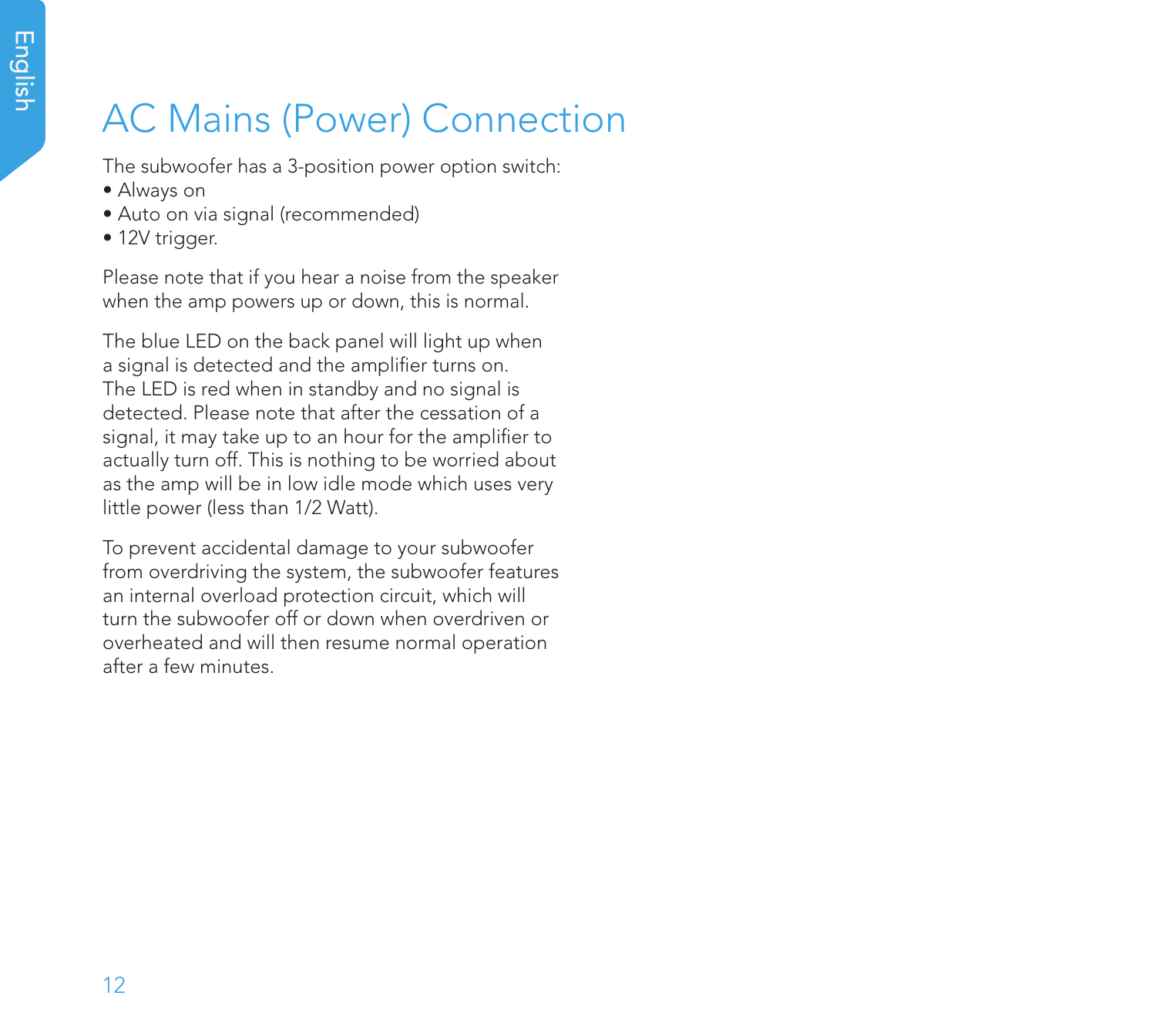# AC Mains (Power) Connection

The subwoofer has a 3-position power option switch:

- Always on
- Auto on via signal (recommended)
- 12V trigger.

Please note that if you hear a noise from the speaker when the amp powers up or down, this is normal.

The blue LED on the back panel will light up when a signal is detected and the amplifier turns on. The LED is red when in standby and no signal is detected. Please note that after the cessation of a signal, it may take up to an hour for the amplifier to actually turn off. This is nothing to be worried about as the amp will be in low idle mode which uses very little power (less than 1/2 Watt).

To prevent accidental damage to your subwoofer from overdriving the system, the subwoofer features an internal overload protection circuit, which will turn the subwoofer off or down when overdriven or overheated and will then resume normal operation after a few minutes.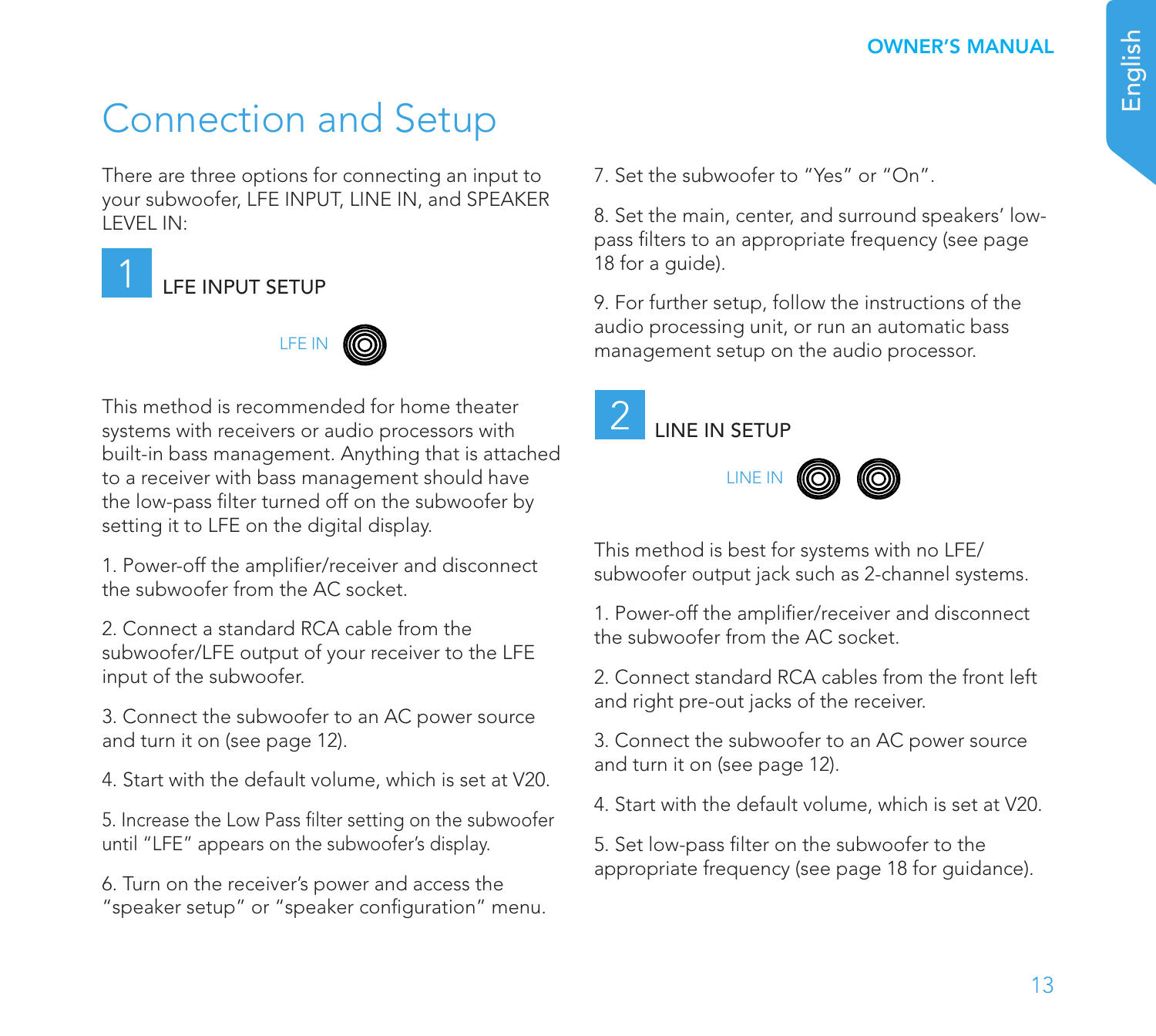# Connection and Setup

There are three options for connecting an input to your subwoofer, LFE INPUT, LINE IN, and SPEAKER LEVEL IN:

## 1 LFE INPUT SETUP

LFE IN

This method is recommended for home theater systems with receivers or audio processors with built-in bass management. Anything that is attached to a receiver with bass management should have the low-pass filter turned off on the subwoofer by setting it to LFE on the digital display.

1. Power-off the amplifier/receiver and disconnect the subwoofer from the AC socket.

2. Connect a standard RCA cable from the subwoofer/LFE output of your receiver to the LFE input of the subwoofer.

3. Connect the subwoofer to an AC power source and turn it on (see page 12).

4. Start with the default volume, which is set at V20.

5. Increase the Low Pass filter setting on the subwoofer until "LFE" appears on the subwoofer's display.

6. Turn on the receiver's power and access the "speaker setup" or "speaker configuration" menu.

7. Set the subwoofer to "Yes" or "On".

8. Set the main, center, and surround speakers' low-pass filters to an appropriate frequency (see page 18 for a guide).

9. For further setup, follow the instructions of the audio processing unit, or run an automatic bass management setup on the audio processor.

## 2 LINE IN SETUP

LINE IN

This method is best for systems with no LFE/ subwoofer output jack such as 2-channel systems.

1. Power-off the amplifier/receiver and disconnect the subwoofer from the AC socket.

2. Connect standard RCA cables from the front left and right pre-out jacks of the receiver.

3. Connect the subwoofer to an AC power source and turn it on (see page 12).

4. Start with the default volume, which is set at V20.

5. Set low-pass filter on the subwoofer to the appropriate frequency (see page 18 for guidance).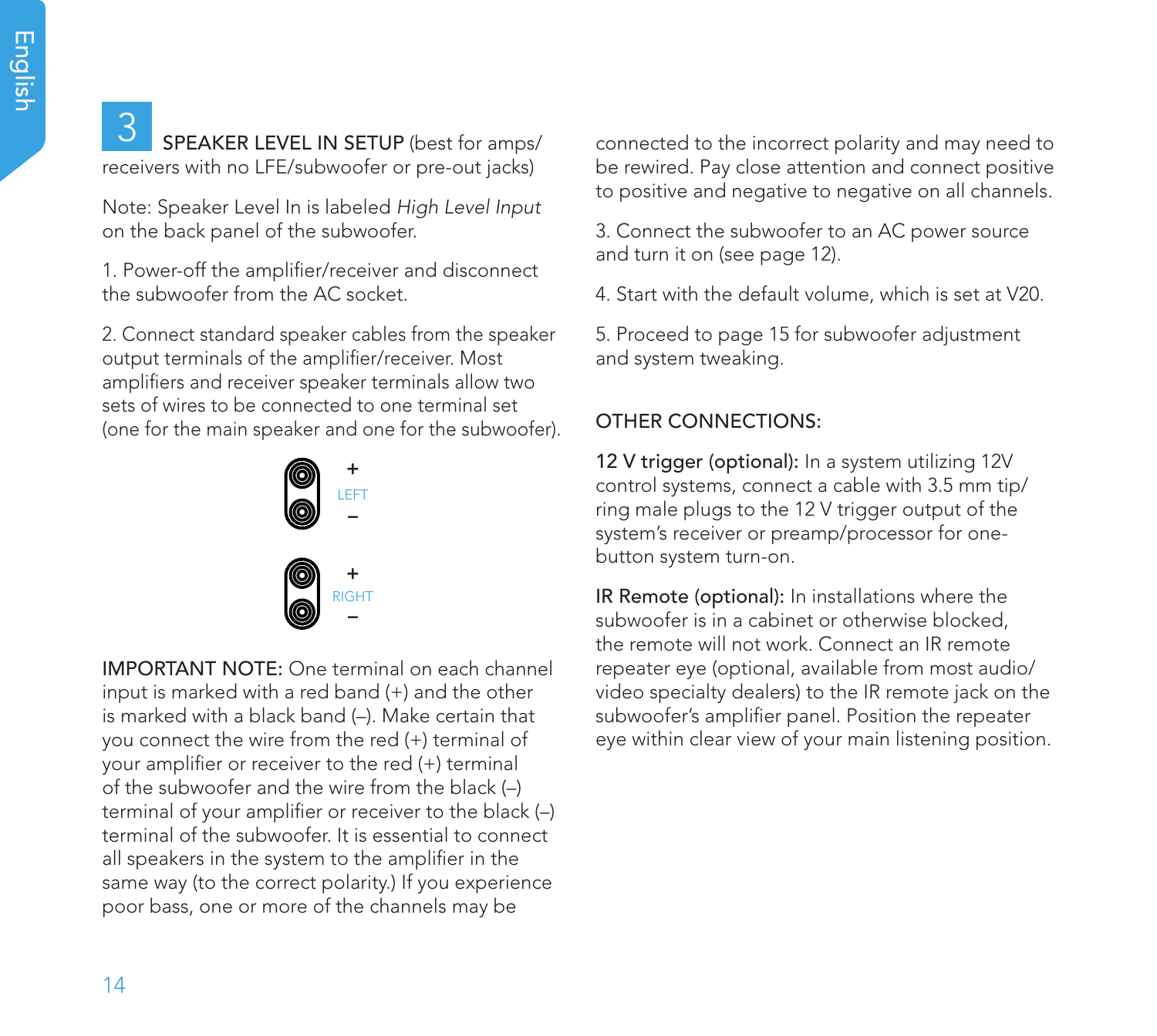## 3 SPEAKER LEVEL IN SETUP (best for amps/receivers with no LFE/subwoofer or pre-out jacks)

Note: Speaker Level In is labeled *High Level Input* on the back panel of the subwoofer.

1. Power-off the amplifier/receiver and disconnect the subwoofer from the AC socket.

2. Connect standard speaker cables from the speaker output terminals of the amplifier/receiver. Most amplifiers and receiver speaker terminals allow two sets of wires to be connected to one terminal set (one for the main speaker and one for the subwoofer).

+
LEFT
–

+
RIGHT
–

IMPORTANT NOTE: One terminal on each channel input is marked with a red band (+) and the other is marked with a black band (–). Make certain that you connect the wire from the red (+) terminal of your amplifier or receiver to the red (+) terminal of the subwoofer and the wire from the black (–) terminal of your amplifier or receiver to the black (–) terminal of the subwoofer. It is essential to connect all speakers in the system to the amplifier in the same way (to the correct polarity.) If you experience poor bass, one or more of the channels may be connected to the incorrect polarity and may need to be rewired. Pay close attention and connect positive to positive and negative to negative on all channels.

3. Connect the subwoofer to an AC power source and turn it on (see page 12).

4. Start with the default volume, which is set at V20.

5. Proceed to page 15 for subwoofer adjustment and system tweaking.

### OTHER CONNECTIONS:

**12 V trigger (optional):** In a system utilizing 12V control systems, connect a cable with 3.5 mm tip/ring male plugs to the 12 V trigger output of the system's receiver or preamp/processor for one-button system turn-on.

**IR Remote (optional):** In installations where the subwoofer is in a cabinet or otherwise blocked, the remote will not work. Connect an IR remote repeater eye (optional, available from most audio/video specialty dealers) to the IR remote jack on the subwoofer's amplifier panel. Position the repeater eye within clear view of your main listening position.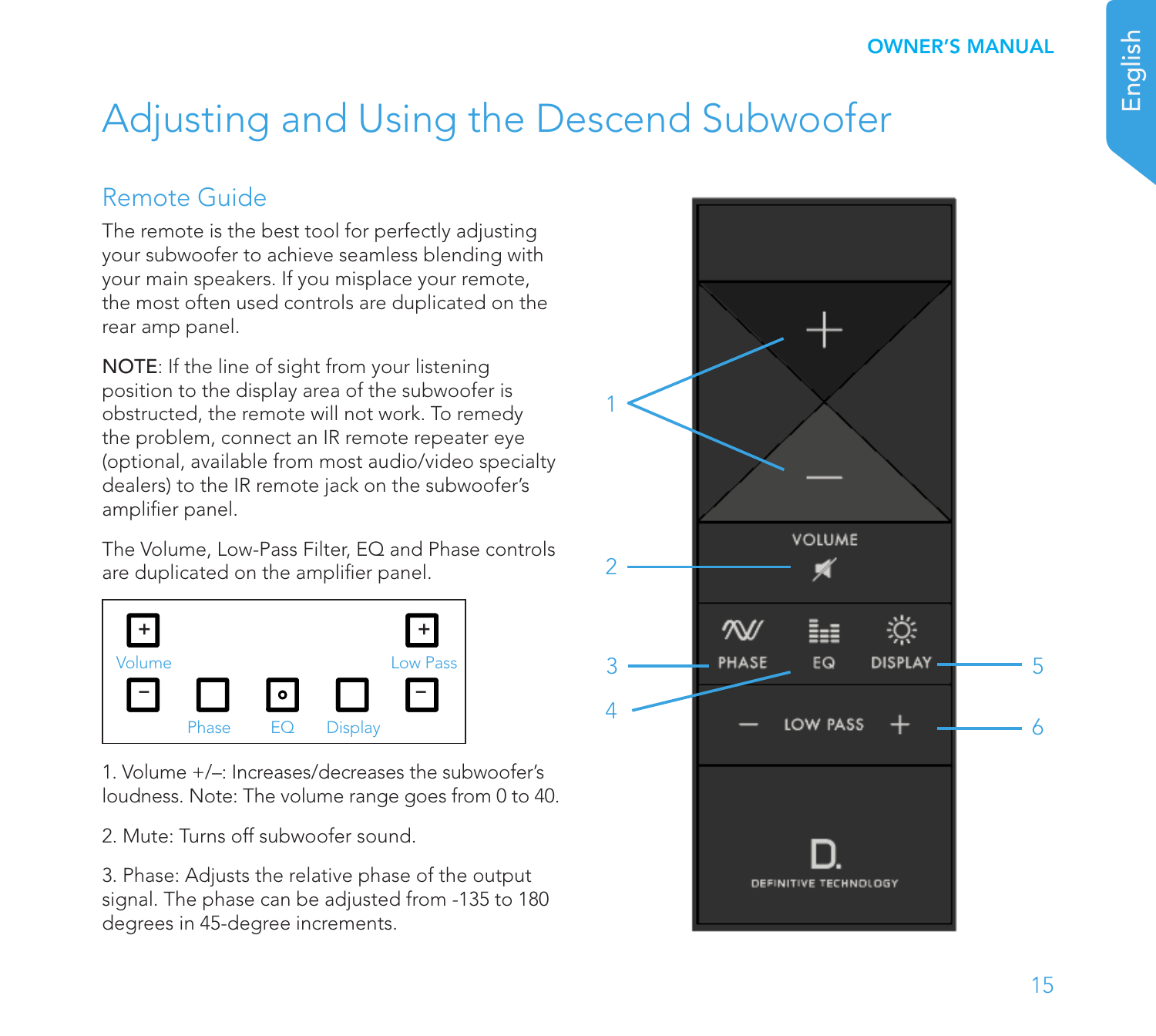# Adjusting and Using the Descend Subwoofer

## Remote Guide

The remote is the best tool for perfectly adjusting your subwoofer to achieve seamless blending with your main speakers. If you misplace your remote, the most often used controls are duplicated on the rear amp panel.

NOTE: If the line of sight from your listening position to the display area of the subwoofer is obstructed, the remote will not work. To remedy the problem, connect an IR remote repeater eye (optional, available from most audio/video specialty dealers) to the IR remote jack on the subwoofer's amplifier panel.

The Volume, Low-Pass Filter, EQ and Phase controls are duplicated on the amplifier panel.

1. Volume +/–: Increases/decreases the subwoofer's loudness. Note: The volume range goes from 0 to 40.

2. Mute: Turns off subwoofer sound.

3. Phase: Adjusts the relative phase of the output signal. The phase can be adjusted from -135 to 180 degrees in 45-degree increments.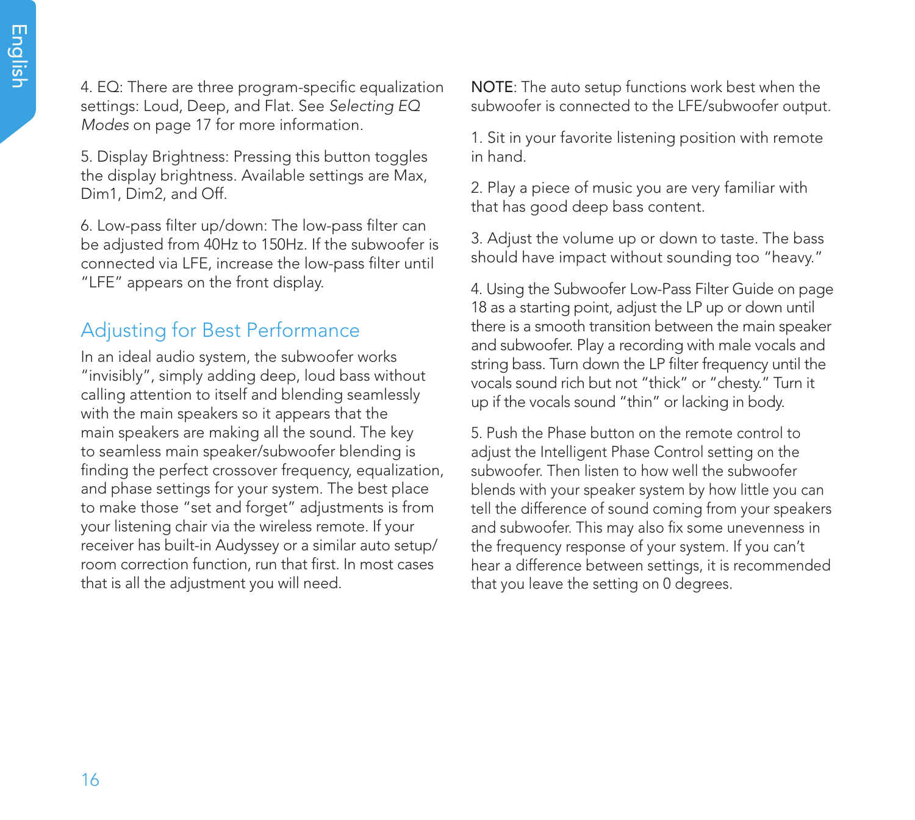4. EQ: There are three program-specific equalization settings: Loud, Deep, and Flat. See *Selecting EQ Modes* on page 17 for more information.

5. Display Brightness: Pressing this button toggles the display brightness. Available settings are Max, Dim1, Dim2, and Off.

6. Low-pass filter up/down: The low-pass filter can be adjusted from 40Hz to 150Hz. If the subwoofer is connected via LFE, increase the low-pass filter until "LFE" appears on the front display.

## Adjusting for Best Performance

In an ideal audio system, the subwoofer works "invisibly", simply adding deep, loud bass without calling attention to itself and blending seamlessly with the main speakers so it appears that the main speakers are making all the sound. The key to seamless main speaker/subwoofer blending is finding the perfect crossover frequency, equalization, and phase settings for your system. The best place to make those "set and forget" adjustments is from your listening chair via the wireless remote. If your receiver has built-in Audyssey or a similar auto setup/ room correction function, run that first. In most cases that is all the adjustment you will need.

NOTE: The auto setup functions work best when the subwoofer is connected to the LFE/subwoofer output.

1. Sit in your favorite listening position with remote in hand.

2. Play a piece of music you are very familiar with that has good deep bass content.

3. Adjust the volume up or down to taste. The bass should have impact without sounding too "heavy."

4. Using the Subwoofer Low-Pass Filter Guide on page 18 as a starting point, adjust the LP up or down until there is a smooth transition between the main speaker and subwoofer. Play a recording with male vocals and string bass. Turn down the LP filter frequency until the vocals sound rich but not "thick" or "chesty." Turn it up if the vocals sound "thin" or lacking in body.

5. Push the Phase button on the remote control to adjust the Intelligent Phase Control setting on the subwoofer. Then listen to how well the subwoofer blends with your speaker system by how little you can tell the difference of sound coming from your speakers and subwoofer. This may also fix some unevenness in the frequency response of your system. If you can't hear a difference between settings, it is recommended that you leave the setting on 0 degrees.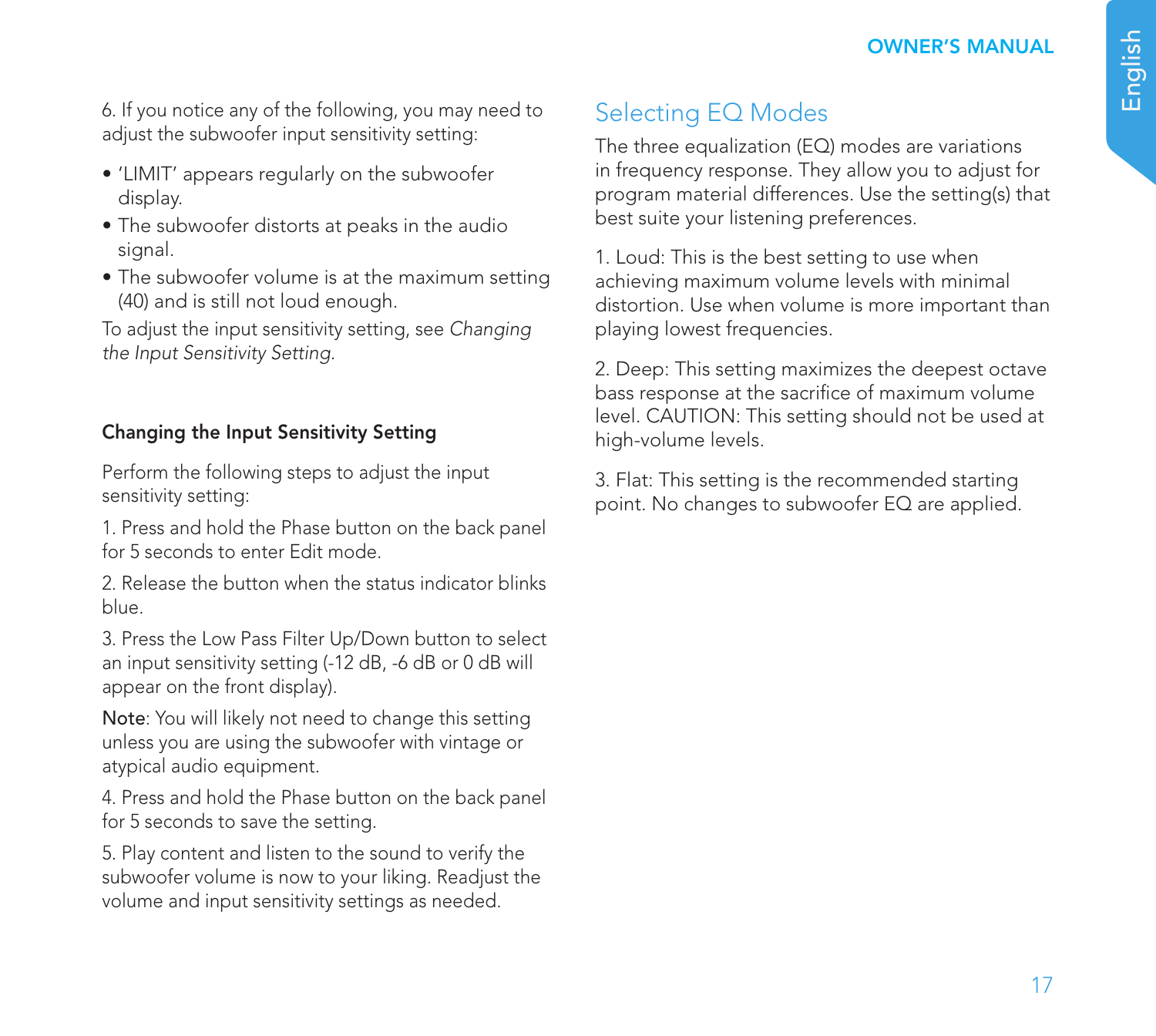6. If you notice any of the following, you may need to adjust the subwoofer input sensitivity setting:

- 'LIMIT' appears regularly on the subwoofer display.
- The subwoofer distorts at peaks in the audio signal.
- The subwoofer volume is at the maximum setting (40) and is still not loud enough.

To adjust the input sensitivity setting, see *Changing the Input Sensitivity Setting.*

### Changing the Input Sensitivity Setting

Perform the following steps to adjust the input sensitivity setting:

1. Press and hold the Phase button on the back panel for 5 seconds to enter Edit mode.

2. Release the button when the status indicator blinks blue.

3. Press the Low Pass Filter Up/Down button to select an input sensitivity setting (-12 dB, -6 dB or 0 dB will appear on the front display).

**Note**: You will likely not need to change this setting unless you are using the subwoofer with vintage or atypical audio equipment.

4. Press and hold the Phase button on the back panel for 5 seconds to save the setting.

5. Play content and listen to the sound to verify the subwoofer volume is now to your liking. Readjust the volume and input sensitivity settings as needed.

## Selecting EQ Modes

The three equalization (EQ) modes are variations in frequency response. They allow you to adjust for program material differences. Use the setting(s) that best suite your listening preferences.

1. Loud: This is the best setting to use when achieving maximum volume levels with minimal distortion. Use when volume is more important than playing lowest frequencies.

2. Deep: This setting maximizes the deepest octave bass response at the sacrifice of maximum volume level. CAUTION: This setting should not be used at high-volume levels.

3. Flat: This setting is the recommended starting point. No changes to subwoofer EQ are applied.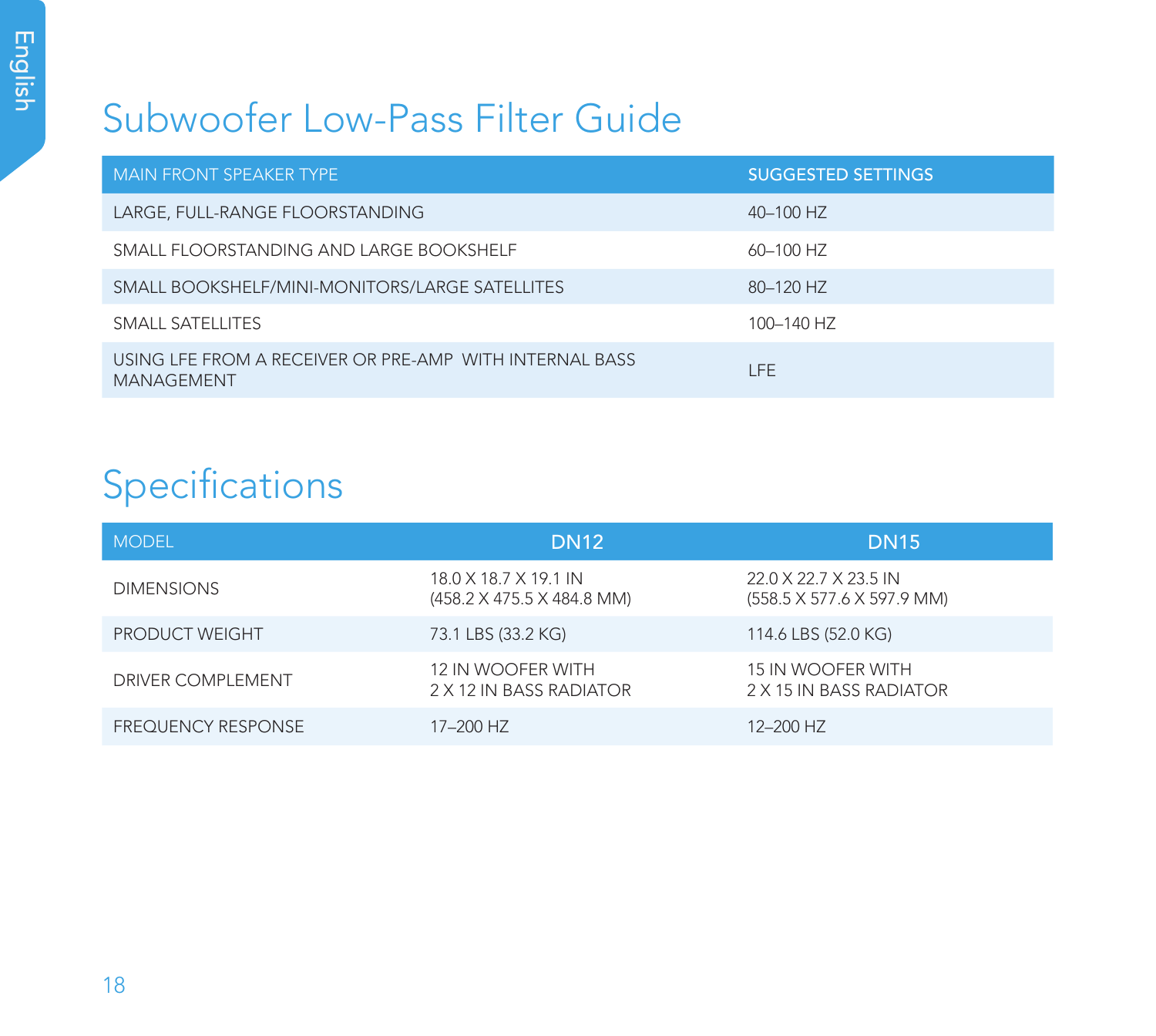# Subwoofer Low-Pass Filter Guide

| MAIN FRONT SPEAKER TYPE | SUGGESTED SETTINGS |
|---|---|
| LARGE, FULL-RANGE FLOORSTANDING | 40–100 HZ |
| SMALL FLOORSTANDING AND LARGE BOOKSHELF | 60–100 HZ |
| SMALL BOOKSHELF/MINI-MONITORS/LARGE SATELLITES | 80–120 HZ |
| SMALL SATELLITES | 100–140 HZ |
| USING LFE FROM A RECEIVER OR PRE-AMP WITH INTERNAL BASS MANAGEMENT | LFE |

# Specifications

| MODEL | DN12 | DN15 |
|---|---|---|
| DIMENSIONS | 18.0 X 18.7 X 19.1 IN (458.2 X 475.5 X 484.8 MM) | 22.0 X 22.7 X 23.5 IN (558.5 X 577.6 X 597.9 MM) |
| PRODUCT WEIGHT | 73.1 LBS (33.2 KG) | 114.6 LBS (52.0 KG) |
| DRIVER COMPLEMENT | 12 IN WOOFER WITH 2 X 12 IN BASS RADIATOR | 15 IN WOOFER WITH 2 X 15 IN BASS RADIATOR |
| FREQUENCY RESPONSE | 17–200 HZ | 12–200 HZ |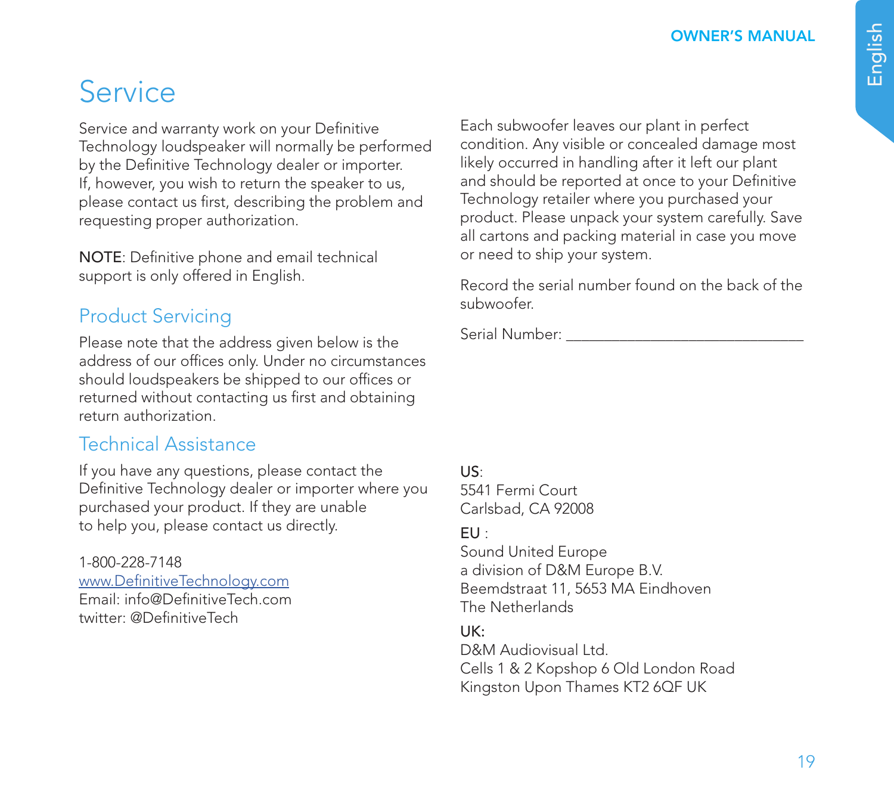# Service

Service and warranty work on your Definitive Technology loudspeaker will normally be performed by the Definitive Technology dealer or importer. If, however, you wish to return the speaker to us, please contact us first, describing the problem and requesting proper authorization.

**NOTE**: Definitive phone and email technical support is only offered in English.

## Product Servicing

Please note that the address given below is the address of our offices only. Under no circumstances should loudspeakers be shipped to our offices or returned without contacting us first and obtaining return authorization.

## Technical Assistance

If you have any questions, please contact the Definitive Technology dealer or importer where you purchased your product. If they are unable to help you, please contact us directly.

1-800-228-7148
[www.DefinitiveTechnology.com](http://www.DefinitiveTechnology.com)
Email: info@DefinitiveTech.com
twitter: @DefinitiveTech

Each subwoofer leaves our plant in perfect condition. Any visible or concealed damage most likely occurred in handling after it left our plant and should be reported at once to your Definitive Technology retailer where you purchased your product. Please unpack your system carefully. Save all cartons and packing material in case you move or need to ship your system.

Record the serial number found on the back of the subwoofer.

Serial Number: ______________________________

**US**:
5541 Fermi Court
Carlsbad, CA 92008

**EU** :
Sound United Europe
a division of D&M Europe B.V.
Beemdstraat 11, 5653 MA Eindhoven
The Netherlands

**UK:**
D&M Audiovisual Ltd.
Cells 1 & 2 Kopshop 6 Old London Road
Kingston Upon Thames KT2 6QF UK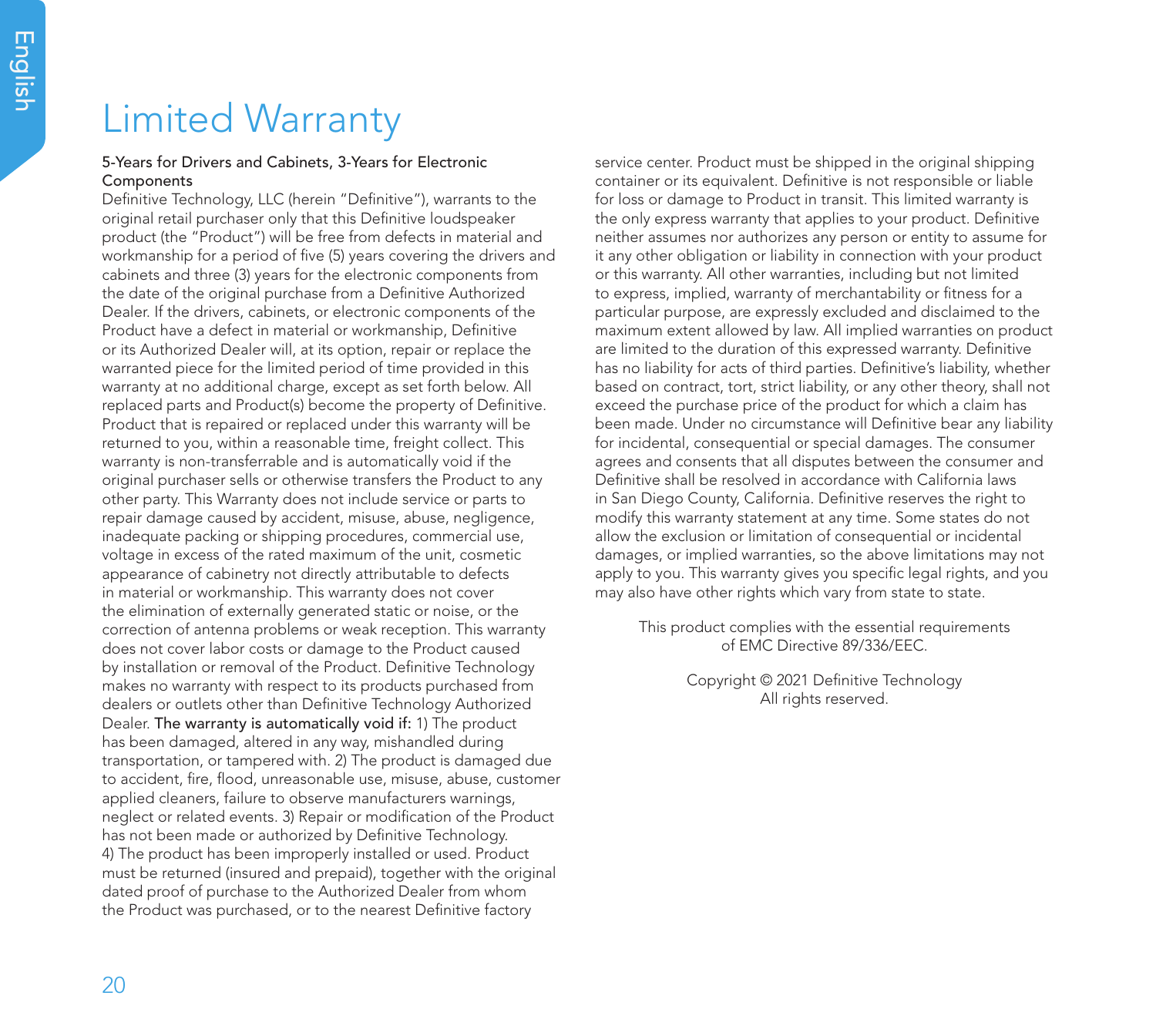# Limited Warranty

5-Years for Drivers and Cabinets, 3-Years for Electronic Components

Definitive Technology, LLC (herein "Definitive"), warrants to the original retail purchaser only that this Definitive loudspeaker product (the "Product") will be free from defects in material and workmanship for a period of five (5) years covering the drivers and cabinets and three (3) years for the electronic components from the date of the original purchase from a Definitive Authorized Dealer. If the drivers, cabinets, or electronic components of the Product have a defect in material or workmanship, Definitive or its Authorized Dealer will, at its option, repair or replace the warranted piece for the limited period of time provided in this warranty at no additional charge, except as set forth below. All replaced parts and Product(s) become the property of Definitive. Product that is repaired or replaced under this warranty will be returned to you, within a reasonable time, freight collect. This warranty is non-transferrable and is automatically void if the original purchaser sells or otherwise transfers the Product to any other party. This Warranty does not include service or parts to repair damage caused by accident, misuse, abuse, negligence, inadequate packing or shipping procedures, commercial use, voltage in excess of the rated maximum of the unit, cosmetic appearance of cabinetry not directly attributable to defects in material or workmanship. This warranty does not cover the elimination of externally generated static or noise, or the correction of antenna problems or weak reception. This warranty does not cover labor costs or damage to the Product caused by installation or removal of the Product. Definitive Technology makes no warranty with respect to its products purchased from dealers or outlets other than Definitive Technology Authorized Dealer. **The warranty is automatically void if:** 1) The product has been damaged, altered in any way, mishandled during transportation, or tampered with. 2) The product is damaged due to accident, fire, flood, unreasonable use, misuse, abuse, customer applied cleaners, failure to observe manufacturers warnings, neglect or related events. 3) Repair or modification of the Product has not been made or authorized by Definitive Technology. 4) The product has been improperly installed or used. Product must be returned (insured and prepaid), together with the original dated proof of purchase to the Authorized Dealer from whom the Product was purchased, or to the nearest Definitive factory service center. Product must be shipped in the original shipping container or its equivalent. Definitive is not responsible or liable for loss or damage to Product in transit. This limited warranty is the only express warranty that applies to your product. Definitive neither assumes nor authorizes any person or entity to assume for it any other obligation or liability in connection with your product or this warranty. All other warranties, including but not limited to express, implied, warranty of merchantability or fitness for a particular purpose, are expressly excluded and disclaimed to the maximum extent allowed by law. All implied warranties on product are limited to the duration of this expressed warranty. Definitive has no liability for acts of third parties. Definitive's liability, whether based on contract, tort, strict liability, or any other theory, shall not exceed the purchase price of the product for which a claim has been made. Under no circumstance will Definitive bear any liability for incidental, consequential or special damages. The consumer agrees and consents that all disputes between the consumer and Definitive shall be resolved in accordance with California laws in San Diego County, California. Definitive reserves the right to modify this warranty statement at any time. Some states do not allow the exclusion or limitation of consequential or incidental damages, or implied warranties, so the above limitations may not apply to you. This warranty gives you specific legal rights, and you may also have other rights which vary from state to state.

This product complies with the essential requirements of EMC Directive 89/336/EEC.

Copyright © 2021 Definitive Technology
All rights reserved.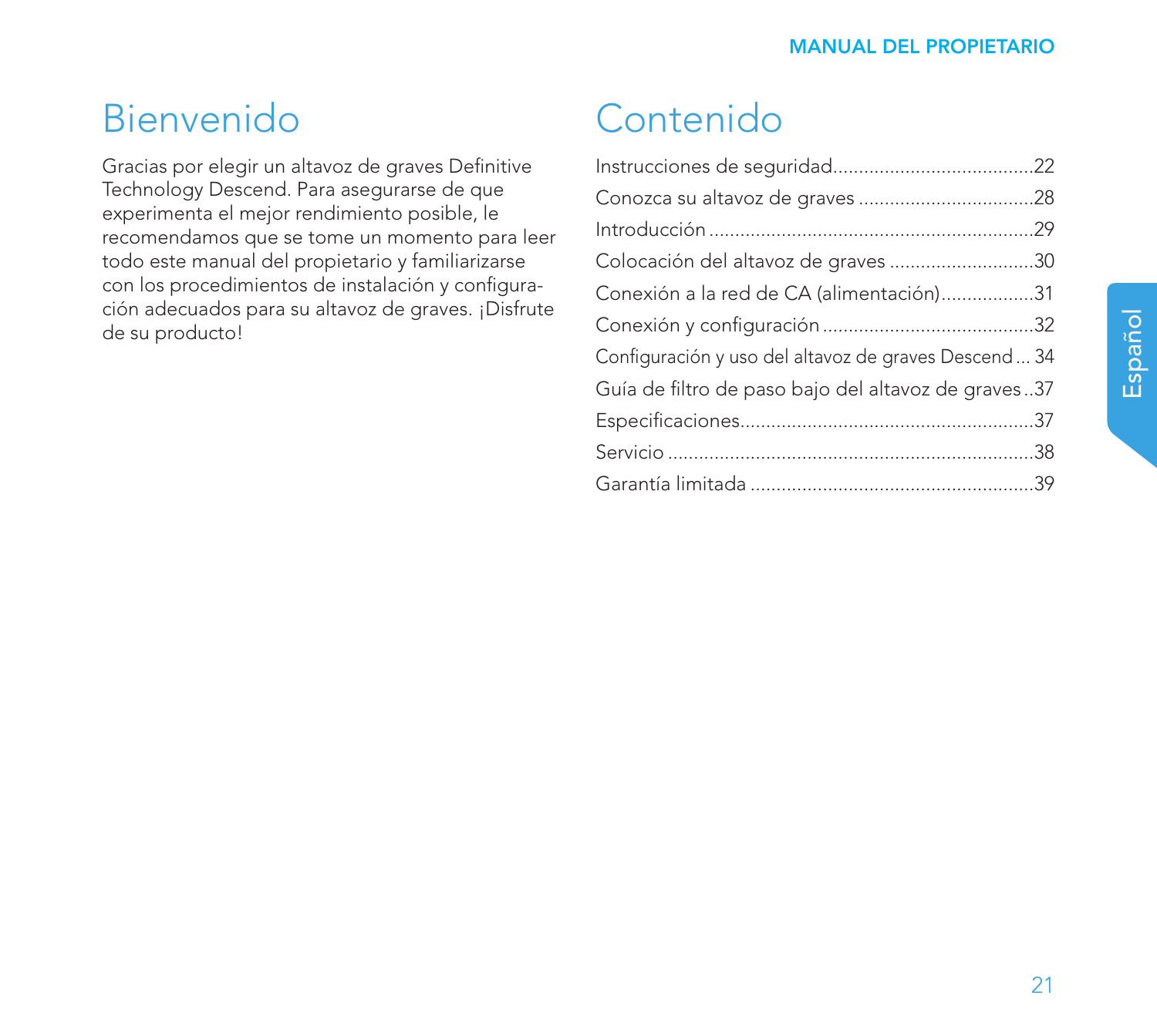# Bienvenido

Gracias por elegir un altavoz de graves Definitive Technology Descend. Para asegurarse de que experimenta el mejor rendimiento posible, le recomendamos que se tome un momento para leer todo este manual del propietario y familiarizarse con los procedimientos de instalación y configuración adecuados para su altavoz de graves. ¡Disfrute de su producto!

# Contenido

Instrucciones de seguridad......................................22
Conozca su altavoz de graves .................................28
Introducción ..........................................................29
Colocación del altavoz de graves ............................30
Conexión a la red de CA (alimentación)..................31
Conexión y configuración ........................................32
Configuración y uso del altavoz de graves Descend ... 34
Guía de filtro de paso bajo del altavoz de graves ..37
Especificaciones.......................................................37
Servicio ...................................................................38
Garantía limitada ....................................................39

Español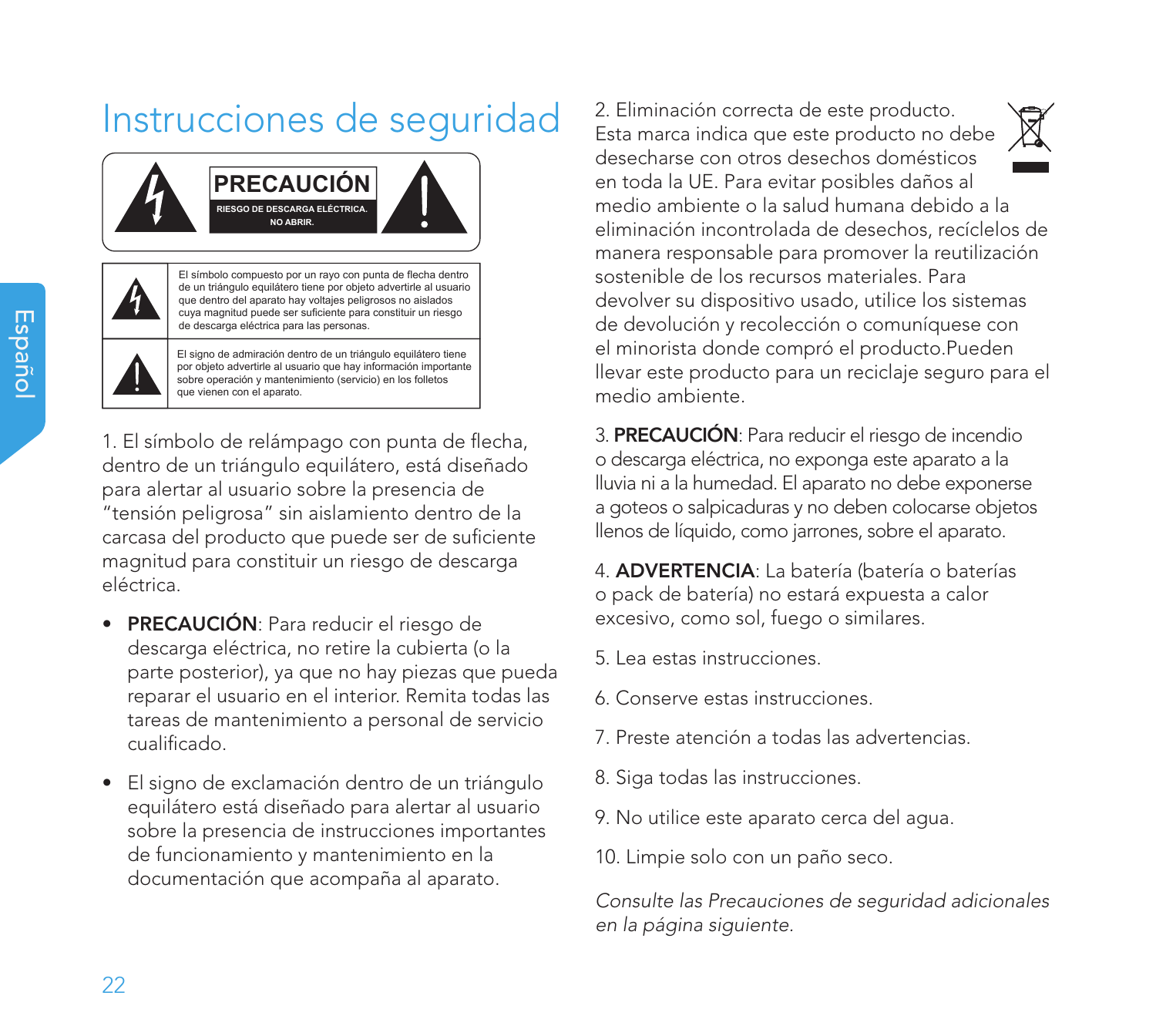# Instrucciones de seguridad

**PRECAUCIÓN**
RIESGO DE DESCARGA ELÉCTRICA.
NO ABRIR.

| | |
|---|---|
| | El símbolo compuesto por un rayo con punta de flecha dentro de un triángulo equilátero tiene por objeto advertirle al usuario que dentro del aparato hay voltajes peligrosos no aislados cuya magnitud puede ser suficiente para constituir un riesgo de descarga eléctrica para las personas. |
| | El signo de admiración dentro de un triángulo equilátero tiene por objeto advertirle al usuario que hay información importante sobre operación y mantenimiento (servicio) en los folletos que vienen con el aparato. |

1. El símbolo de relámpago con punta de flecha, dentro de un triángulo equilátero, está diseñado para alertar al usuario sobre la presencia de "tensión peligrosa" sin aislamiento dentro de la carcasa del producto que puede ser de suficiente magnitud para constituir un riesgo de descarga eléctrica.

- **PRECAUCIÓN**: Para reducir el riesgo de descarga eléctrica, no retire la cubierta (o la parte posterior), ya que no hay piezas que pueda reparar el usuario en el interior. Remita todas las tareas de mantenimiento a personal de servicio cualificado.
- El signo de exclamación dentro de un triángulo equilátero está diseñado para alertar al usuario sobre la presencia de instrucciones importantes de funcionamiento y mantenimiento en la documentación que acompaña al aparato.

2. Eliminación correcta de este producto. Esta marca indica que este producto no debe desecharse con otros desechos domésticos en toda la UE. Para evitar posibles daños al medio ambiente o la salud humana debido a la eliminación incontrolada de desechos, recíclelos de manera responsable para promover la reutilización sostenible de los recursos materiales. Para devolver su dispositivo usado, utilice los sistemas de devolución y recolección o comuníquese con el minorista donde compró el producto.Pueden llevar este producto para un reciclaje seguro para el medio ambiente.

3. **PRECAUCIÓN**: Para reducir el riesgo de incendio o descarga eléctrica, no exponga este aparato a la lluvia ni a la humedad. El aparato no debe exponerse a goteos o salpicaduras y no deben colocarse objetos llenos de líquido, como jarrones, sobre el aparato.

4. **ADVERTENCIA**: La batería (batería o baterías o pack de batería) no estará expuesta a calor excesivo, como sol, fuego o similares.

5. Lea estas instrucciones.

6. Conserve estas instrucciones.

7. Preste atención a todas las advertencias.

8. Siga todas las instrucciones.

9. No utilice este aparato cerca del agua.

10. Limpie solo con un paño seco.

*Consulte las Precauciones de seguridad adicionales en la página siguiente.*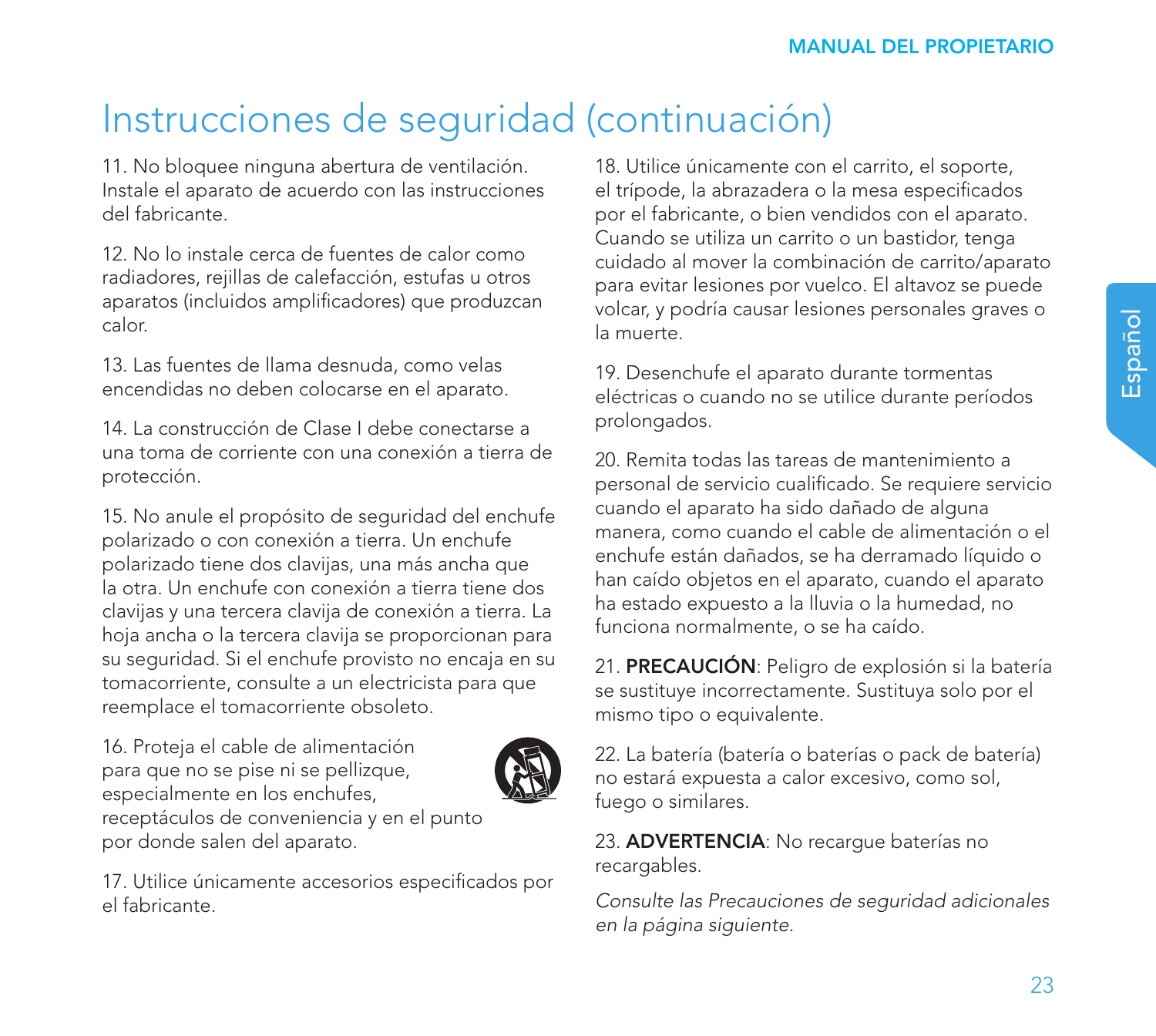# Instrucciones de seguridad (continuación)

11. No bloquee ninguna abertura de ventilación. Instale el aparato de acuerdo con las instrucciones del fabricante.

12. No lo instale cerca de fuentes de calor como radiadores, rejillas de calefacción, estufas u otros aparatos (incluidos amplificadores) que produzcan calor.

13. Las fuentes de llama desnuda, como velas encendidas no deben colocarse en el aparato.

14. La construcción de Clase I debe conectarse a una toma de corriente con una conexión a tierra de protección.

15. No anule el propósito de seguridad del enchufe polarizado o con conexión a tierra. Un enchufe polarizado tiene dos clavijas, una más ancha que la otra. Un enchufe con conexión a tierra tiene dos clavijas y una tercera clavija de conexión a tierra. La hoja ancha o la tercera clavija se proporcionan para su seguridad. Si el enchufe provisto no encaja en su tomacorriente, consulte a un electricista para que reemplace el tomacorriente obsoleto.

16. Proteja el cable de alimentación para que no se pise ni se pellizque, especialmente en los enchufes, receptáculos de conveniencia y en el punto por donde salen del aparato.

17. Utilice únicamente accesorios especificados por el fabricante.

18. Utilice únicamente con el carrito, el soporte, el trípode, la abrazadera o la mesa especificados por el fabricante, o bien vendidos con el aparato. Cuando se utiliza un carrito o un bastidor, tenga cuidado al mover la combinación de carrito/aparato para evitar lesiones por vuelco. El altavoz se puede volcar, y podría causar lesiones personales graves o la muerte.

19. Desenchufe el aparato durante tormentas eléctricas o cuando no se utilice durante períodos prolongados.

20. Remita todas las tareas de mantenimiento a personal de servicio cualificado. Se requiere servicio cuando el aparato ha sido dañado de alguna manera, como cuando el cable de alimentación o el enchufe están dañados, se ha derramado líquido o han caído objetos en el aparato, cuando el aparato ha estado expuesto a la lluvia o la humedad, no funciona normalmente, o se ha caído.

21. **PRECAUCIÓN**: Peligro de explosión si la batería se sustituye incorrectamente. Sustituya solo por el mismo tipo o equivalente.

22. La batería (batería o baterías o pack de batería) no estará expuesta a calor excesivo, como sol, fuego o similares.

23. **ADVERTENCIA**: No recargue baterías no recargables.

*Consulte las Precauciones de seguridad adicionales en la página siguiente.*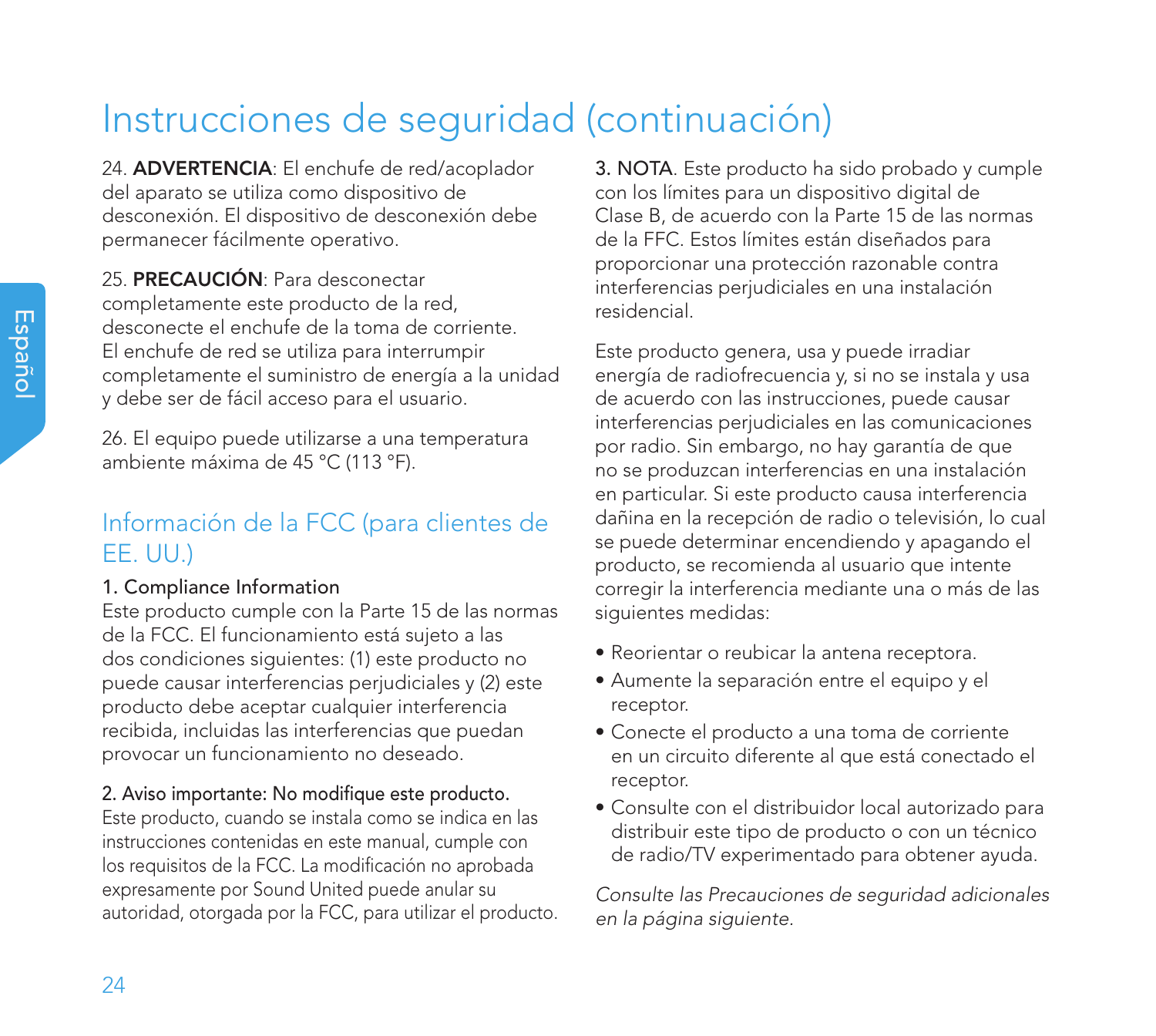# Instrucciones de seguridad (continuación)

24. **ADVERTENCIA**: El enchufe de red/acoplador del aparato se utiliza como dispositivo de desconexión. El dispositivo de desconexión debe permanecer fácilmente operativo.

25. **PRECAUCIÓN**: Para desconectar completamente este producto de la red, desconecte el enchufe de la toma de corriente. El enchufe de red se utiliza para interrumpir completamente el suministro de energía a la unidad y debe ser de fácil acceso para el usuario.

26. El equipo puede utilizarse a una temperatura ambiente máxima de 45 °C (113 °F).

## Información de la FCC (para clientes de EE. UU.)

1. Compliance Information
Este producto cumple con la Parte 15 de las normas de la FCC. El funcionamiento está sujeto a las dos condiciones siguientes: (1) este producto no puede causar interferencias perjudiciales y (2) este producto debe aceptar cualquier interferencia recibida, incluidas las interferencias que puedan provocar un funcionamiento no deseado.

2. Aviso importante: No modifique este producto.
Este producto, cuando se instala como se indica en las instrucciones contenidas en este manual, cumple con los requisitos de la FCC. La modificación no aprobada expresamente por Sound United puede anular su autoridad, otorgada por la FCC, para utilizar el producto.

3. NOTA. Este producto ha sido probado y cumple con los límites para un dispositivo digital de Clase B, de acuerdo con la Parte 15 de las normas de la FFC. Estos límites están diseñados para proporcionar una protección razonable contra interferencias perjudiciales en una instalación residencial.

Este producto genera, usa y puede irradiar energía de radiofrecuencia y, si no se instala y usa de acuerdo con las instrucciones, puede causar interferencias perjudiciales en las comunicaciones por radio. Sin embargo, no hay garantía de que no se produzcan interferencias en una instalación en particular. Si este producto causa interferencia dañina en la recepción de radio o televisión, lo cual se puede determinar encendiendo y apagando el producto, se recomienda al usuario que intente corregir la interferencia mediante una o más de las siguientes medidas:

- Reorientar o reubicar la antena receptora.
- Aumente la separación entre el equipo y el receptor.
- Conecte el producto a una toma de corriente en un circuito diferente al que está conectado el receptor.
- Consulte con el distribuidor local autorizado para distribuir este tipo de producto o con un técnico de radio/TV experimentado para obtener ayuda.

*Consulte las Precauciones de seguridad adicionales en la página siguiente.*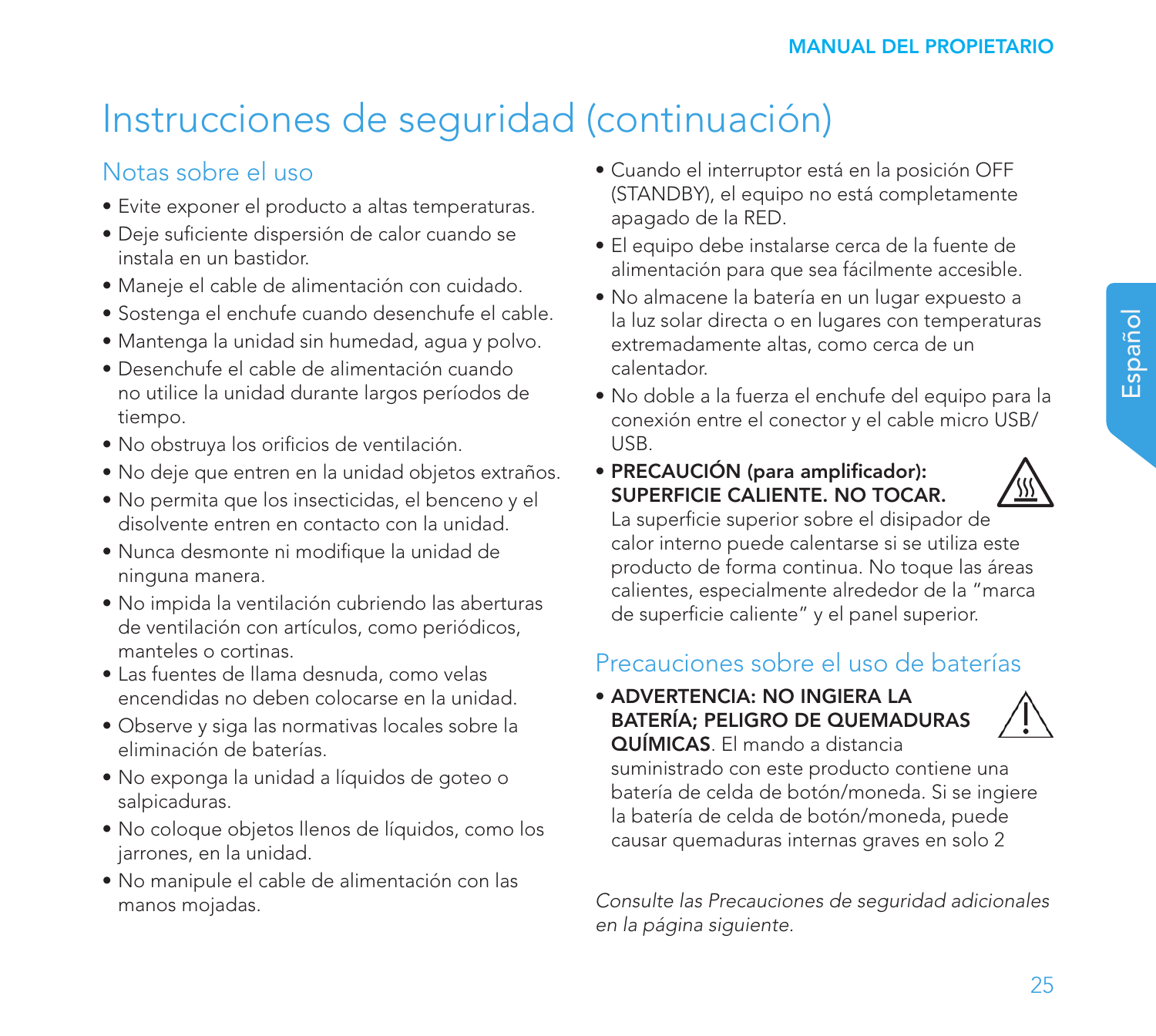# Instrucciones de seguridad (continuación)

## Notas sobre el uso

- Evite exponer el producto a altas temperaturas.
- Deje suficiente dispersión de calor cuando se instala en un bastidor.
- Maneje el cable de alimentación con cuidado.
- Sostenga el enchufe cuando desenchufe el cable.
- Mantenga la unidad sin humedad, agua y polvo.
- Desenchufe el cable de alimentación cuando no utilice la unidad durante largos períodos de tiempo.
- No obstruya los orificios de ventilación.
- No deje que entren en la unidad objetos extraños.
- No permita que los insecticidas, el benceno y el disolvente entren en contacto con la unidad.
- Nunca desmonte ni modifique la unidad de ninguna manera.
- No impida la ventilación cubriendo las aberturas de ventilación con artículos, como periódicos, manteles o cortinas.
- Las fuentes de llama desnuda, como velas encendidas no deben colocarse en la unidad.
- Observe y siga las normativas locales sobre la eliminación de baterías.
- No exponga la unidad a líquidos de goteo o salpicaduras.
- No coloque objetos llenos de líquidos, como los jarrones, en la unidad.
- No manipule el cable de alimentación con las manos mojadas.
- Cuando el interruptor está en la posición OFF (STANDBY), el equipo no está completamente apagado de la RED.
- El equipo debe instalarse cerca de la fuente de alimentación para que sea fácilmente accesible.
- No almacene la batería en un lugar expuesto a la luz solar directa o en lugares con temperaturas extremadamente altas, como cerca de un calentador.
- No doble a la fuerza el enchufe del equipo para la conexión entre el conector y el cable micro USB/ USB.
- **PRECAUCIÓN (para amplificador): SUPERFICIE CALIENTE. NO TOCAR.** La superficie superior sobre el disipador de calor interno puede calentarse si se utiliza este producto de forma continua. No toque las áreas calientes, especialmente alrededor de la “marca de superficie caliente” y el panel superior.

## Precauciones sobre el uso de baterías

- **ADVERTENCIA: NO INGIERA LA BATERÍA; PELIGRO DE QUEMADURAS QUÍMICAS**. El mando a distancia suministrado con este producto contiene una batería de celda de botón/moneda. Si se ingiere la batería de celda de botón/moneda, puede causar quemaduras internas graves en solo 2

*Consulte las Precauciones de seguridad adicionales en la página siguiente.*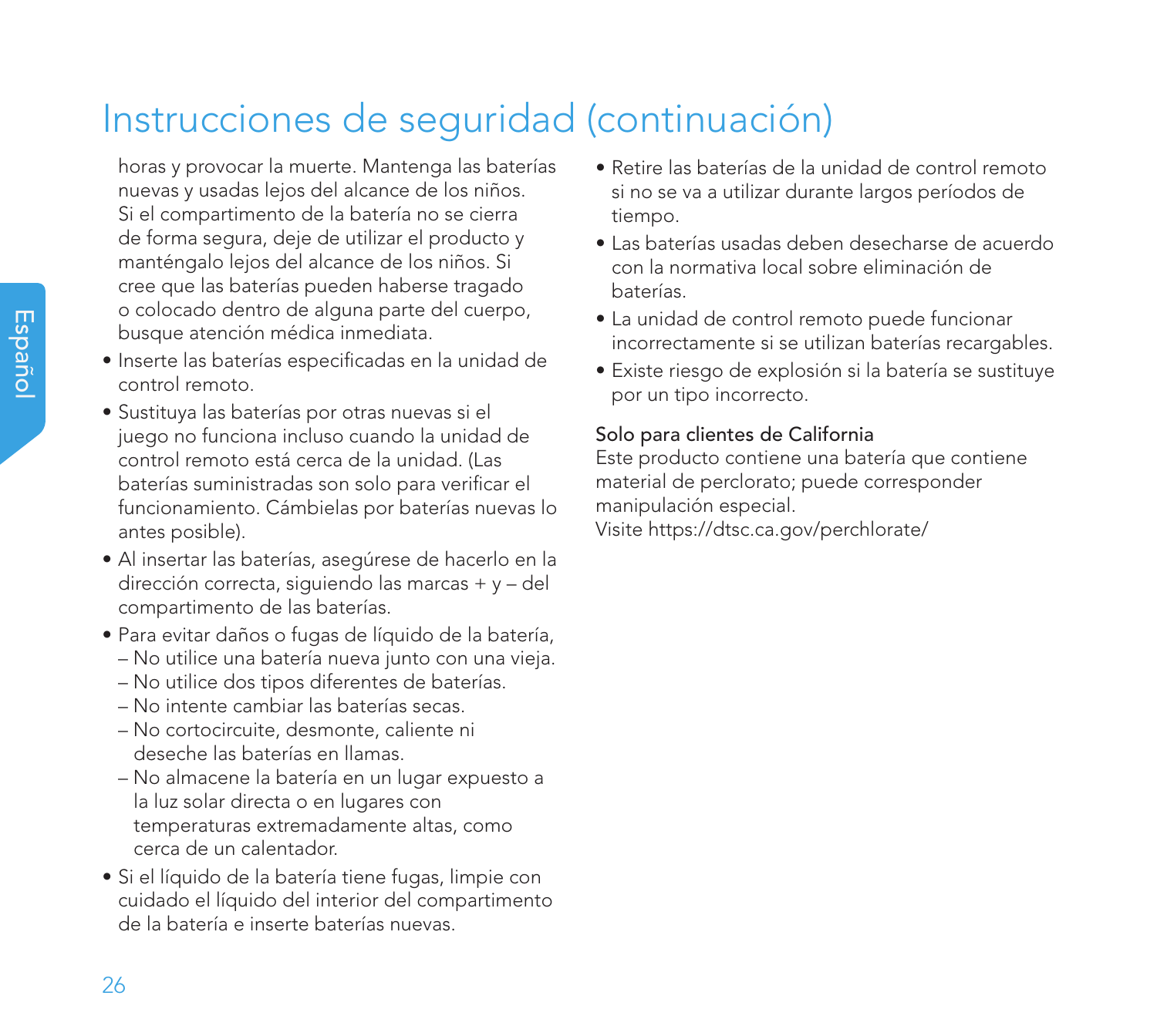# Instrucciones de seguridad (continuación)

horas y provocar la muerte. Mantenga las baterías nuevas y usadas lejos del alcance de los niños. Si el compartimento de la batería no se cierra de forma segura, deje de utilizar el producto y manténgalo lejos del alcance de los niños. Si cree que las baterías pueden haberse tragado o colocado dentro de alguna parte del cuerpo, busque atención médica inmediata.

- Inserte las baterías especificadas en la unidad de control remoto.
- Sustituya las baterías por otras nuevas si el juego no funciona incluso cuando la unidad de control remoto está cerca de la unidad. (Las baterías suministradas son solo para verificar el funcionamiento. Cámbielas por baterías nuevas lo antes posible).
- Al insertar las baterías, asegúrese de hacerlo en la dirección correcta, siguiendo las marcas + y – del compartimento de las baterías.
- Para evitar daños o fugas de líquido de la batería,
  - No utilice una batería nueva junto con una vieja.
  - No utilice dos tipos diferentes de baterías.
  - No intente cambiar las baterías secas.
  - No cortocircuite, desmonte, caliente ni deseche las baterías en llamas.
  - No almacene la batería en un lugar expuesto a la luz solar directa o en lugares con temperaturas extremadamente altas, como cerca de un calentador.
- Si el líquido de la batería tiene fugas, limpie con cuidado el líquido del interior del compartimento de la batería e inserte baterías nuevas.
- Retire las baterías de la unidad de control remoto si no se va a utilizar durante largos períodos de tiempo.
- Las baterías usadas deben desecharse de acuerdo con la normativa local sobre eliminación de baterías.
- La unidad de control remoto puede funcionar incorrectamente si se utilizan baterías recargables.
- Existe riesgo de explosión si la batería se sustituye por un tipo incorrecto.

### Solo para clientes de California

Este producto contiene una batería que contiene material de perclorato; puede corresponder manipulación especial.
Visite https://dtsc.ca.gov/perchlorate/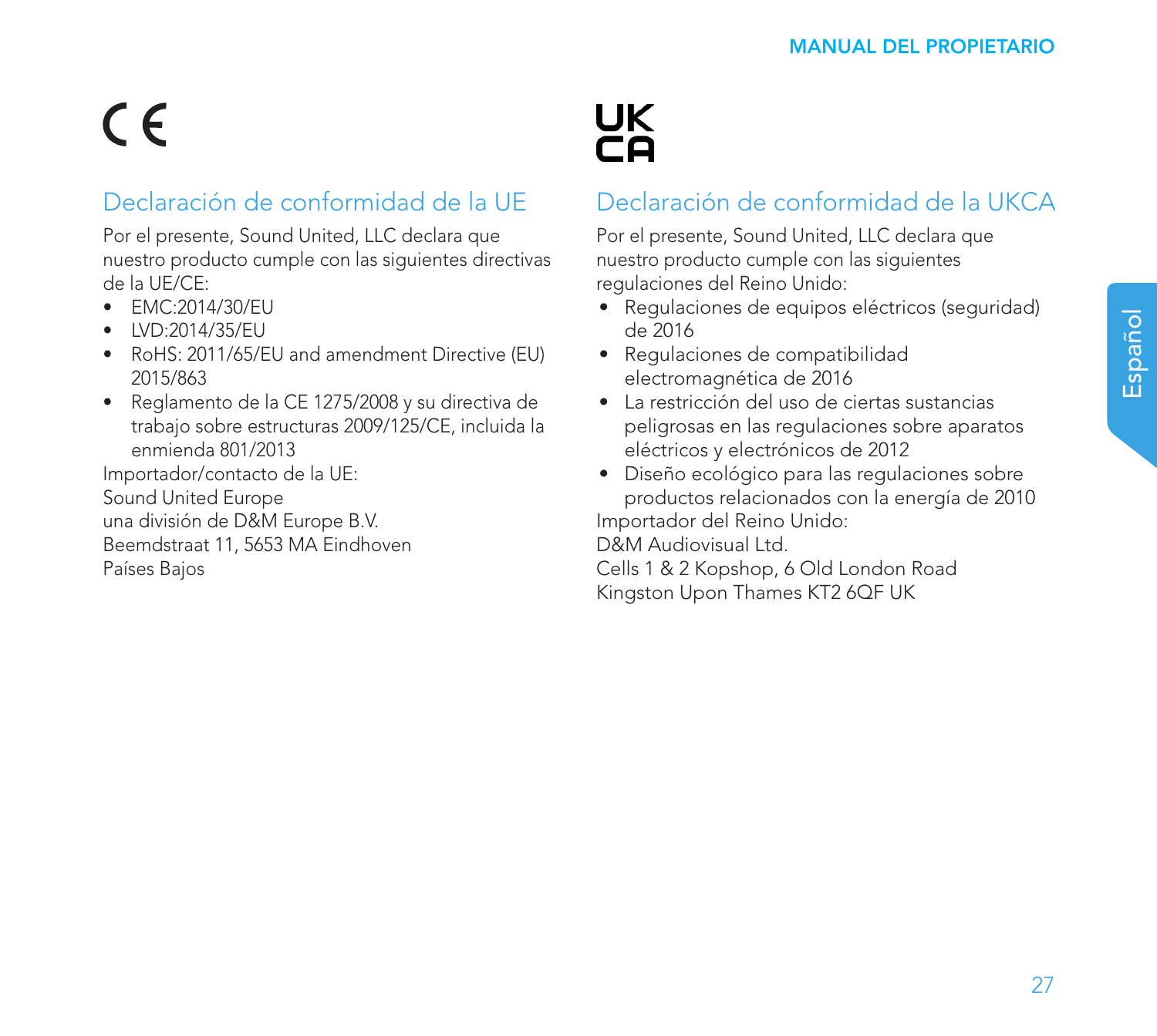CE

## Declaración de conformidad de la UE

Por el presente, Sound United, LLC declara que nuestro producto cumple con las siguientes directivas de la UE/CE:

- EMC:2014/30/EU
- LVD:2014/35/EU
- RoHS: 2011/65/EU and amendment Directive (EU) 2015/863
- Reglamento de la CE 1275/2008 y su directiva de trabajo sobre estructuras 2009/125/CE, incluida la enmienda 801/2013

Importador/contacto de la UE:
Sound United Europe
una división de D&M Europe B.V.
Beemdstraat 11, 5653 MA Eindhoven
Países Bajos

UK CA

## Declaración de conformidad de la UKCA

Por el presente, Sound United, LLC declara que nuestro producto cumple con las siguientes regulaciones del Reino Unido:

- Regulaciones de equipos eléctricos (seguridad) de 2016
- Regulaciones de compatibilidad electromagnética de 2016
- La restricción del uso de ciertas sustancias peligrosas en las regulaciones sobre aparatos eléctricos y electrónicos de 2012
- Diseño ecológico para las regulaciones sobre productos relacionados con la energía de 2010

Importador del Reino Unido:
D&M Audiovisual Ltd.
Cells 1 & 2 Kopshop, 6 Old London Road
Kingston Upon Thames KT2 6QF UK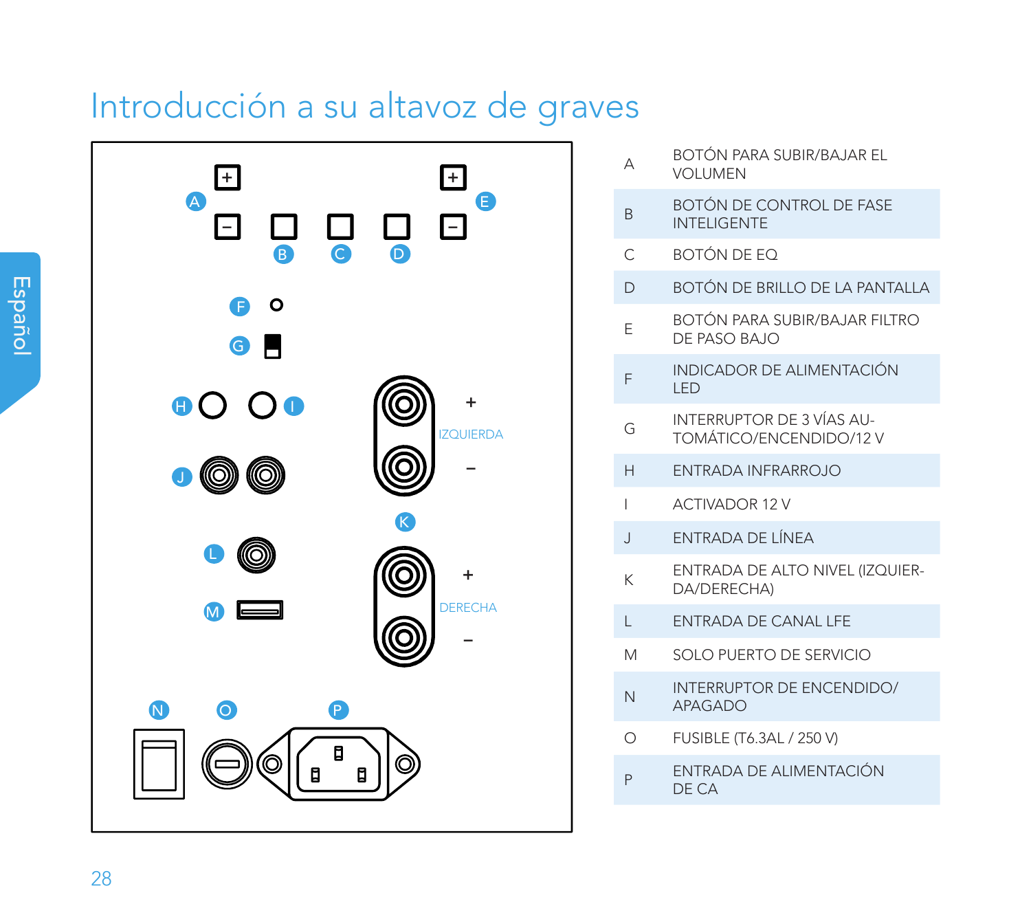# Introducción a su altavoz de graves

| | |
|---|---|
| A | BOTÓN PARA SUBIR/BAJAR EL VOLUMEN |
| B | BOTÓN DE CONTROL DE FASE INTELIGENTE |
| C | BOTÓN DE EQ |
| D | BOTÓN DE BRILLO DE LA PANTALLA |
| E | BOTÓN PARA SUBIR/BAJAR FILTRO DE PASO BAJO |
| F | INDICADOR DE ALIMENTACIÓN LED |
| G | INTERRUPTOR DE 3 VÍAS AUTOMÁTICO/ENCENDIDO/12 V |
| H | ENTRADA INFRARROJO |
| I | ACTIVADOR 12 V |
| J | ENTRADA DE LÍNEA |
| K | ENTRADA DE ALTO NIVEL (IZQUIERDA/DERECHA) |
| L | ENTRADA DE CANAL LFE |
| M | SOLO PUERTO DE SERVICIO |
| N | INTERRUPTOR DE ENCENDIDO/APAGADO |
| O | FUSIBLE (T6.3AL / 250 V) |
| P | ENTRADA DE ALIMENTACIÓN DE CA |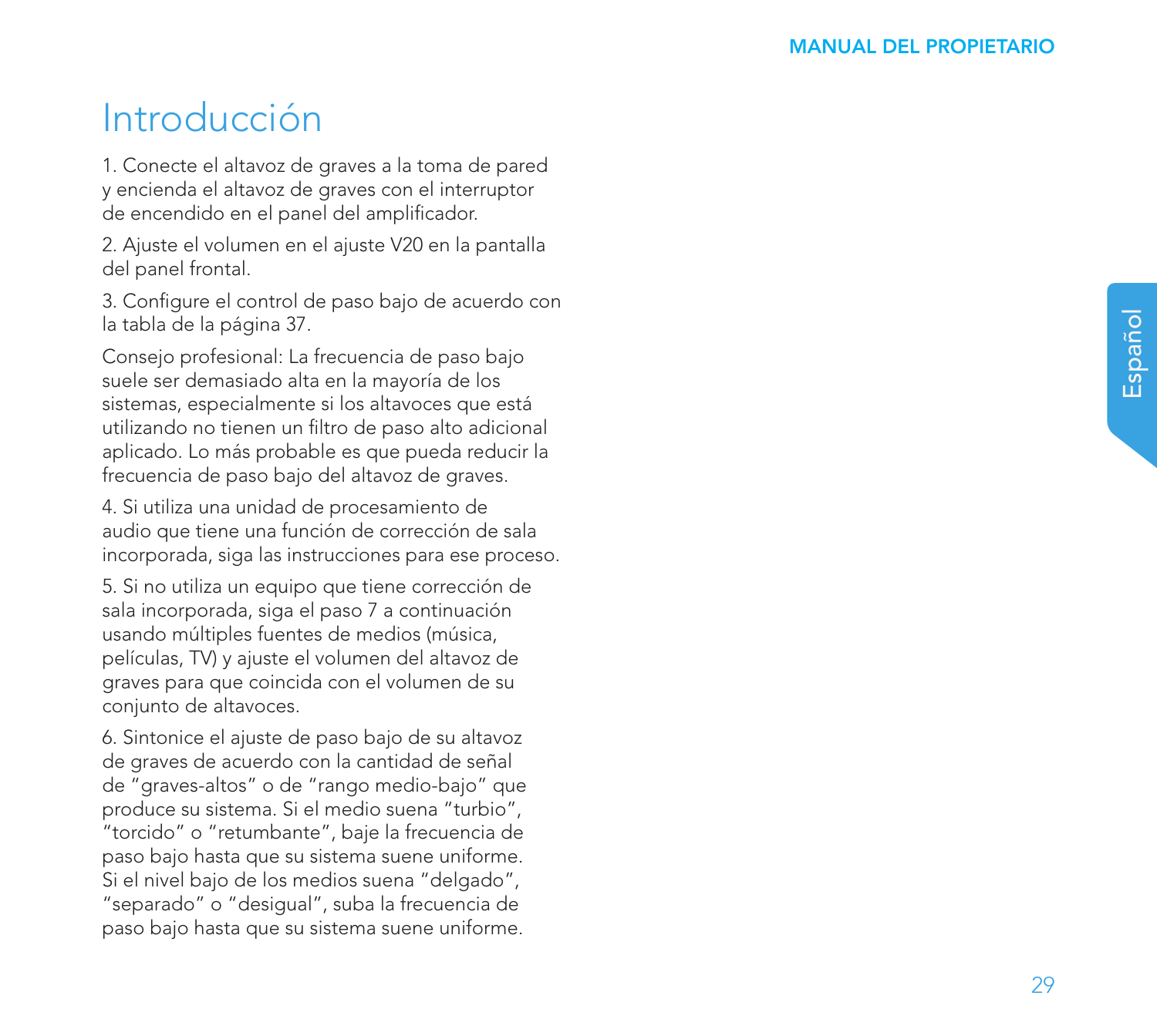# Introducción

1. Conecte el altavoz de graves a la toma de pared y encienda el altavoz de graves con el interruptor de encendido en el panel del amplificador.

2. Ajuste el volumen en el ajuste V20 en la pantalla del panel frontal.

3. Configure el control de paso bajo de acuerdo con la tabla de la página 37.

Consejo profesional: La frecuencia de paso bajo suele ser demasiado alta en la mayoría de los sistemas, especialmente si los altavoces que está utilizando no tienen un filtro de paso alto adicional aplicado. Lo más probable es que pueda reducir la frecuencia de paso bajo del altavoz de graves.

4. Si utiliza una unidad de procesamiento de audio que tiene una función de corrección de sala incorporada, siga las instrucciones para ese proceso.

5. Si no utiliza un equipo que tiene corrección de sala incorporada, siga el paso 7 a continuación usando múltiples fuentes de medios (música, películas, TV) y ajuste el volumen del altavoz de graves para que coincida con el volumen de su conjunto de altavoces.

6. Sintonice el ajuste de paso bajo de su altavoz de graves de acuerdo con la cantidad de señal de "graves-altos" o de "rango medio-bajo" que produce su sistema. Si el medio suena "turbio", "torcido" o "retumbante", baje la frecuencia de paso bajo hasta que su sistema suene uniforme. Si el nivel bajo de los medios suena "delgado", "separado" o "desigual", suba la frecuencia de paso bajo hasta que su sistema suene uniforme.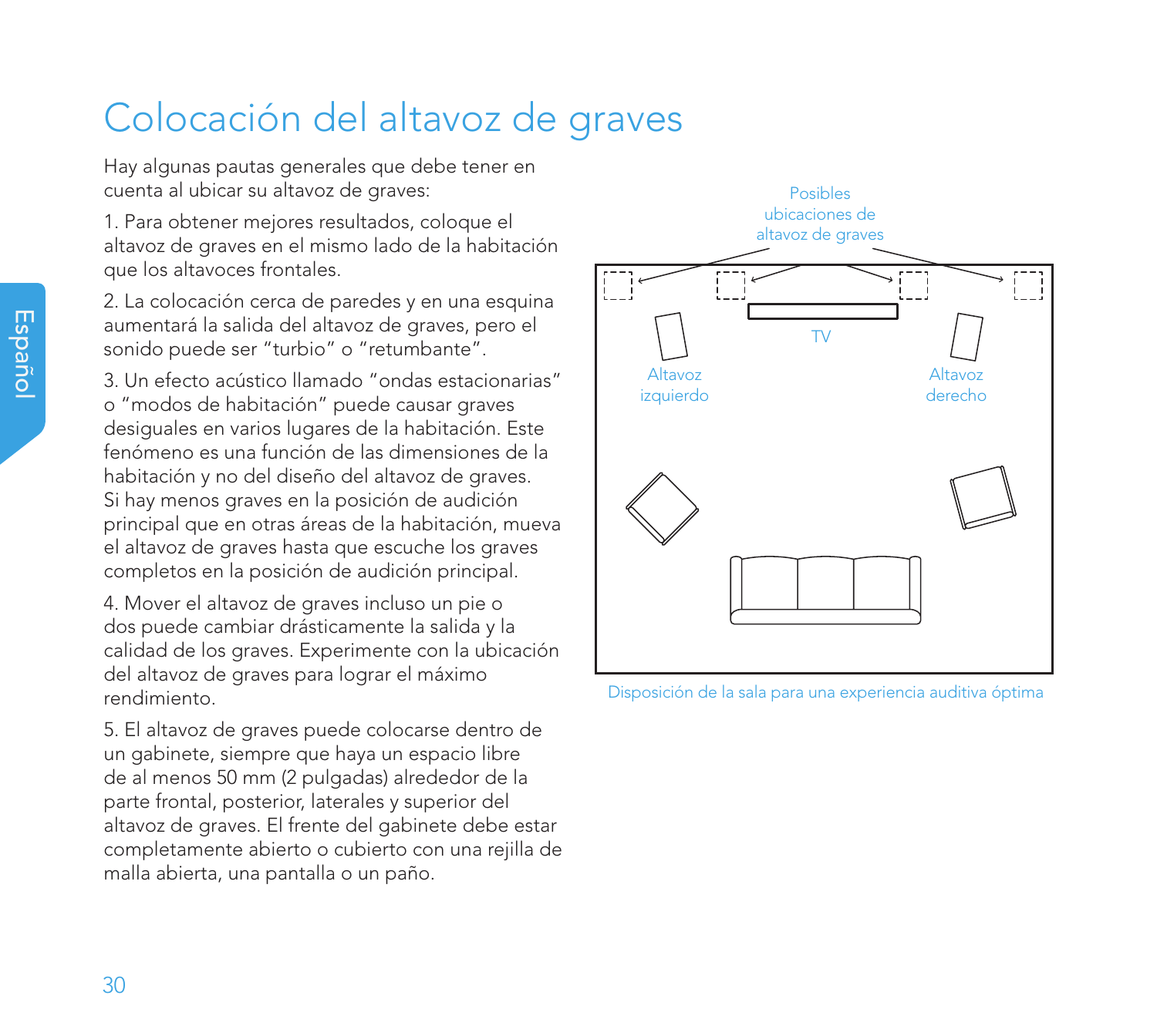# Colocación del altavoz de graves

Hay algunas pautas generales que debe tener en cuenta al ubicar su altavoz de graves:

1. Para obtener mejores resultados, coloque el altavoz de graves en el mismo lado de la habitación que los altavoces frontales.

2. La colocación cerca de paredes y en una esquina aumentará la salida del altavoz de graves, pero el sonido puede ser "turbio" o "retumbante".

3. Un efecto acústico llamado "ondas estacionarias" o "modos de habitación" puede causar graves desiguales en varios lugares de la habitación. Este fenómeno es una función de las dimensiones de la habitación y no del diseño del altavoz de graves. Si hay menos graves en la posición de audición principal que en otras áreas de la habitación, mueva el altavoz de graves hasta que escuche los graves completos en la posición de audición principal.

4. Mover el altavoz de graves incluso un pie o dos puede cambiar drásticamente la salida y la calidad de los graves. Experimente con la ubicación del altavoz de graves para lograr el máximo rendimiento.

5. El altavoz de graves puede colocarse dentro de un gabinete, siempre que haya un espacio libre de al menos 50 mm (2 pulgadas) alrededor de la parte frontal, posterior, laterales y superior del altavoz de graves. El frente del gabinete debe estar completamente abierto o cubierto con una rejilla de malla abierta, una pantalla o un paño.

Posibles ubicaciones de altavoz de graves

TV

Altavoz izquierdo

Altavoz derecho

Disposición de la sala para una experiencia auditiva óptima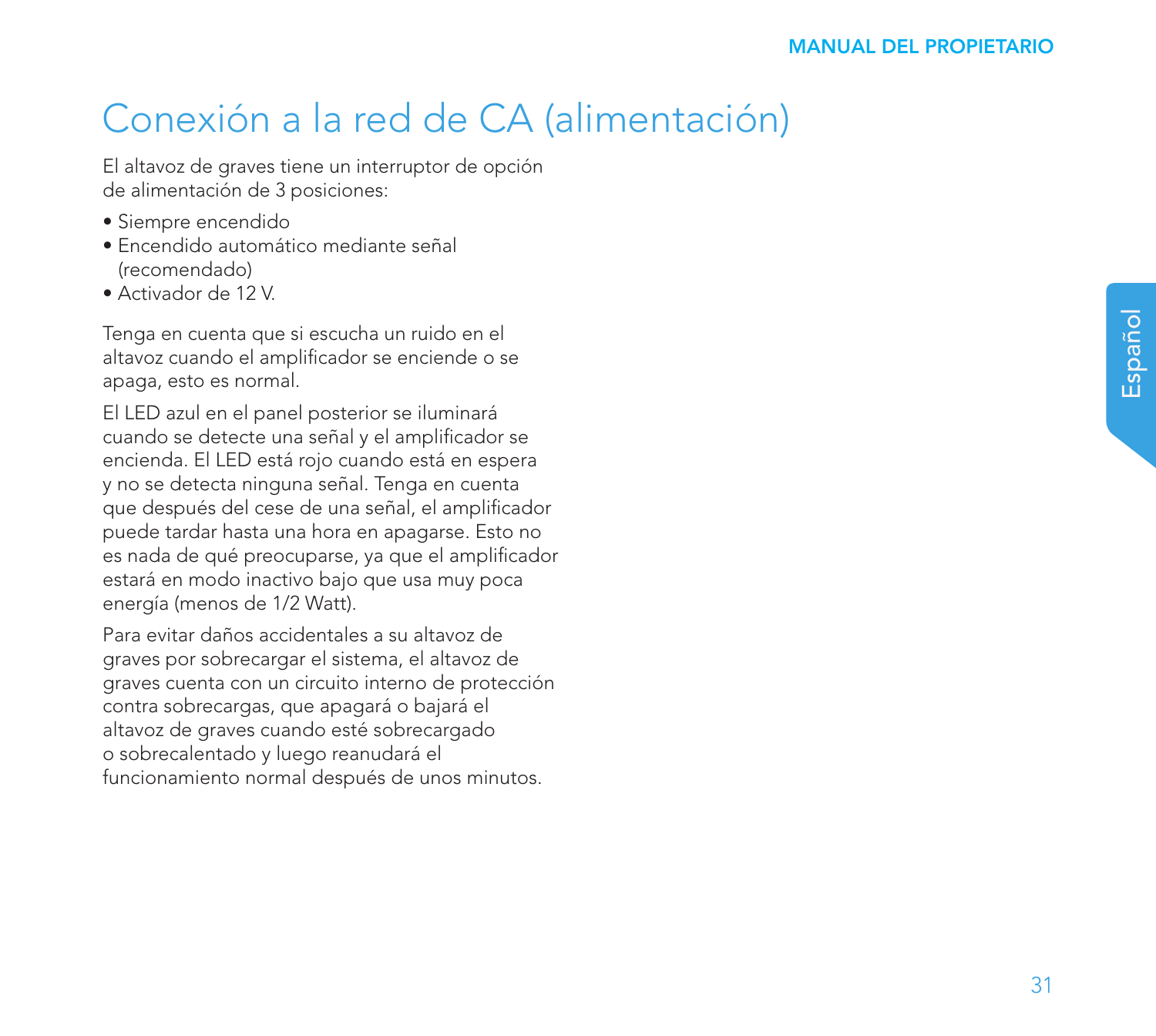# Conexión a la red de CA (alimentación)

El altavoz de graves tiene un interruptor de opción de alimentación de 3 posiciones:

- Siempre encendido
- Encendido automático mediante señal (recomendado)
- Activador de 12 V.

Tenga en cuenta que si escucha un ruido en el altavoz cuando el amplificador se enciende o se apaga, esto es normal.

El LED azul en el panel posterior se iluminará cuando se detecte una señal y el amplificador se encienda. El LED está rojo cuando está en espera y no se detecta ninguna señal. Tenga en cuenta que después del cese de una señal, el amplificador puede tardar hasta una hora en apagarse. Esto no es nada de qué preocuparse, ya que el amplificador estará en modo inactivo bajo que usa muy poca energía (menos de 1/2 Watt).

Para evitar daños accidentales a su altavoz de graves por sobrecargar el sistema, el altavoz de graves cuenta con un circuito interno de protección contra sobrecargas, que apagará o bajará el altavoz de graves cuando esté sobrecargado o sobrecalentado y luego reanudará el funcionamiento normal después de unos minutos.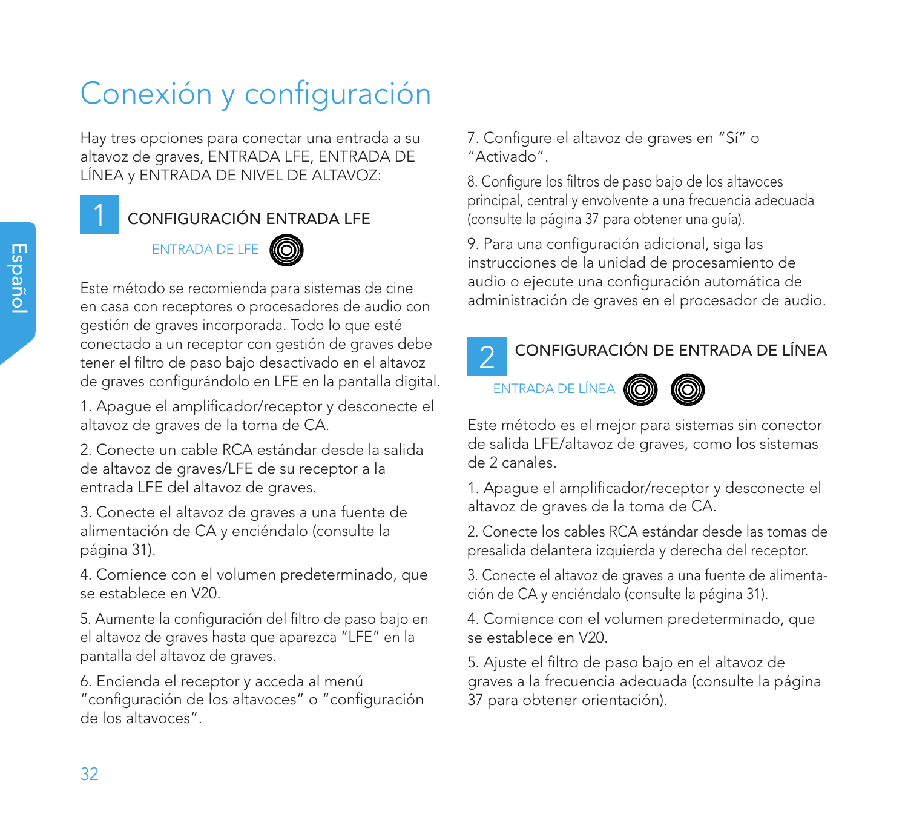# Conexión y configuración

Hay tres opciones para conectar una entrada a su altavoz de graves, ENTRADA LFE, ENTRADA DE LÍNEA y ENTRADA DE NIVEL DE ALTAVOZ:

## 1 CONFIGURACIÓN ENTRADA LFE

ENTRADA DE LFE

Este método se recomienda para sistemas de cine en casa con receptores o procesadores de audio con gestión de graves incorporada. Todo lo que esté conectado a un receptor con gestión de graves debe tener el filtro de paso bajo desactivado en el altavoz de graves configurándolo en LFE en la pantalla digital.

1. Apague el amplificador/receptor y desconecte el altavoz de graves de la toma de CA.

2. Conecte un cable RCA estándar desde la salida de altavoz de graves/LFE de su receptor a la entrada LFE del altavoz de graves.

3. Conecte el altavoz de graves a una fuente de alimentación de CA y enciéndalo (consulte la página 31).

4. Comience con el volumen predeterminado, que se establece en V20.

5. Aumente la configuración del filtro de paso bajo en el altavoz de graves hasta que aparezca "LFE" en la pantalla del altavoz de graves.

6. Encienda el receptor y acceda al menú "configuración de los altavoces" o "configuración de los altavoces".

7. Configure el altavoz de graves en "Sí" o "Activado".

8. Configure los filtros de paso bajo de los altavoces principal, central y envolvente a una frecuencia adecuada (consulte la página 37 para obtener una guía).

9. Para una configuración adicional, siga las instrucciones de la unidad de procesamiento de audio o ejecute una configuración automática de administración de graves en el procesador de audio.

## 2 CONFIGURACIÓN DE ENTRADA DE LÍNEA

ENTRADA DE LÍNEA

Este método es el mejor para sistemas sin conector de salida LFE/altavoz de graves, como los sistemas de 2 canales.

1. Apague el amplificador/receptor y desconecte el altavoz de graves de la toma de CA.

2. Conecte los cables RCA estándar desde las tomas de presalida delantera izquierda y derecha del receptor.

3. Conecte el altavoz de graves a una fuente de alimentación de CA y enciéndalo (consulte la página 31).

4. Comience con el volumen predeterminado, que se establece en V20.

5. Ajuste el filtro de paso bajo en el altavoz de graves a la frecuencia adecuada (consulte la página 37 para obtener orientación).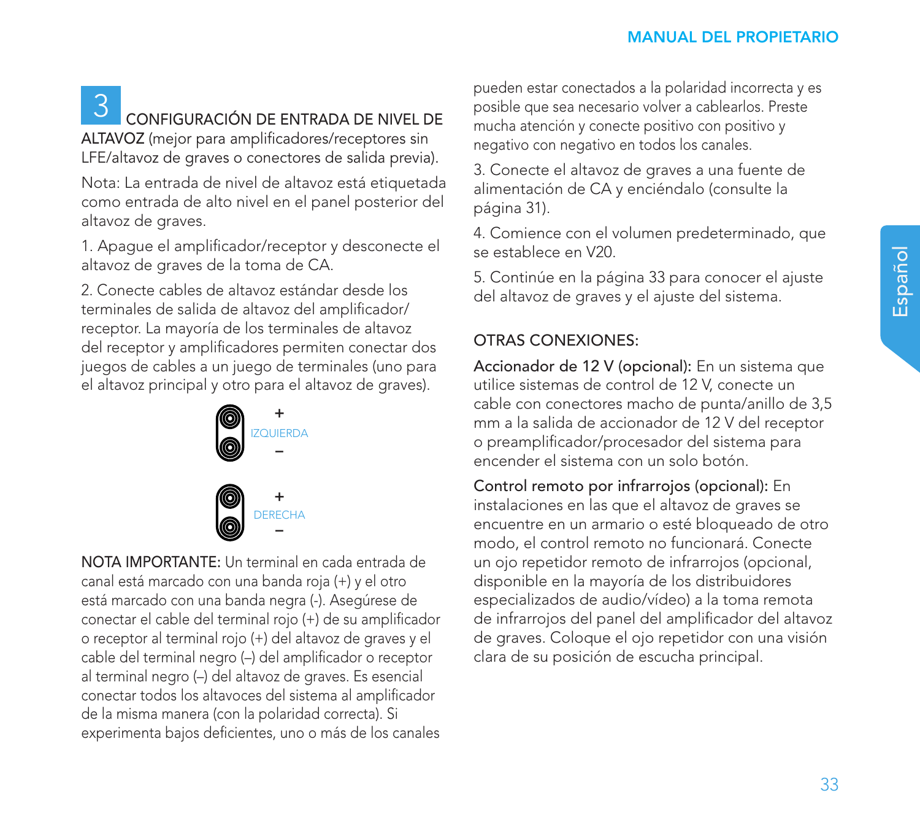## 3 CONFIGURACIÓN DE ENTRADA DE NIVEL DE ALTAVOZ (mejor para amplificadores/receptores sin LFE/altavoz de graves o conectores de salida previa).

Nota: La entrada de nivel de altavoz está etiquetada como entrada de alto nivel en el panel posterior del altavoz de graves.

1. Apague el amplificador/receptor y desconecte el altavoz de graves de la toma de CA.

2. Conecte cables de altavoz estándar desde los terminales de salida de altavoz del amplificador/receptor. La mayoría de los terminales de altavoz del receptor y amplificadores permiten conectar dos juegos de cables a un juego de terminales (uno para el altavoz principal y otro para el altavoz de graves).

+
IZQUIERDA
–

+
DERECHA
–

**NOTA IMPORTANTE:** Un terminal en cada entrada de canal está marcado con una banda roja (+) y el otro está marcado con una banda negra (-). Asegúrese de conectar el cable del terminal rojo (+) de su amplificador o receptor al terminal rojo (+) del altavoz de graves y el cable del terminal negro (–) del amplificador o receptor al terminal negro (–) del altavoz de graves. Es esencial conectar todos los altavoces del sistema al amplificador de la misma manera (con la polaridad correcta). Si experimenta bajos deficientes, uno o más de los canales pueden estar conectados a la polaridad incorrecta y es posible que sea necesario volver a cablearlos. Preste mucha atención y conecte positivo con positivo y negativo con negativo en todos los canales.

3. Conecte el altavoz de graves a una fuente de alimentación de CA y enciéndalo (consulte la página 31).

4. Comience con el volumen predeterminado, que se establece en V20.

5. Continúe en la página 33 para conocer el ajuste del altavoz de graves y el ajuste del sistema.

## OTRAS CONEXIONES:

**Accionador de 12 V (opcional):** En un sistema que utilice sistemas de control de 12 V, conecte un cable con conectores macho de punta/anillo de 3,5 mm a la salida de accionador de 12 V del receptor o preamplificador/procesador del sistema para encender el sistema con un solo botón.

**Control remoto por infrarrojos (opcional):** En instalaciones en las que el altavoz de graves se encuentre en un armario o esté bloqueado de otro modo, el control remoto no funcionará. Conecte un ojo repetidor remoto de infrarrojos (opcional, disponible en la mayoría de los distribuidores especializados de audio/vídeo) a la toma remota de infrarrojos del panel del amplificador del altavoz de graves. Coloque el ojo repetidor con una visión clara de su posición de escucha principal.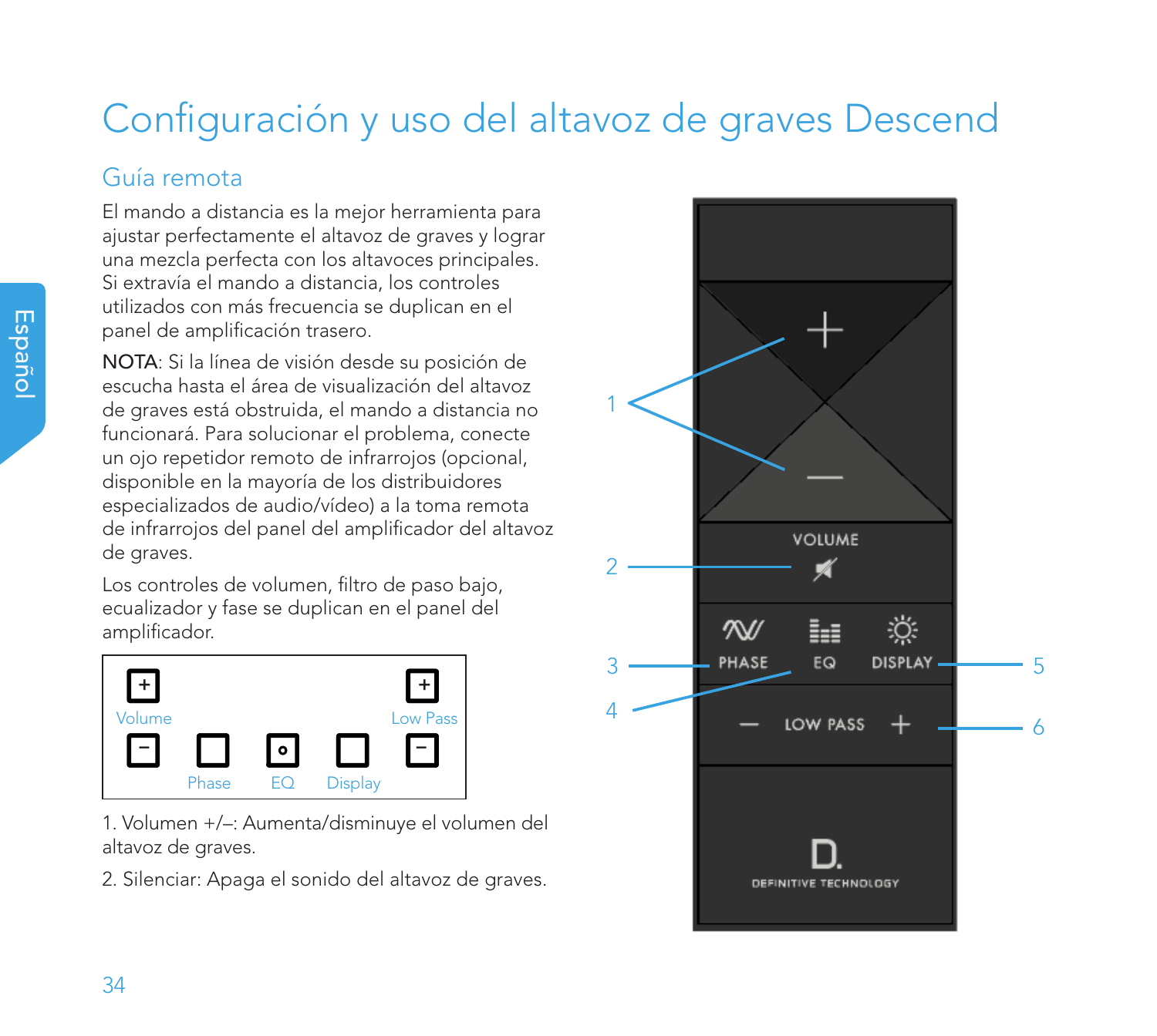# Configuración y uso del altavoz de graves Descend

## Guía remota

El mando a distancia es la mejor herramienta para ajustar perfectamente el altavoz de graves y lograr una mezcla perfecta con los altavoces principales. Si extravía el mando a distancia, los controles utilizados con más frecuencia se duplican en el panel de amplificación trasero.

NOTA: Si la línea de visión desde su posición de escucha hasta el área de visualización del altavoz de graves está obstruida, el mando a distancia no funcionará. Para solucionar el problema, conecte un ojo repetidor remoto de infrarrojos (opcional, disponible en la mayoría de los distribuidores especializados de audio/vídeo) a la toma remota de infrarrojos del panel del amplificador del altavoz de graves.

Los controles de volumen, filtro de paso bajo, ecualizador y fase se duplican en el panel del amplificador.

1. Volumen +/–: Aumenta/disminuye el volumen del altavoz de graves.

2. Silenciar: Apaga el sonido del altavoz de graves.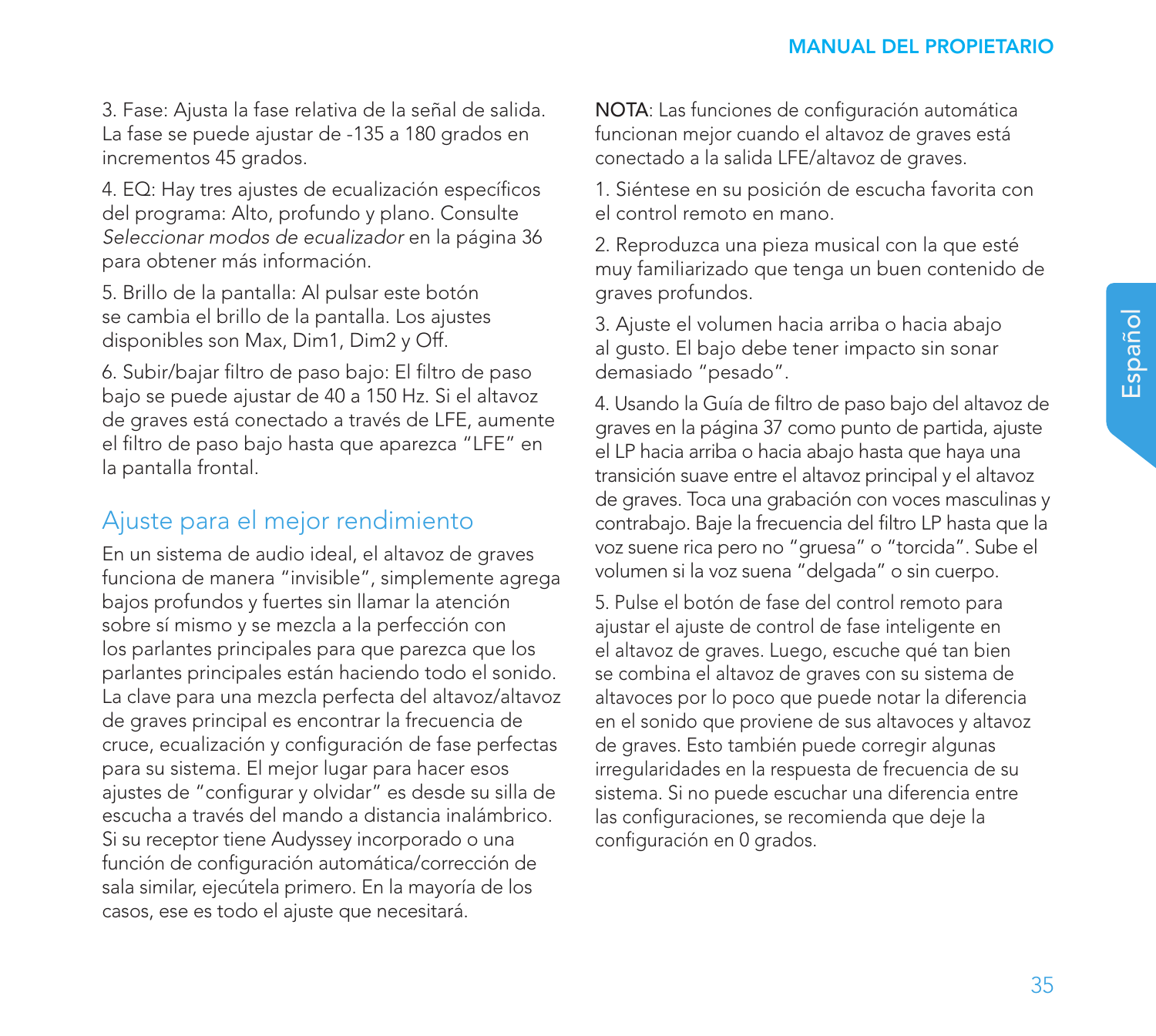3. Fase: Ajusta la fase relativa de la señal de salida. La fase se puede ajustar de -135 a 180 grados en incrementos 45 grados.

4. EQ: Hay tres ajustes de ecualización específicos del programa: Alto, profundo y plano. Consulte *Seleccionar modos de ecualizador* en la página 36 para obtener más información.

5. Brillo de la pantalla: Al pulsar este botón se cambia el brillo de la pantalla. Los ajustes disponibles son Max, Dim1, Dim2 y Off.

6. Subir/bajar filtro de paso bajo: El filtro de paso bajo se puede ajustar de 40 a 150 Hz. Si el altavoz de graves está conectado a través de LFE, aumente el filtro de paso bajo hasta que aparezca "LFE" en la pantalla frontal.

## Ajuste para el mejor rendimiento

En un sistema de audio ideal, el altavoz de graves funciona de manera "invisible", simplemente agrega bajos profundos y fuertes sin llamar la atención sobre sí mismo y se mezcla a la perfección con los parlantes principales para que parezca que los parlantes principales están haciendo todo el sonido. La clave para una mezcla perfecta del altavoz/altavoz de graves principal es encontrar la frecuencia de cruce, ecualización y configuración de fase perfectas para su sistema. El mejor lugar para hacer esos ajustes de "configurar y olvidar" es desde su silla de escucha a través del mando a distancia inalámbrico. Si su receptor tiene Audyssey incorporado o una función de configuración automática/corrección de sala similar, ejecútela primero. En la mayoría de los casos, ese es todo el ajuste que necesitará.

NOTA: Las funciones de configuración automática funcionan mejor cuando el altavoz de graves está conectado a la salida LFE/altavoz de graves.

1. Siéntese en su posición de escucha favorita con el control remoto en mano.

2. Reproduzca una pieza musical con la que esté muy familiarizado que tenga un buen contenido de graves profundos.

3. Ajuste el volumen hacia arriba o hacia abajo al gusto. El bajo debe tener impacto sin sonar demasiado "pesado".

4. Usando la Guía de filtro de paso bajo del altavoz de graves en la página 37 como punto de partida, ajuste el LP hacia arriba o hacia abajo hasta que haya una transición suave entre el altavoz principal y el altavoz de graves. Toca una grabación con voces masculinas y contrabajo. Baje la frecuencia del filtro LP hasta que la voz suene rica pero no "gruesa" o "torcida". Sube el volumen si la voz suena "delgada" o sin cuerpo.

5. Pulse el botón de fase del control remoto para ajustar el ajuste de control de fase inteligente en el altavoz de graves. Luego, escuche qué tan bien se combina el altavoz de graves con su sistema de altavoces por lo poco que puede notar la diferencia en el sonido que proviene de sus altavoces y altavoz de graves. Esto también puede corregir algunas irregularidades en la respuesta de frecuencia de su sistema. Si no puede escuchar una diferencia entre las configuraciones, se recomienda que deje la configuración en 0 grados.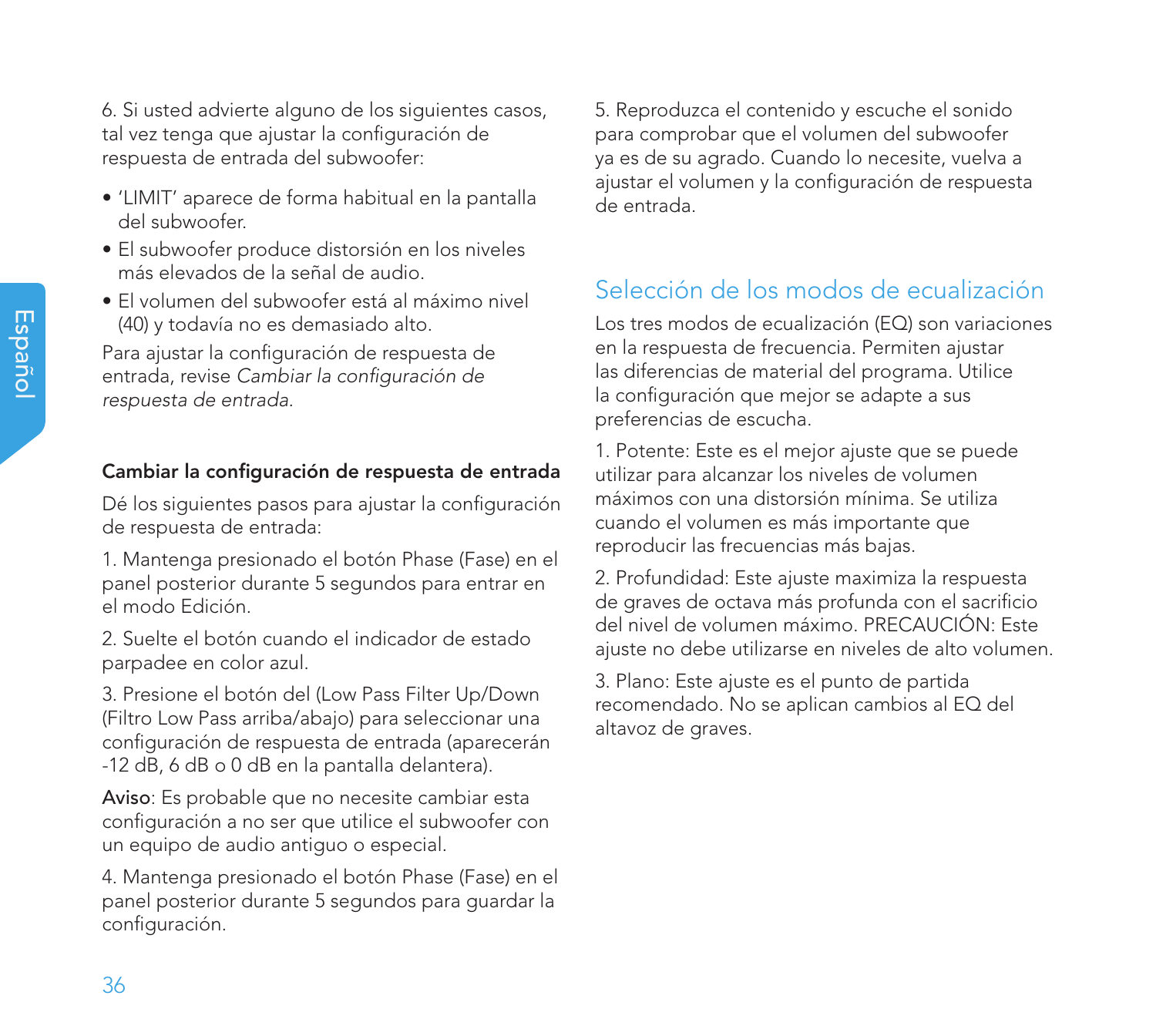6. Si usted advierte alguno de los siguientes casos, tal vez tenga que ajustar la configuración de respuesta de entrada del subwoofer:

- 'LIMIT' aparece de forma habitual en la pantalla del subwoofer.
- El subwoofer produce distorsión en los niveles más elevados de la señal de audio.
- El volumen del subwoofer está al máximo nivel (40) y todavía no es demasiado alto.

Para ajustar la configuración de respuesta de entrada, revise *Cambiar la configuración de respuesta de entrada.*

**Cambiar la configuración de respuesta de entrada**

Dé los siguientes pasos para ajustar la configuración de respuesta de entrada:

1. Mantenga presionado el botón Phase (Fase) en el panel posterior durante 5 segundos para entrar en el modo Edición.

2. Suelte el botón cuando el indicador de estado parpadee en color azul.

3. Presione el botón del (Low Pass Filter Up/Down (Filtro Low Pass arriba/abajo) para seleccionar una configuración de respuesta de entrada (aparecerán -12 dB, 6 dB o 0 dB en la pantalla delantera).

**Aviso**: Es probable que no necesite cambiar esta configuración a no ser que utilice el subwoofer con un equipo de audio antiguo o especial.

4. Mantenga presionado el botón Phase (Fase) en el panel posterior durante 5 segundos para guardar la configuración.

5. Reproduzca el contenido y escuche el sonido para comprobar que el volumen del subwoofer ya es de su agrado. Cuando lo necesite, vuelva a ajustar el volumen y la configuración de respuesta de entrada.

## Selección de los modos de ecualización

Los tres modos de ecualización (EQ) son variaciones en la respuesta de frecuencia. Permiten ajustar las diferencias de material del programa. Utilice la configuración que mejor se adapte a sus preferencias de escucha.

1. Potente: Este es el mejor ajuste que se puede utilizar para alcanzar los niveles de volumen máximos con una distorsión mínima. Se utiliza cuando el volumen es más importante que reproducir las frecuencias más bajas.

2. Profundidad: Este ajuste maximiza la respuesta de graves de octava más profunda con el sacrificio del nivel de volumen máximo. PRECAUCIÓN: Este ajuste no debe utilizarse en niveles de alto volumen.

3. Plano: Este ajuste es el punto de partida recomendado. No se aplican cambios al EQ del altavoz de graves.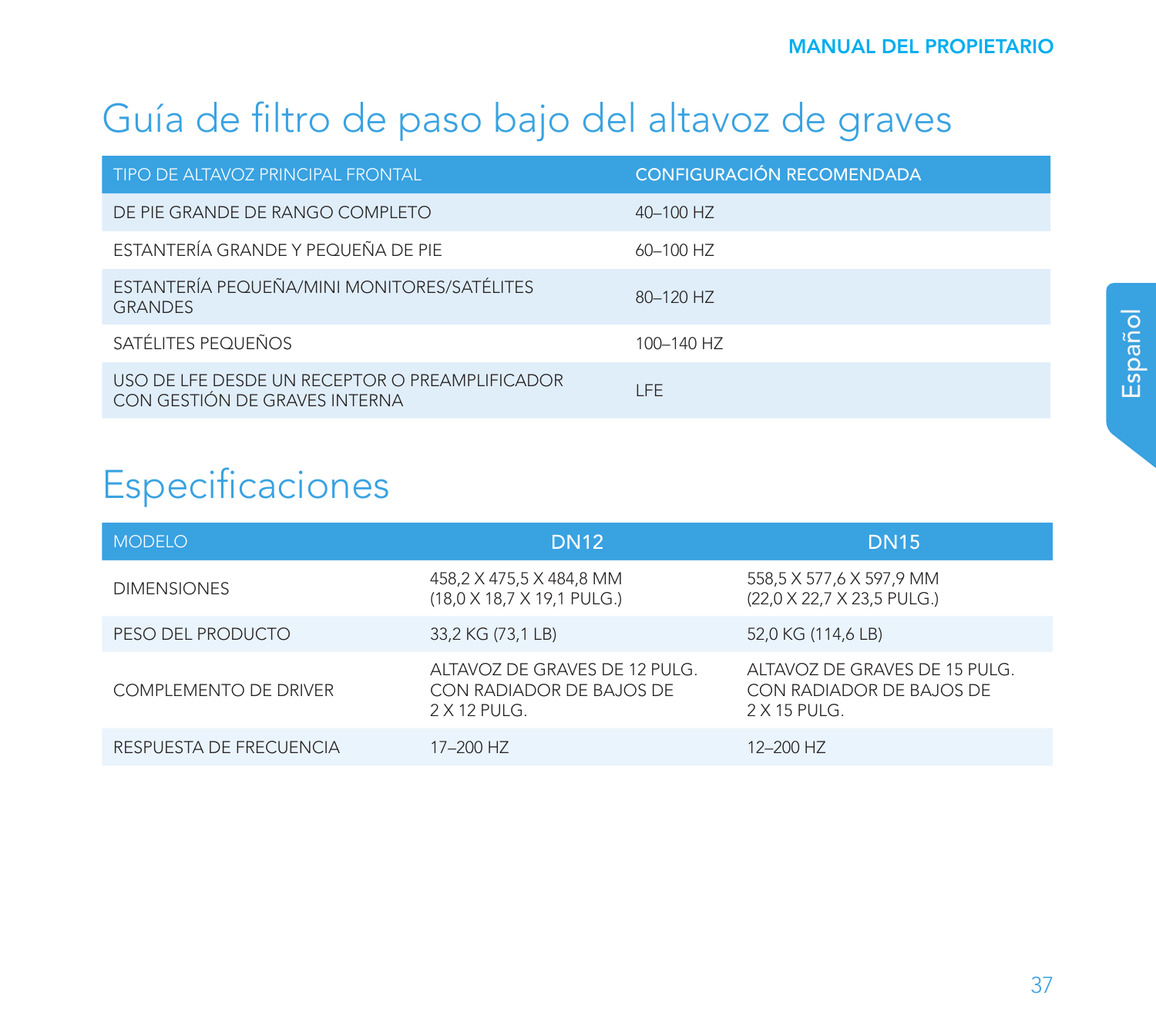# Guía de filtro de paso bajo del altavoz de graves

| TIPO DE ALTAVOZ PRINCIPAL FRONTAL | CONFIGURACIÓN RECOMENDADA |
|---|---|
| DE PIE GRANDE DE RANGO COMPLETO | 40–100 HZ |
| ESTANTERÍA GRANDE Y PEQUEÑA DE PIE | 60–100 HZ |
| ESTANTERÍA PEQUEÑA/MINI MONITORES/SATÉLITES GRANDES | 80–120 HZ |
| SATÉLITES PEQUEÑOS | 100–140 HZ |
| USO DE LFE DESDE UN RECEPTOR O PREAMPLIFICADOR CON GESTIÓN DE GRAVES INTERNA | LFE |

# Especificaciones

| MODELO | DN12 | DN15 |
|---|---|---|
| DIMENSIONES | 458,2 X 475,5 X 484,8 MM (18,0 X 18,7 X 19,1 PULG.) | 558,5 X 577,6 X 597,9 MM (22,0 X 22,7 X 23,5 PULG.) |
| PESO DEL PRODUCTO | 33,2 KG (73,1 LB) | 52,0 KG (114,6 LB) |
| COMPLEMENTO DE DRIVER | ALTAVOZ DE GRAVES DE 12 PULG. CON RADIADOR DE BAJOS DE 2 X 12 PULG. | ALTAVOZ DE GRAVES DE 15 PULG. CON RADIADOR DE BAJOS DE 2 X 15 PULG. |
| RESPUESTA DE FRECUENCIA | 17–200 HZ | 12–200 HZ |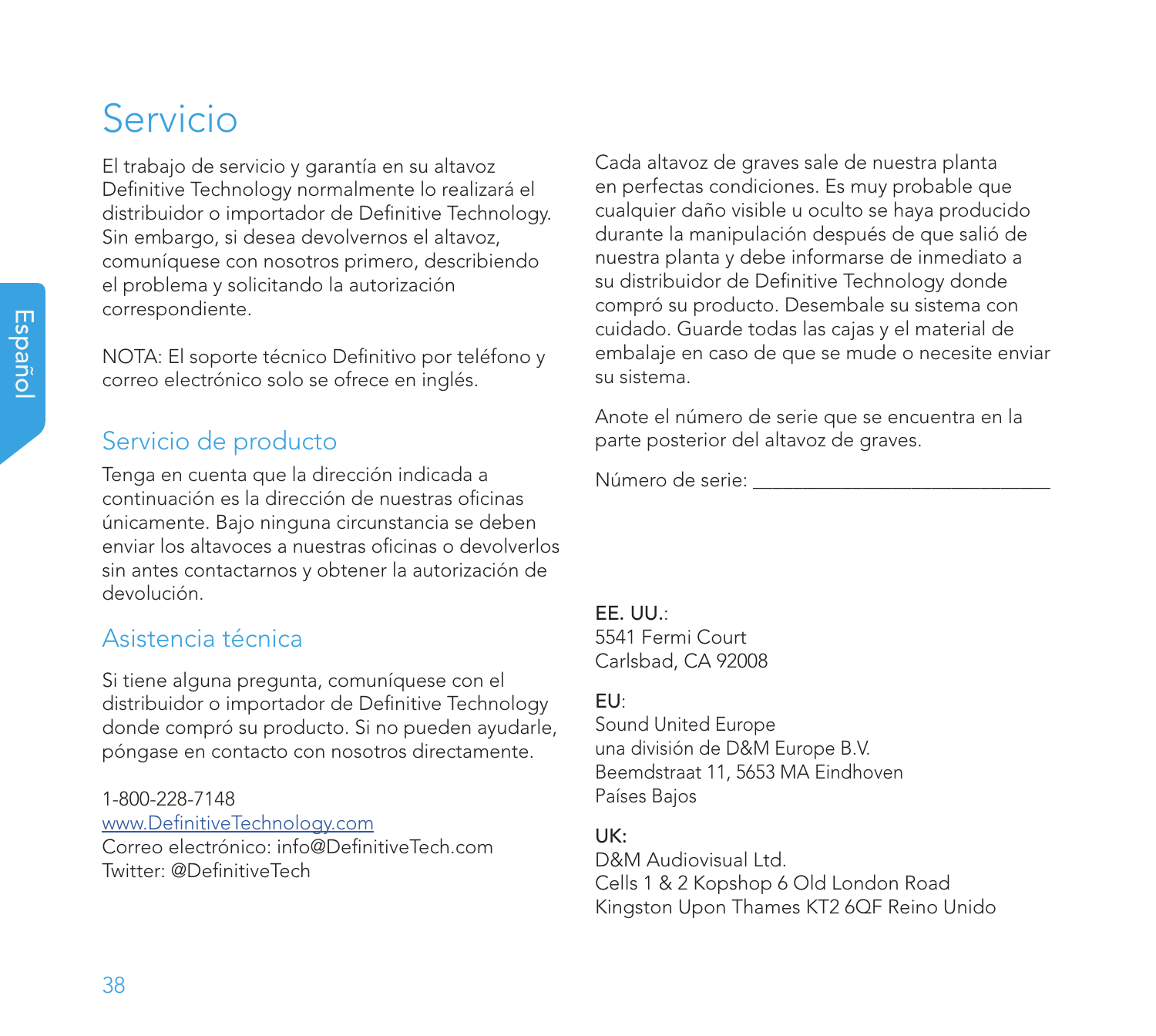# Servicio

El trabajo de servicio y garantía en su altavoz Definitive Technology normalmente lo realizará el distribuidor o importador de Definitive Technology. Sin embargo, si desea devolvernos el altavoz, comuníquese con nosotros primero, describiendo el problema y solicitando la autorización correspondiente.

NOTA: El soporte técnico Definitivo por teléfono y correo electrónico solo se ofrece en inglés.

## Servicio de producto

Tenga en cuenta que la dirección indicada a continuación es la dirección de nuestras oficinas únicamente. Bajo ninguna circunstancia se deben enviar los altavoces a nuestras oficinas o devolverlos sin antes contactarnos y obtener la autorización de devolución.

## Asistencia técnica

Si tiene alguna pregunta, comuníquese con el distribuidor o importador de Definitive Technology donde compró su producto. Si no pueden ayudarle, póngase en contacto con nosotros directamente.

1-800-228-7148
www.DefinitiveTechnology.com
Correo electrónico: info@DefinitiveTech.com
Twitter: @DefinitiveTech

Cada altavoz de graves sale de nuestra planta en perfectas condiciones. Es muy probable que cualquier daño visible u oculto se haya producido durante la manipulación después de que salió de nuestra planta y debe informarse de inmediato a su distribuidor de Definitive Technology donde compró su producto. Desembale su sistema con cuidado. Guarde todas las cajas y el material de embalaje en caso de que se mude o necesite enviar su sistema.

Anote el número de serie que se encuentra en la parte posterior del altavoz de graves.

Número de serie: ______________________________

**EE. UU.**:
5541 Fermi Court
Carlsbad, CA 92008

**EU**:
Sound United Europe
una división de D&M Europe B.V.
Beemdstraat 11, 5653 MA Eindhoven
Países Bajos

**UK**:
D&M Audiovisual Ltd.
Cells 1 & 2 Kopshop 6 Old London Road
Kingston Upon Thames KT2 6QF Reino Unido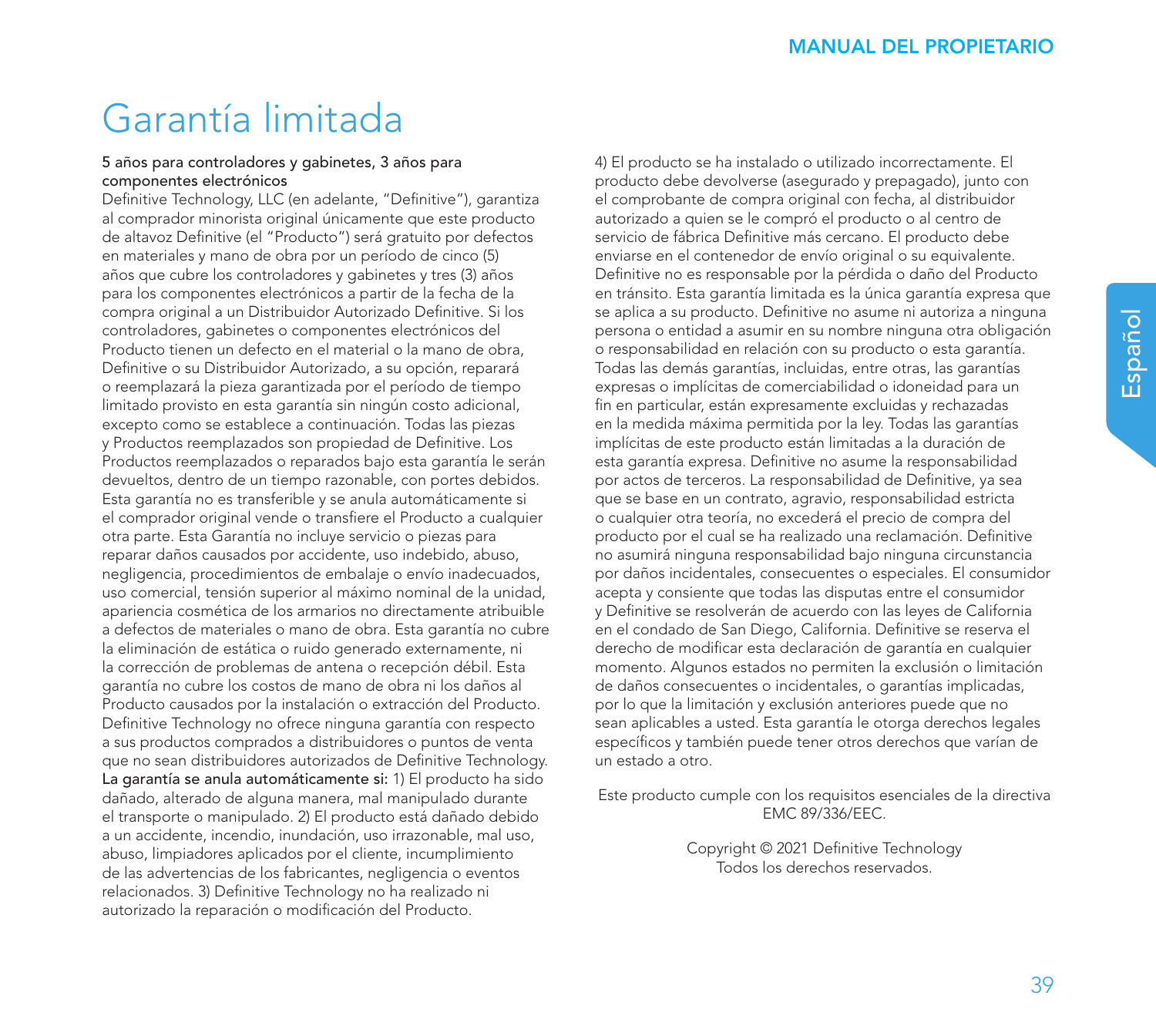# Garantía limitada

**5 años para controladores y gabinetes, 3 años para componentes electrónicos**
Definitive Technology, LLC (en adelante, "Definitive"), garantiza al comprador minorista original únicamente que este producto de altavoz Definitive (el "Producto") será gratuito por defectos en materiales y mano de obra por un período de cinco (5) años que cubre los controladores y gabinetes y tres (3) años para los componentes electrónicos a partir de la fecha de la compra original a un Distribuidor Autorizado Definitive. Si los controladores, gabinetes o componentes electrónicos del Producto tienen un defecto en el material o la mano de obra, Definitive o su Distribuidor Autorizado, a su opción, reparará o reemplazará la pieza garantizada por el período de tiempo limitado provisto en esta garantía sin ningún costo adicional, excepto como se establece a continuación. Todas las piezas y Productos reemplazados son propiedad de Definitive. Los Productos reemplazados o reparados bajo esta garantía le serán devueltos, dentro de un tiempo razonable, con portes debidos. Esta garantía no es transferible y se anula automáticamente si el comprador original vende o transfiere el Producto a cualquier otra parte. Esta Garantía no incluye servicio o piezas para reparar daños causados por accidente, uso indebido, abuso, negligencia, procedimientos de embalaje o envío inadecuados, uso comercial, tensión superior al máximo nominal de la unidad, apariencia cosmética de los armarios no directamente atribuible a defectos de materiales o mano de obra. Esta garantía no cubre la eliminación de estática o ruido generado externamente, ni la corrección de problemas de antena o recepción débil. Esta garantía no cubre los costos de mano de obra ni los daños al Producto causados por la instalación o extracción del Producto. Definitive Technology no ofrece ninguna garantía con respecto a sus productos comprados a distribuidores o puntos de venta que no sean distribuidores autorizados de Definitive Technology. **La garantía se anula automáticamente si:** 1) El producto ha sido dañado, alterado de alguna manera, mal manipulado durante el transporte o manipulado. 2) El producto está dañado debido a un accidente, incendio, inundación, uso irrazonable, mal uso, abuso, limpiadores aplicados por el cliente, incumplimiento de las advertencias de los fabricantes, negligencia o eventos relacionados. 3) Definitive Technology no ha realizado ni autorizado la reparación o modificación del Producto. 4) El producto se ha instalado o utilizado incorrectamente. El producto debe devolverse (asegurado y prepagado), junto con el comprobante de compra original con fecha, al distribuidor autorizado a quien se le compró el producto o al centro de servicio de fábrica Definitive más cercano. El producto debe enviarse en el contenedor de envío original o su equivalente. Definitive no es responsable por la pérdida o daño del Producto en tránsito. Esta garantía limitada es la única garantía expresa que se aplica a su producto. Definitive no asume ni autoriza a ninguna persona o entidad a asumir en su nombre ninguna otra obligación o responsabilidad en relación con su producto o esta garantía. Todas las demás garantías, incluidas, entre otras, las garantías expresas o implícitas de comerciabilidad o idoneidad para un fin en particular, están expresamente excluidas y rechazadas en la medida máxima permitida por la ley. Todas las garantías implícitas de este producto están limitadas a la duración de esta garantía expresa. Definitive no asume la responsabilidad por actos de terceros. La responsabilidad de Definitive, ya sea que se base en un contrato, agravio, responsabilidad estricta o cualquier otra teoría, no excederá el precio de compra del producto por el cual se ha realizado una reclamación. Definitive no asumirá ninguna responsabilidad bajo ninguna circunstancia por daños incidentales, consecuentes o especiales. El consumidor acepta y consiente que todas las disputas entre el consumidor y Definitive se resolverán de acuerdo con las leyes de California en el condado de San Diego, California. Definitive se reserva el derecho de modificar esta declaración de garantía en cualquier momento. Algunos estados no permiten la exclusión o limitación de daños consecuentes o incidentales, o garantías implicadas, por lo que la limitación y exclusión anteriores puede que no sean aplicables a usted. Esta garantía le otorga derechos legales específicos y también puede tener otros derechos que varían de un estado a otro.

Este producto cumple con los requisitos esenciales de la directiva EMC 89/336/EEC.

Copyright © 2021 Definitive Technology
Todos los derechos reservados.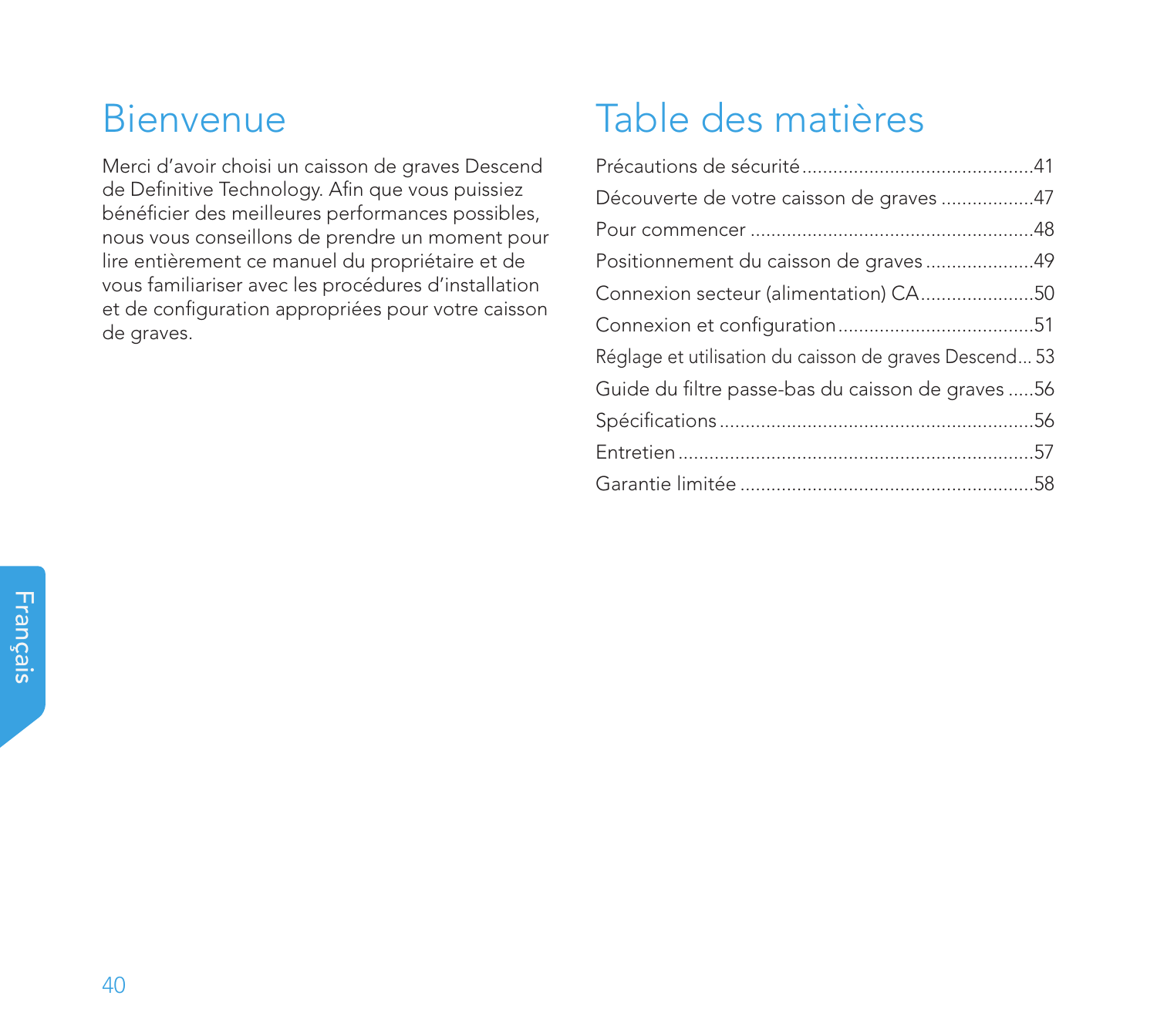# Bienvenue

Merci d'avoir choisi un caisson de graves Descend de Definitive Technology. Afin que vous puissiez bénéficier des meilleures performances possibles, nous vous conseillons de prendre un moment pour lire entièrement ce manuel du propriétaire et de vous familiariser avec les procédures d'installation et de configuration appropriées pour votre caisson de graves.

# Table des matières

Précautions de sécurité ............................................41

Découverte de votre caisson de graves ..................47

Pour commencer ......................................................48

Positionnement du caisson de graves .....................49

Connexion secteur (alimentation) CA......................50

Connexion et configuration......................................51

Réglage et utilisation du caisson de graves Descend... 53

Guide du filtre passe-bas du caisson de graves .....56

Spécifications ............................................................56

Entretien....................................................................57

Garantie limitée ........................................................58

Français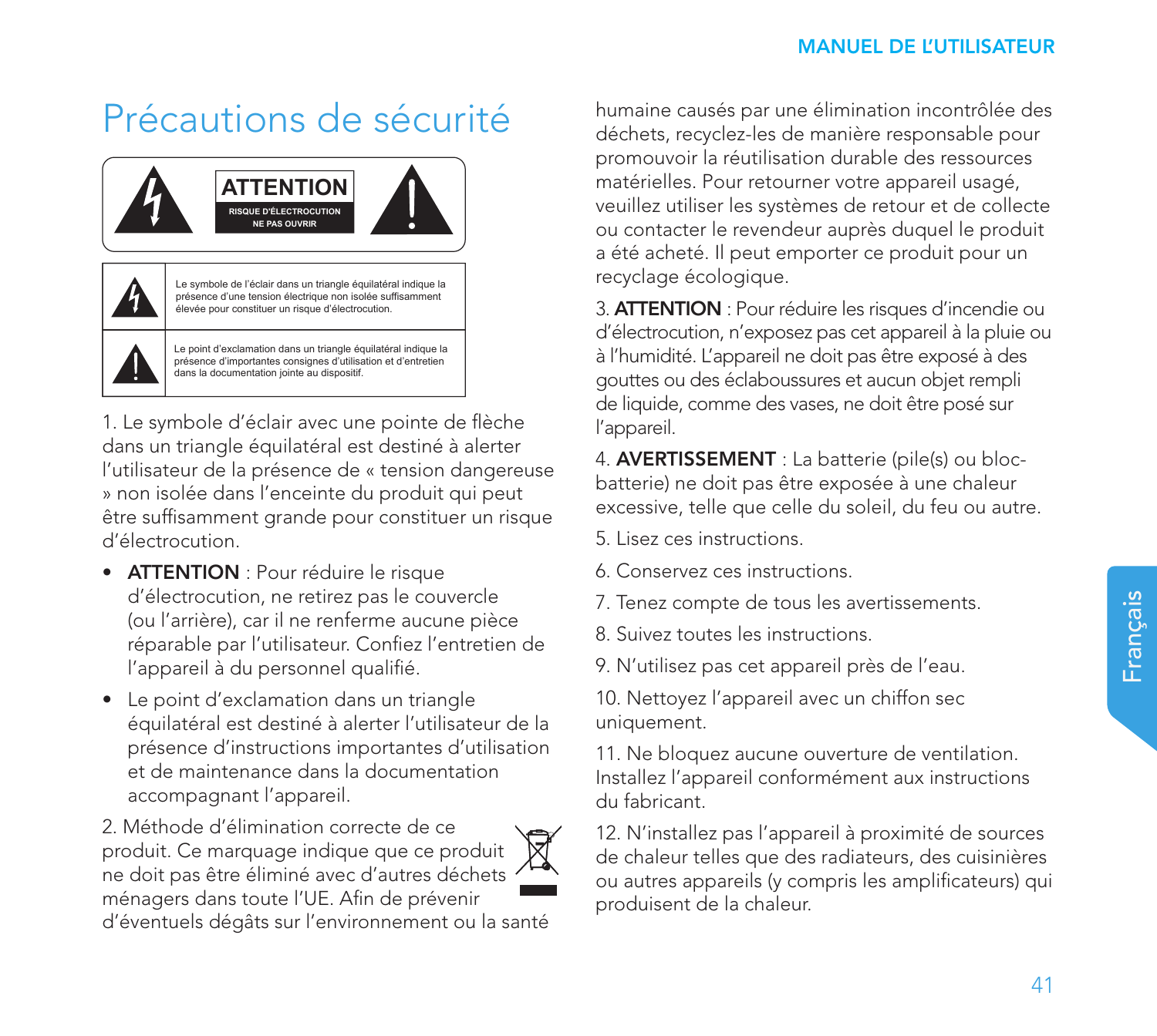# Précautions de sécurité

**ATTENTION**
RISQUE D'ÉLECTROCUTION
NE PAS OUVRIR

| | |
|---|---|
| ⚡ | Le symbole de l'éclair dans un triangle équilatéral indique la présence d'une tension électrique non isolée suffisamment élevée pour constituer un risque d'électrocution. |
| ! | Le point d'exclamation dans un triangle équilatéral indique la présence d'importantes consignes d'utilisation et d'entretien dans la documentation jointe au dispositif. |

1. Le symbole d'éclair avec une pointe de flèche dans un triangle équilatéral est destiné à alerter l'utilisateur de la présence de « tension dangereuse » non isolée dans l'enceinte du produit qui peut être suffisamment grande pour constituer un risque d'électrocution.

- **ATTENTION** : Pour réduire le risque d'électrocution, ne retirez pas le couvercle (ou l'arrière), car il ne renferme aucune pièce réparable par l'utilisateur. Confiez l'entretien de l'appareil à du personnel qualifié.
- Le point d'exclamation dans un triangle équilatéral est destiné à alerter l'utilisateur de la présence d'instructions importantes d'utilisation et de maintenance dans la documentation accompagnant l'appareil.

2. Méthode d'élimination correcte de ce produit. Ce marquage indique que ce produit ne doit pas être éliminé avec d'autres déchets ménagers dans toute l'UE. Afin de prévenir d'éventuels dégâts sur l'environnement ou la santé humaine causés par une élimination incontrôlée des déchets, recyclez-les de manière responsable pour promouvoir la réutilisation durable des ressources matérielles. Pour retourner votre appareil usagé, veuillez utiliser les systèmes de retour et de collecte ou contacter le revendeur auprès duquel le produit a été acheté. Il peut emporter ce produit pour un recyclage écologique.

3. **ATTENTION** : Pour réduire les risques d'incendie ou d'électrocution, n'exposez pas cet appareil à la pluie ou à l'humidité. L'appareil ne doit pas être exposé à des gouttes ou des éclaboussures et aucun objet rempli de liquide, comme des vases, ne doit être posé sur l'appareil.

4. **AVERTISSEMENT** : La batterie (pile(s) ou bloc-batterie) ne doit pas être exposée à une chaleur excessive, telle que celle du soleil, du feu ou autre.

5. Lisez ces instructions.

6. Conservez ces instructions.

7. Tenez compte de tous les avertissements.

8. Suivez toutes les instructions.

9. N'utilisez pas cet appareil près de l'eau.

10. Nettoyez l'appareil avec un chiffon sec uniquement.

11. Ne bloquez aucune ouverture de ventilation. Installez l'appareil conformément aux instructions du fabricant.

12. N'installez pas l'appareil à proximité de sources de chaleur telles que des radiateurs, des cuisinières ou autres appareils (y compris les amplificateurs) qui produisent de la chaleur.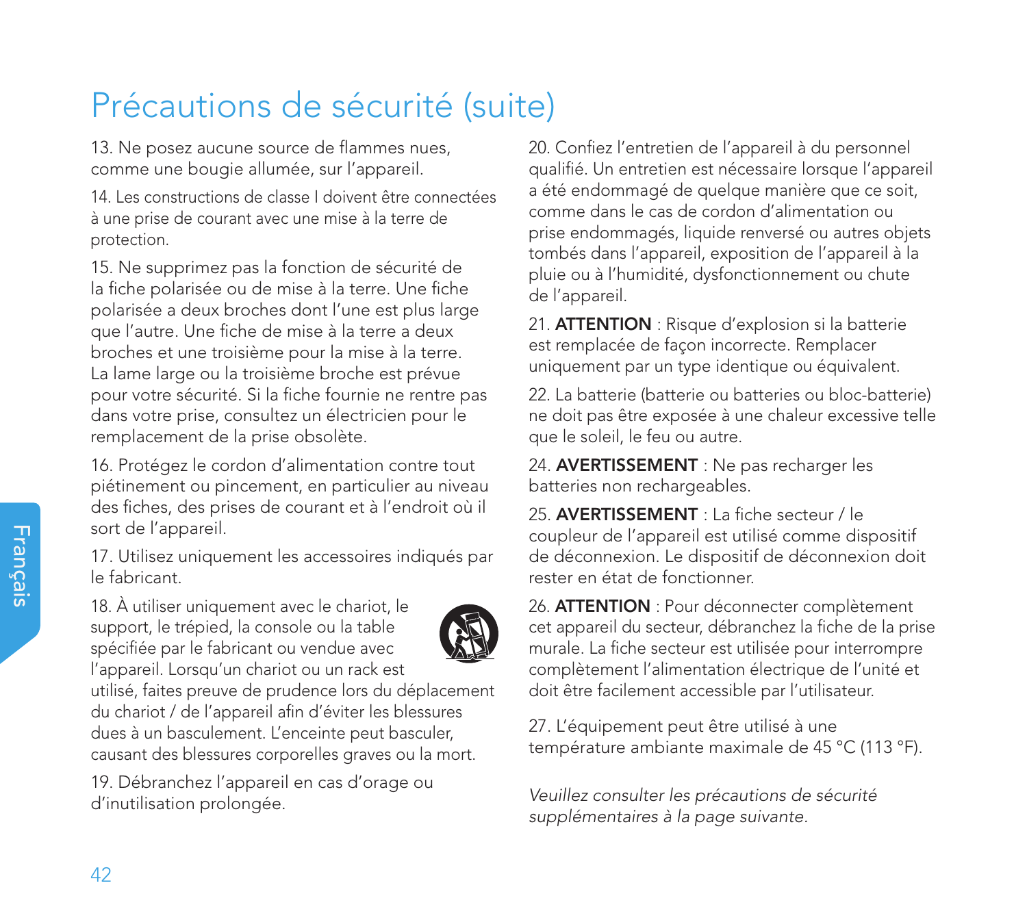# Précautions de sécurité (suite)

13. Ne posez aucune source de flammes nues, comme une bougie allumée, sur l'appareil.

14. Les constructions de classe I doivent être connectées à une prise de courant avec une mise à la terre de protection.

15. Ne supprimez pas la fonction de sécurité de la fiche polarisée ou de mise à la terre. Une fiche polarisée a deux broches dont l'une est plus large que l'autre. Une fiche de mise à la terre a deux broches et une troisième pour la mise à la terre. La lame large ou la troisième broche est prévue pour votre sécurité. Si la fiche fournie ne rentre pas dans votre prise, consultez un électricien pour le remplacement de la prise obsolète.

16. Protégez le cordon d'alimentation contre tout piétinement ou pincement, en particulier au niveau des fiches, des prises de courant et à l'endroit où il sort de l'appareil.

17. Utilisez uniquement les accessoires indiqués par le fabricant.

18. À utiliser uniquement avec le chariot, le support, le trépied, la console ou la table spécifiée par le fabricant ou vendue avec l'appareil. Lorsqu'un chariot ou un rack est utilisé, faites preuve de prudence lors du déplacement du chariot / de l'appareil afin d'éviter les blessures dues à un basculement. L'enceinte peut basculer, causant des blessures corporelles graves ou la mort.

19. Débranchez l'appareil en cas d'orage ou d'inutilisation prolongée.

20. Confiez l'entretien de l'appareil à du personnel qualifié. Un entretien est nécessaire lorsque l'appareil a été endommagé de quelque manière que ce soit, comme dans le cas de cordon d'alimentation ou prise endommagés, liquide renversé ou autres objets tombés dans l'appareil, exposition de l'appareil à la pluie ou à l'humidité, dysfonctionnement ou chute de l'appareil.

21. **ATTENTION** : Risque d'explosion si la batterie est remplacée de façon incorrecte. Remplacer uniquement par un type identique ou équivalent.

22. La batterie (batterie ou batteries ou bloc-batterie) ne doit pas être exposée à une chaleur excessive telle que le soleil, le feu ou autre.

24. **AVERTISSEMENT** : Ne pas recharger les batteries non rechargeables.

25. **AVERTISSEMENT** : La fiche secteur / le coupleur de l'appareil est utilisé comme dispositif de déconnexion. Le dispositif de déconnexion doit rester en état de fonctionner.

26. **ATTENTION** : Pour déconnecter complètement cet appareil du secteur, débranchez la fiche de la prise murale. La fiche secteur est utilisée pour interrompre complètement l'alimentation électrique de l'unité et doit être facilement accessible par l'utilisateur.

27. L'équipement peut être utilisé à une température ambiante maximale de 45 °C (113 °F).

*Veuillez consulter les précautions de sécurité supplémentaires à la page suivante.*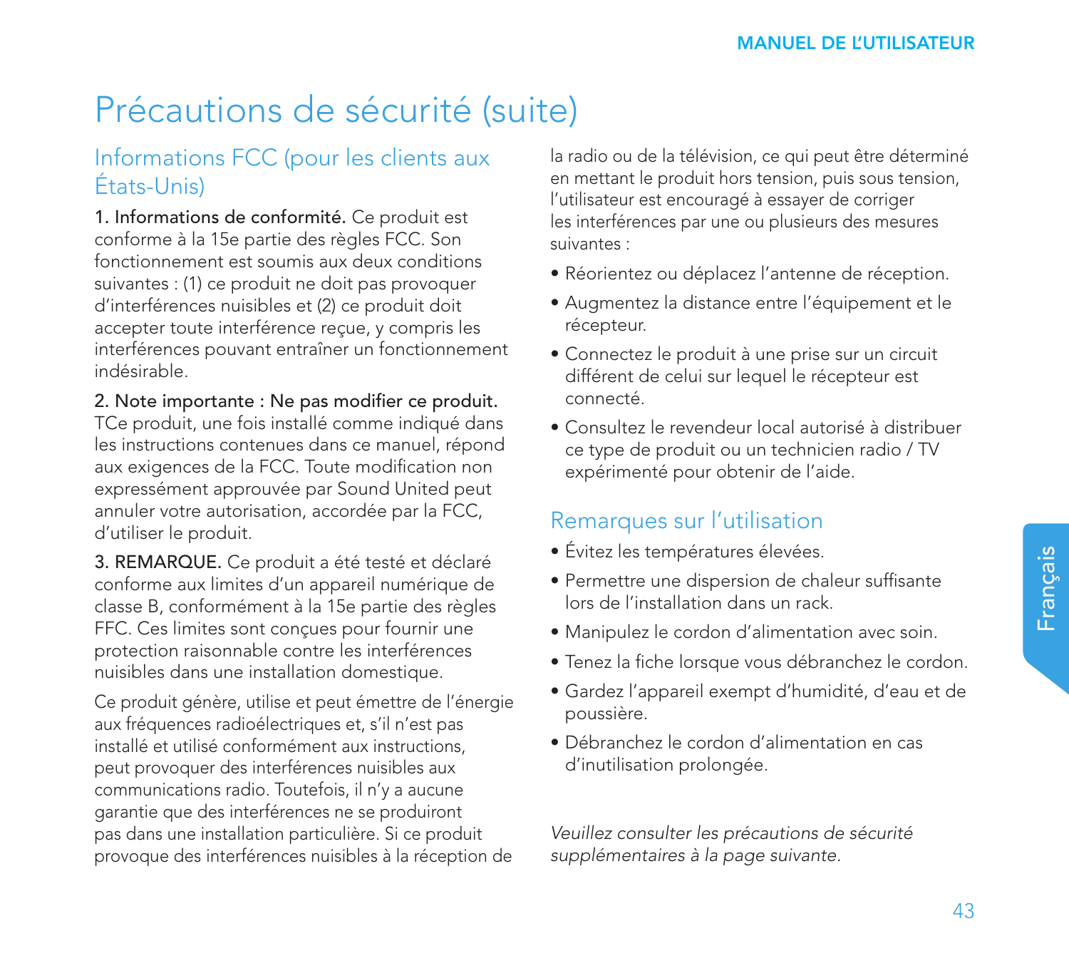# Précautions de sécurité (suite)

## Informations FCC (pour les clients aux États-Unis)

**1. Informations de conformité.** Ce produit est conforme à la 15e partie des règles FCC. Son fonctionnement est soumis aux deux conditions suivantes : (1) ce produit ne doit pas provoquer d'interférences nuisibles et (2) ce produit doit accepter toute interférence reçue, y compris les interférences pouvant entraîner un fonctionnement indésirable.

**2. Note importante : Ne pas modifier ce produit.** TCe produit, une fois installé comme indiqué dans les instructions contenues dans ce manuel, répond aux exigences de la FCC. Toute modification non expressément approuvée par Sound United peut annuler votre autorisation, accordée par la FCC, d'utiliser le produit.

**3. REMARQUE.** Ce produit a été testé et déclaré conforme aux limites d'un appareil numérique de classe B, conformément à la 15e partie des règles FFC. Ces limites sont conçues pour fournir une protection raisonnable contre les interférences nuisibles dans une installation domestique.

Ce produit génère, utilise et peut émettre de l'énergie aux fréquences radioélectriques et, s'il n'est pas installé et utilisé conformément aux instructions, peut provoquer des interférences nuisibles aux communications radio. Toutefois, il n'y a aucune garantie que des interférences ne se produiront pas dans une installation particulière. Si ce produit provoque des interférences nuisibles à la réception de la radio ou de la télévision, ce qui peut être déterminé en mettant le produit hors tension, puis sous tension, l'utilisateur est encouragé à essayer de corriger les interférences par une ou plusieurs des mesures suivantes :

- Réorientez ou déplacez l'antenne de réception.
- Augmentez la distance entre l'équipement et le récepteur.
- Connectez le produit à une prise sur un circuit différent de celui sur lequel le récepteur est connecté.
- Consultez le revendeur local autorisé à distribuer ce type de produit ou un technicien radio / TV expérimenté pour obtenir de l'aide.

## Remarques sur l'utilisation

- Évitez les températures élevées.
- Permettre une dispersion de chaleur suffisante lors de l'installation dans un rack.
- Manipulez le cordon d'alimentation avec soin.
- Tenez la fiche lorsque vous débranchez le cordon.
- Gardez l'appareil exempt d'humidité, d'eau et de poussière.
- Débranchez le cordon d'alimentation en cas d'inutilisation prolongée.

*Veuillez consulter les précautions de sécurité supplémentaires à la page suivante.*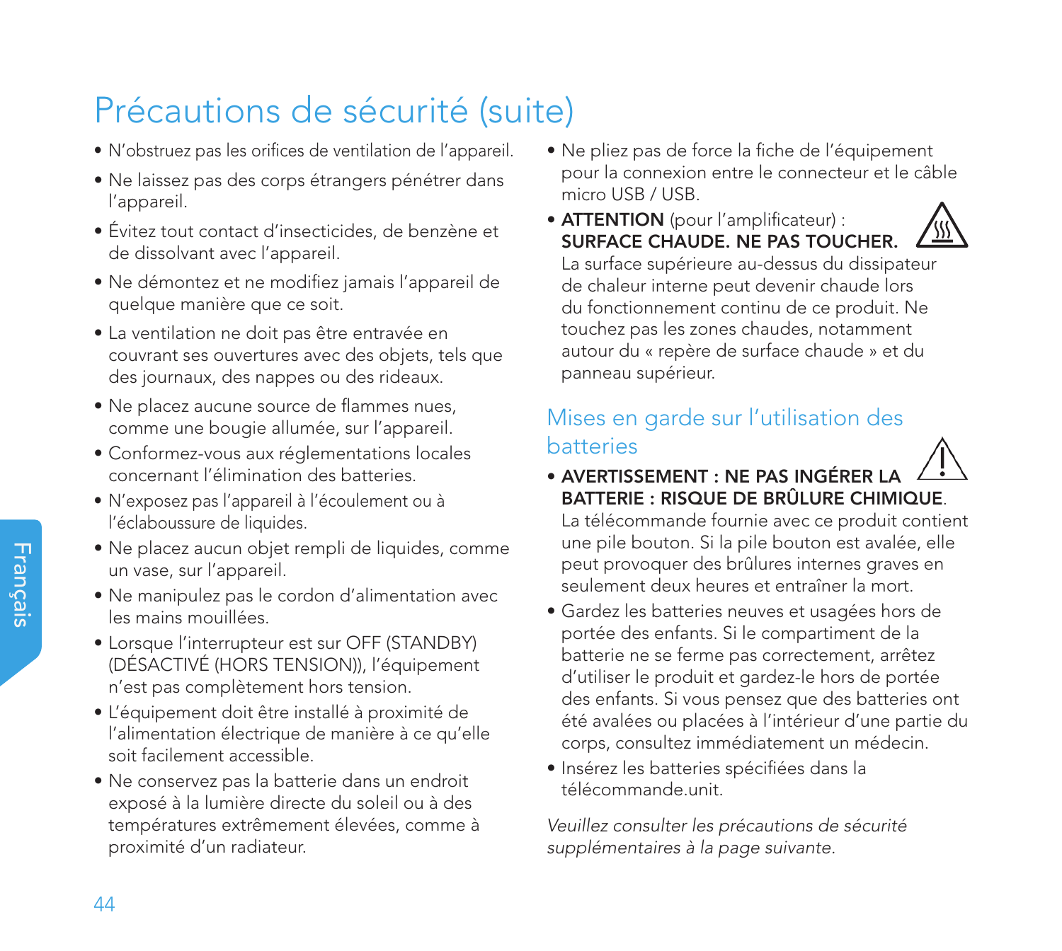# Précautions de sécurité (suite)

- N'obstruez pas les orifices de ventilation de l'appareil.
- Ne laissez pas des corps étrangers pénétrer dans l'appareil.
- Évitez tout contact d'insecticides, de benzène et de dissolvant avec l'appareil.
- Ne démontez et ne modifiez jamais l'appareil de quelque manière que ce soit.
- La ventilation ne doit pas être entravée en couvrant ses ouvertures avec des objets, tels que des journaux, des nappes ou des rideaux.
- Ne placez aucune source de flammes nues, comme une bougie allumée, sur l'appareil.
- Conformez-vous aux réglementations locales concernant l'élimination des batteries.
- N'exposez pas l'appareil à l'écoulement ou à l'éclaboussure de liquides.
- Ne placez aucun objet rempli de liquides, comme un vase, sur l'appareil.
- Ne manipulez pas le cordon d'alimentation avec les mains mouillées.
- Lorsque l'interrupteur est sur OFF (STANDBY) (DÉSACTIVÉ (HORS TENSION)), l'équipement n'est pas complètement hors tension.
- L'équipement doit être installé à proximité de l'alimentation électrique de manière à ce qu'elle soit facilement accessible.
- Ne conservez pas la batterie dans un endroit exposé à la lumière directe du soleil ou à des températures extrêmement élevées, comme à proximité d'un radiateur.
- Ne pliez pas de force la fiche de l'équipement pour la connexion entre le connecteur et le câble micro USB / USB.
- **ATTENTION** (pour l'amplificateur) : **SURFACE CHAUDE. NE PAS TOUCHER.** La surface supérieure au-dessus du dissipateur de chaleur interne peut devenir chaude lors du fonctionnement continu de ce produit. Ne touchez pas les zones chaudes, notamment autour du « repère de surface chaude » et du panneau supérieur.

## Mises en garde sur l'utilisation des batteries

- **AVERTISSEMENT : NE PAS INGÉRER LA BATTERIE : RISQUE DE BRÛLURE CHIMIQUE**. La télécommande fournie avec ce produit contient une pile bouton. Si la pile bouton est avalée, elle peut provoquer des brûlures internes graves en seulement deux heures et entraîner la mort.
- Gardez les batteries neuves et usagées hors de portée des enfants. Si le compartiment de la batterie ne se ferme pas correctement, arrêtez d'utiliser le produit et gardez-le hors de portée des enfants. Si vous pensez que des batteries ont été avalées ou placées à l'intérieur d'une partie du corps, consultez immédiatement un médecin.
- Insérez les batteries spécifiées dans la télécommande.unit.

*Veuillez consulter les précautions de sécurité supplémentaires à la page suivante.*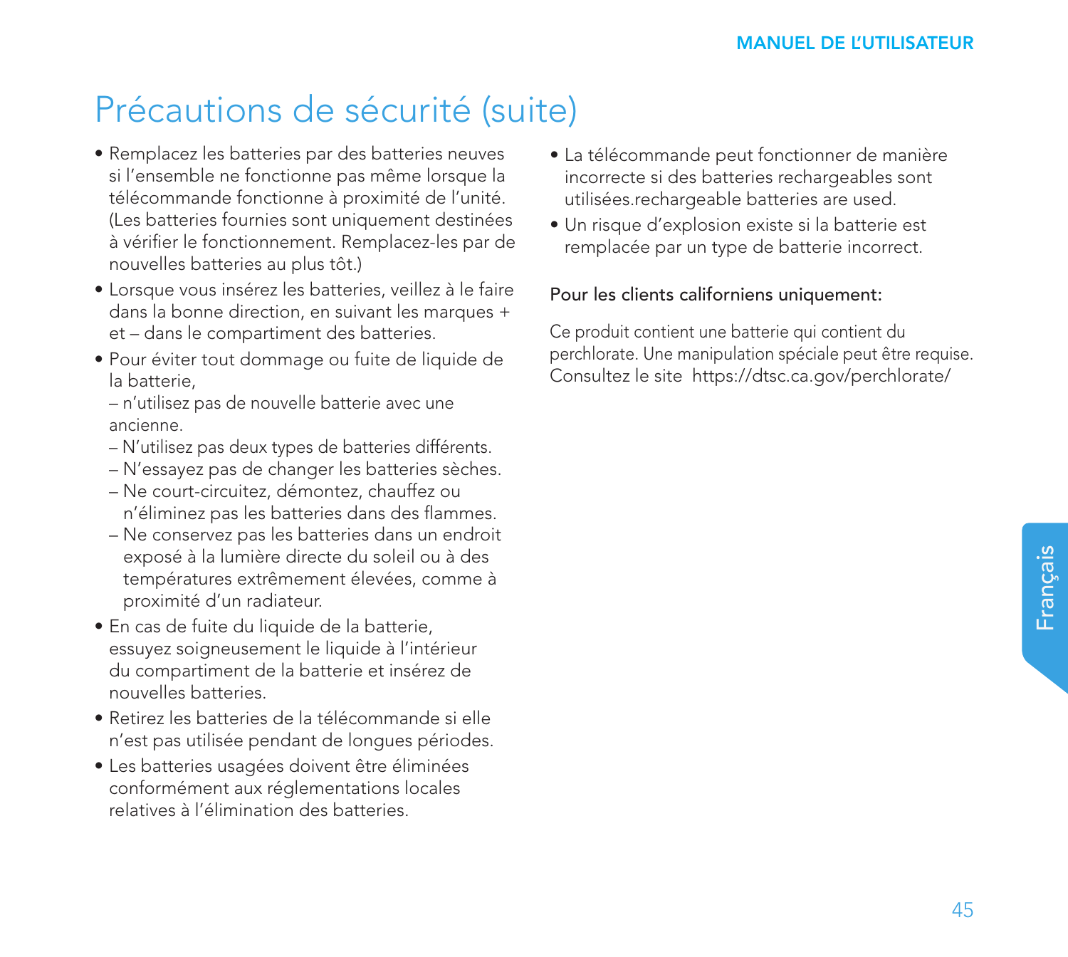# Précautions de sécurité (suite)

- Remplacez les batteries par des batteries neuves si l'ensemble ne fonctionne pas même lorsque la télécommande fonctionne à proximité de l'unité. (Les batteries fournies sont uniquement destinées à vérifier le fonctionnement. Remplacez-les par de nouvelles batteries au plus tôt.)
- Lorsque vous insérez les batteries, veillez à le faire dans la bonne direction, en suivant les marques + et – dans le compartiment des batteries.
- Pour éviter tout dommage ou fuite de liquide de la batterie,
  – n'utilisez pas de nouvelle batterie avec une ancienne.
  – N'utilisez pas deux types de batteries différents.
  – N'essayez pas de changer les batteries sèches.
  – Ne court-circuitez, démontez, chauffez ou n'éliminez pas les batteries dans des flammes.
  – Ne conservez pas les batteries dans un endroit exposé à la lumière directe du soleil ou à des températures extrêmement élevées, comme à proximité d'un radiateur.
- En cas de fuite du liquide de la batterie, essuyez soigneusement le liquide à l'intérieur du compartiment de la batterie et insérez de nouvelles batteries.
- Retirez les batteries de la télécommande si elle n'est pas utilisée pendant de longues périodes.
- Les batteries usagées doivent être éliminées conformément aux réglementations locales relatives à l'élimination des batteries.
- La télécommande peut fonctionner de manière incorrecte si des batteries rechargeables sont utilisées.rechargeable batteries are used.
- Un risque d'explosion existe si la batterie est remplacée par un type de batterie incorrect.

Pour les clients californiens uniquement:

Ce produit contient une batterie qui contient du perchlorate. Une manipulation spéciale peut être requise. Consultez le site https://dtsc.ca.gov/perchlorate/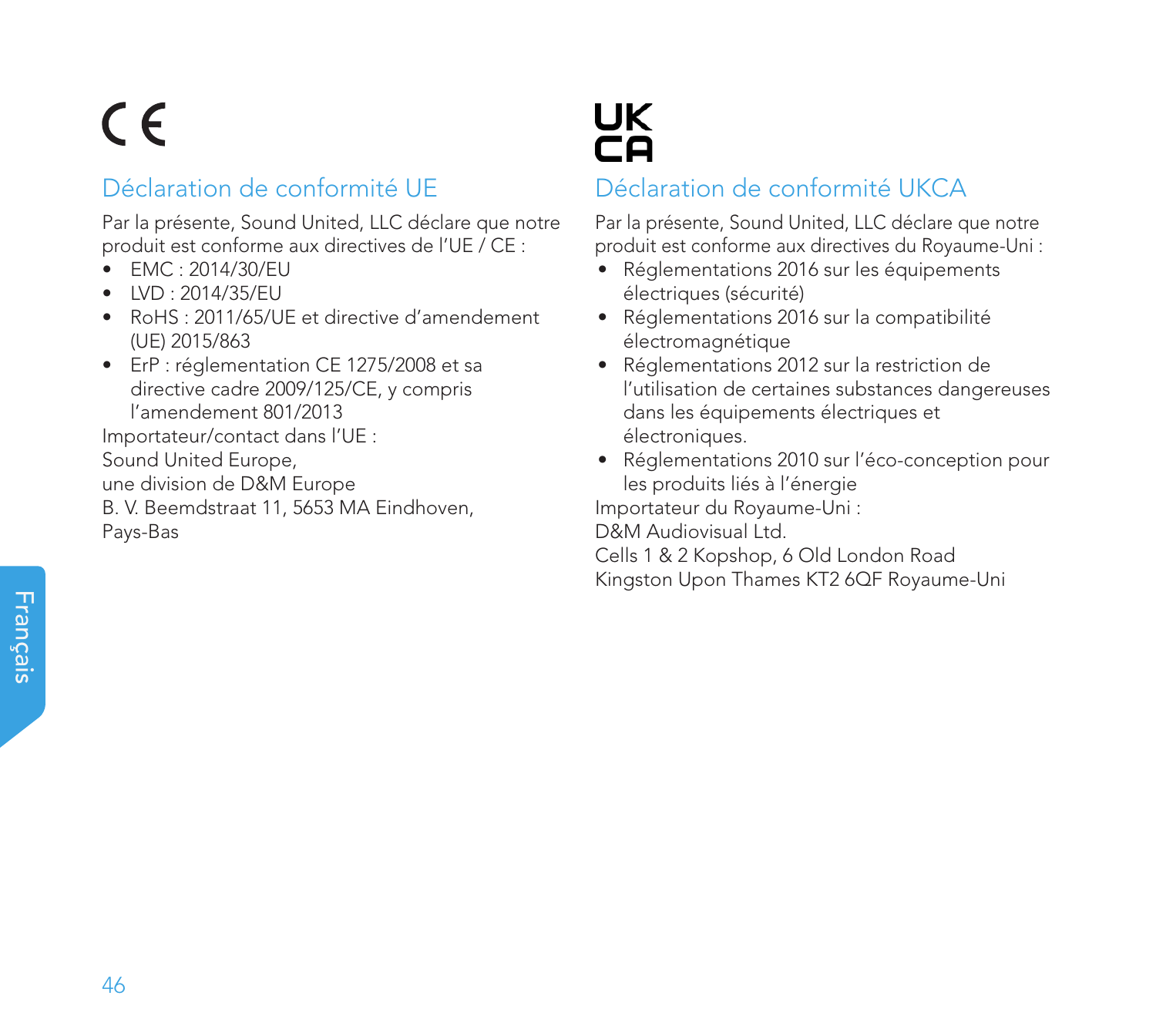CE

## Déclaration de conformité UE

Par la présente, Sound United, LLC déclare que notre produit est conforme aux directives de l’UE / CE :

- EMC : 2014/30/EU
- LVD : 2014/35/EU
- RoHS : 2011/65/UE et directive d’amendement (UE) 2015/863
- ErP : réglementation CE 1275/2008 et sa directive cadre 2009/125/CE, y compris l’amendement 801/2013

Importateur/contact dans l’UE :
Sound United Europe,
une division de D&M Europe
B. V. Beemdstraat 11, 5653 MA Eindhoven,
Pays-Bas

UK
CA

## Déclaration de conformité UKCA

Par la présente, Sound United, LLC déclare que notre produit est conforme aux directives du Royaume-Uni :

- Réglementations 2016 sur les équipements électriques (sécurité)
- Réglementations 2016 sur la compatibilité électromagnétique
- Réglementations 2012 sur la restriction de l’utilisation de certaines substances dangereuses dans les équipements électriques et électroniques.
- Réglementations 2010 sur l’éco-conception pour les produits liés à l’énergie

Importateur du Royaume-Uni :
D&M Audiovisual Ltd.
Cells 1 & 2 Kopshop, 6 Old London Road
Kingston Upon Thames KT2 6QF Royaume-Uni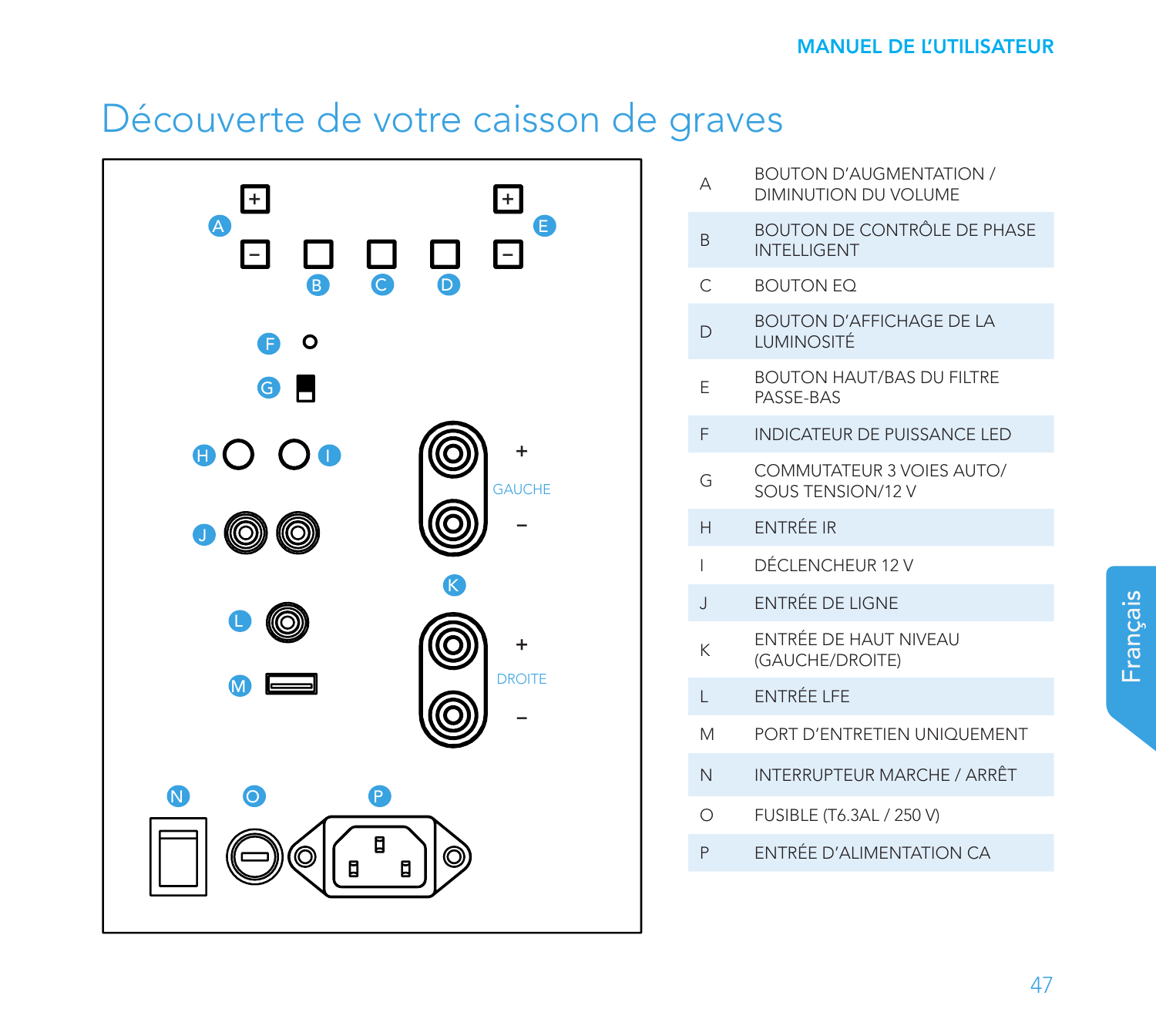# Découverte de votre caisson de graves

| | |
|---|---|
| A | BOUTON D'AUGMENTATION / DIMINUTION DU VOLUME |
| B | BOUTON DE CONTRÔLE DE PHASE INTELLIGENT |
| C | BOUTON EQ |
| D | BOUTON D'AFFICHAGE DE LA LUMINOSITÉ |
| E | BOUTON HAUT/BAS DU FILTRE PASSE-BAS |
| F | INDICATEUR DE PUISSANCE LED |
| G | COMMUTATEUR 3 VOIES AUTO/ SOUS TENSION/12 V |
| H | ENTRÉE IR |
| I | DÉCLENCHEUR 12 V |
| J | ENTRÉE DE LIGNE |
| K | ENTRÉE DE HAUT NIVEAU (GAUCHE/DROITE) |
| L | ENTRÉE LFE |
| M | PORT D'ENTRETIEN UNIQUEMENT |
| N | INTERRUPTEUR MARCHE / ARRÊT |
| O | FUSIBLE (T6.3AL / 250 V) |
| P | ENTRÉE D'ALIMENTATION CA |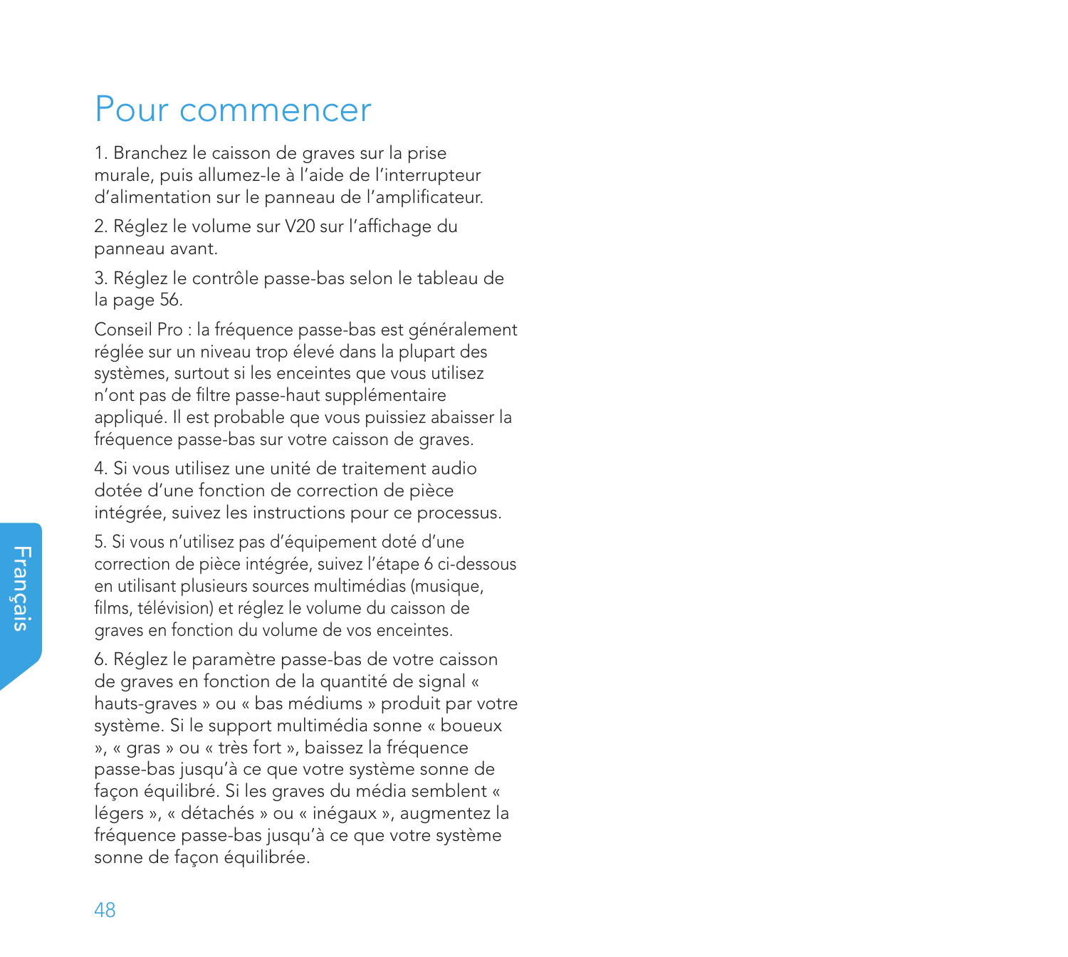# Pour commencer

1. Branchez le caisson de graves sur la prise murale, puis allumez-le à l'aide de l'interrupteur d'alimentation sur le panneau de l'amplificateur.

2. Réglez le volume sur V20 sur l'affichage du panneau avant.

3. Réglez le contrôle passe-bas selon le tableau de la page 56.

Conseil Pro : la fréquence passe-bas est généralement réglée sur un niveau trop élevé dans la plupart des systèmes, surtout si les enceintes que vous utilisez n'ont pas de filtre passe-haut supplémentaire appliqué. Il est probable que vous puissiez abaisser la fréquence passe-bas sur votre caisson de graves.

4. Si vous utilisez une unité de traitement audio dotée d'une fonction de correction de pièce intégrée, suivez les instructions pour ce processus.

5. Si vous n'utilisez pas d'équipement doté d'une correction de pièce intégrée, suivez l'étape 6 ci-dessous en utilisant plusieurs sources multimédias (musique, films, télévision) et réglez le volume du caisson de graves en fonction du volume de vos enceintes.

6. Réglez le paramètre passe-bas de votre caisson de graves en fonction de la quantité de signal « hauts-graves » ou « bas médiums » produit par votre système. Si le support multimédia sonne « boueux », « gras » ou « très fort », baissez la fréquence passe-bas jusqu'à ce que votre système sonne de façon équilibré. Si les graves du média semblent « légers », « détachés » ou « inégaux », augmentez la fréquence passe-bas jusqu'à ce que votre système sonne de façon équilibrée.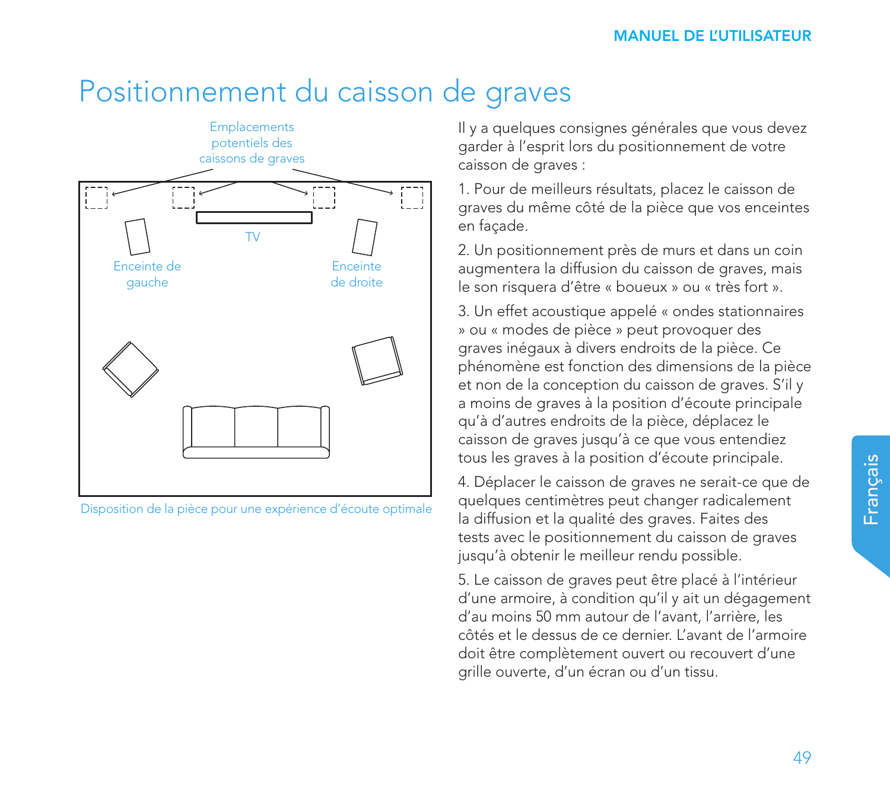# Positionnement du caisson de graves

Emplacements potentiels des caissons de graves

TV

Enceinte de gauche

Enceinte de droite

Disposition de la pièce pour une expérience d'écoute optimale

Il y a quelques consignes générales que vous devez garder à l'esprit lors du positionnement de votre caisson de graves :

1. Pour de meilleurs résultats, placez le caisson de graves du même côté de la pièce que vos enceintes en façade.

2. Un positionnement près de murs et dans un coin augmentera la diffusion du caisson de graves, mais le son risquera d'être « boueux » ou « très fort ».

3. Un effet acoustique appelé « ondes stationnaires » ou « modes de pièce » peut provoquer des graves inégaux à divers endroits de la pièce. Ce phénomène est fonction des dimensions de la pièce et non de la conception du caisson de graves. S'il y a moins de graves à la position d'écoute principale qu'à d'autres endroits de la pièce, déplacez le caisson de graves jusqu'à ce que vous entendiez tous les graves à la position d'écoute principale.

4. Déplacer le caisson de graves ne serait-ce que de quelques centimètres peut changer radicalement la diffusion et la qualité des graves. Faites des tests avec le positionnement du caisson de graves jusqu'à obtenir le meilleur rendu possible.

5. Le caisson de graves peut être placé à l'intérieur d'une armoire, à condition qu'il y ait un dégagement d'au moins 50 mm autour de l'avant, l'arrière, les côtés et le dessus de ce dernier. L'avant de l'armoire doit être complètement ouvert ou recouvert d'une grille ouverte, d'un écran ou d'un tissu.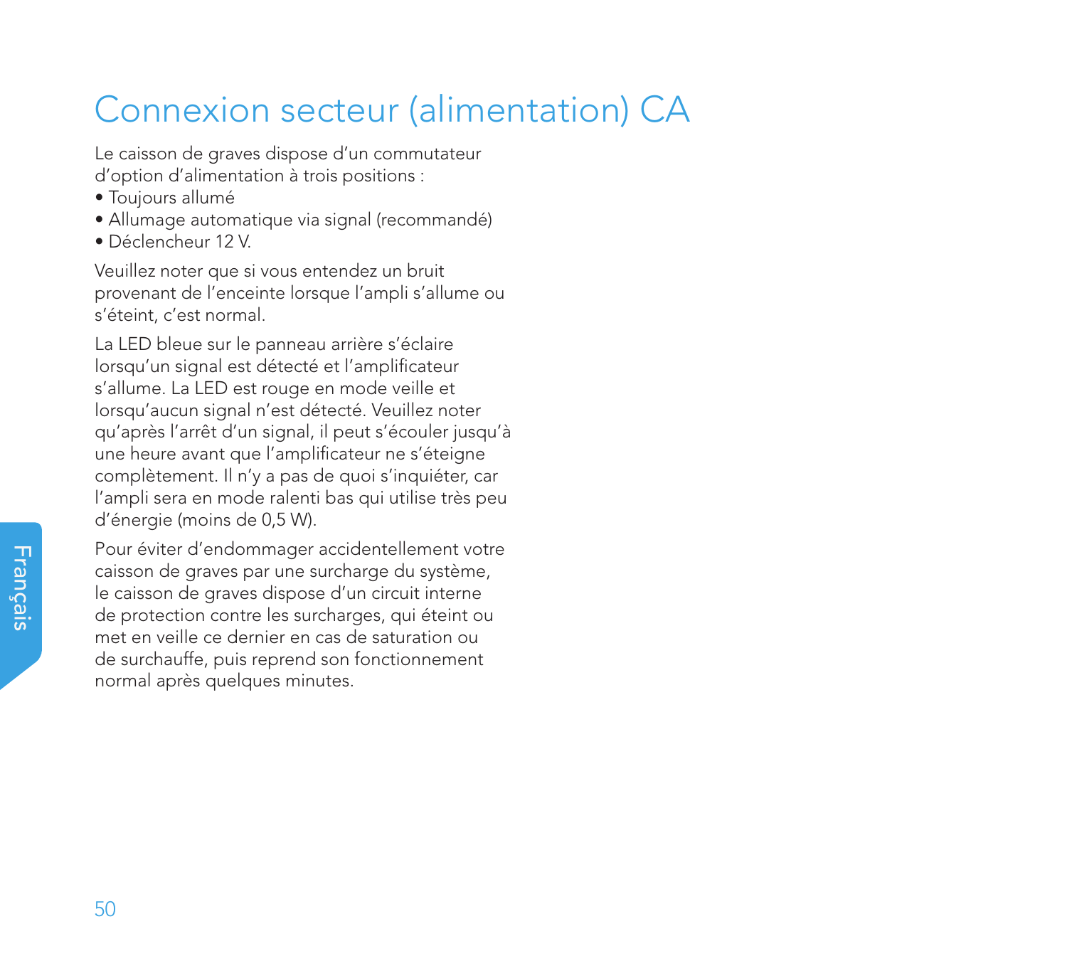# Connexion secteur (alimentation) CA

Le caisson de graves dispose d'un commutateur d'option d'alimentation à trois positions :

- Toujours allumé
- Allumage automatique via signal (recommandé)
- Déclencheur 12 V.

Veuillez noter que si vous entendez un bruit provenant de l'enceinte lorsque l'ampli s'allume ou s'éteint, c'est normal.

La LED bleue sur le panneau arrière s'éclaire lorsqu'un signal est détecté et l'amplificateur s'allume. La LED est rouge en mode veille et lorsqu'aucun signal n'est détecté. Veuillez noter qu'après l'arrêt d'un signal, il peut s'écouler jusqu'à une heure avant que l'amplificateur ne s'éteigne complètement. Il n'y a pas de quoi s'inquiéter, car l'ampli sera en mode ralenti bas qui utilise très peu d'énergie (moins de 0,5 W).

Pour éviter d'endommager accidentellement votre caisson de graves par une surcharge du système, le caisson de graves dispose d'un circuit interne de protection contre les surcharges, qui éteint ou met en veille ce dernier en cas de saturation ou de surchauffe, puis reprend son fonctionnement normal après quelques minutes.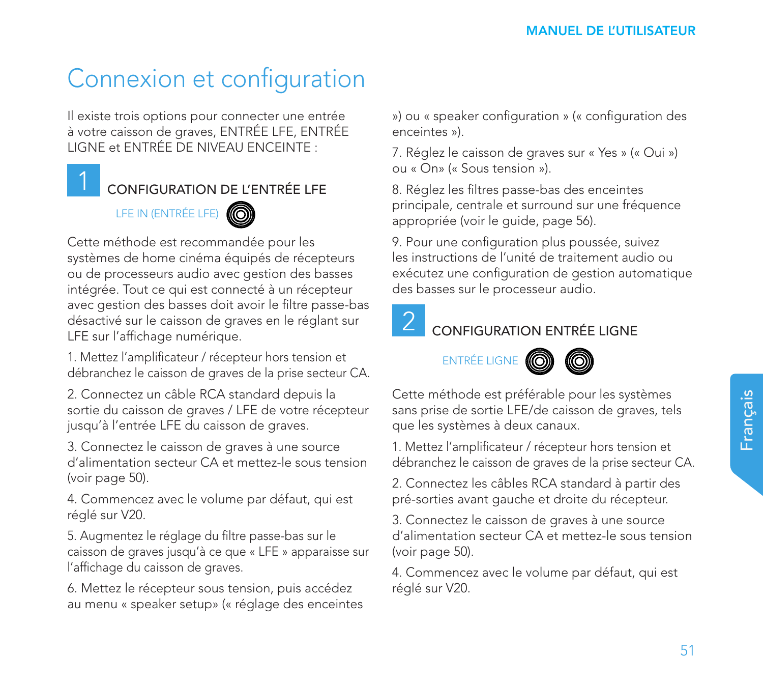# Connexion et configuration

Il existe trois options pour connecter une entrée à votre caisson de graves, ENTRÉE LFE, ENTRÉE LIGNE et ENTRÉE DE NIVEAU ENCEINTE :

## 1 CONFIGURATION DE L'ENTRÉE LFE

LFE IN (ENTRÉE LFE)

Cette méthode est recommandée pour les systèmes de home cinéma équipés de récepteurs ou de processeurs audio avec gestion des basses intégrée. Tout ce qui est connecté à un récepteur avec gestion des basses doit avoir le filtre passe-bas désactivé sur le caisson de graves en le réglant sur LFE sur l'affichage numérique.

1. Mettez l'amplificateur / récepteur hors tension et débranchez le caisson de graves de la prise secteur CA.

2. Connectez un câble RCA standard depuis la sortie du caisson de graves / LFE de votre récepteur jusqu'à l'entrée LFE du caisson de graves.

3. Connectez le caisson de graves à une source d'alimentation secteur CA et mettez-le sous tension (voir page 50).

4. Commencez avec le volume par défaut, qui est réglé sur V20.

5. Augmentez le réglage du filtre passe-bas sur le caisson de graves jusqu'à ce que « LFE » apparaisse sur l'affichage du caisson de graves.

6. Mettez le récepteur sous tension, puis accédez au menu « speaker setup» (« réglage des enceintes ») ou « speaker configuration » (« configuration des enceintes »).

7. Réglez le caisson de graves sur « Yes » (« Oui ») ou « On» (« Sous tension »).

8. Réglez les filtres passe-bas des enceintes principale, centrale et surround sur une fréquence appropriée (voir le guide, page 56).

9. Pour une configuration plus poussée, suivez les instructions de l'unité de traitement audio ou exécutez une configuration de gestion automatique des basses sur le processeur audio.

## 2 CONFIGURATION ENTRÉE LIGNE

ENTRÉE LIGNE

Cette méthode est préférable pour les systèmes sans prise de sortie LFE/de caisson de graves, tels que les systèmes à deux canaux.

1. Mettez l'amplificateur / récepteur hors tension et débranchez le caisson de graves de la prise secteur CA.

2. Connectez les câbles RCA standard à partir des pré-sorties avant gauche et droite du récepteur.

3. Connectez le caisson de graves à une source d'alimentation secteur CA et mettez-le sous tension (voir page 50).

4. Commencez avec le volume par défaut, qui est réglé sur V20.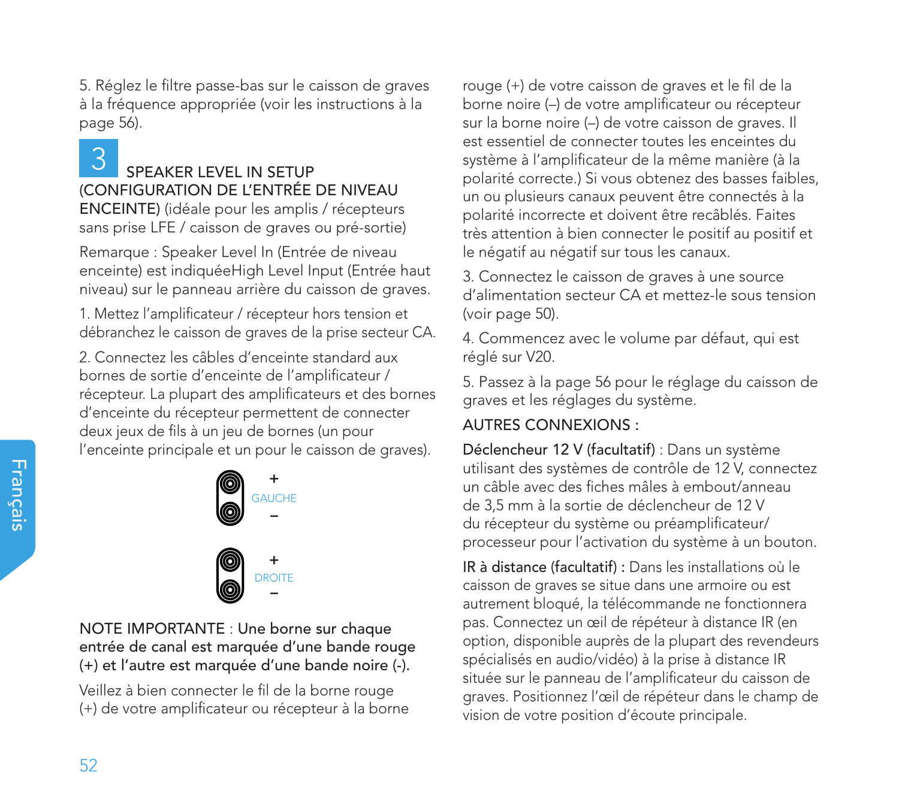5. Réglez le filtre passe-bas sur le caisson de graves à la fréquence appropriée (voir les instructions à la page 56).

## 3 SPEAKER LEVEL IN SETUP (CONFIGURATION DE L'ENTRÉE DE NIVEAU ENCEINTE) (idéale pour les amplis / récepteurs sans prise LFE / caisson de graves ou pré-sortie)

Remarque : Speaker Level In (Entrée de niveau enceinte) est indiquéeHigh Level Input (Entrée haut niveau) sur le panneau arrière du caisson de graves.

1. Mettez l'amplificateur / récepteur hors tension et débranchez le caisson de graves de la prise secteur CA.

2. Connectez les câbles d'enceinte standard aux bornes de sortie d'enceinte de l'amplificateur / récepteur. La plupart des amplificateurs et des bornes d'enceinte du récepteur permettent de connecter deux jeux de fils à un jeu de bornes (un pour l'enceinte principale et un pour le caisson de graves).

\+
GAUCHE
–

\+
DROITE
–

**NOTE IMPORTANTE** : **Une borne sur chaque entrée de canal est marquée d'une bande rouge (+) et l'autre est marquée d'une bande noire (-).**

Veillez à bien connecter le fil de la borne rouge (+) de votre amplificateur ou récepteur à la borne rouge (+) de votre caisson de graves et le fil de la borne noire (–) de votre amplificateur ou récepteur sur la borne noire (–) de votre caisson de graves. Il est essentiel de connecter toutes les enceintes du système à l'amplificateur de la même manière (à la polarité correcte.) Si vous obtenez des basses faibles, un ou plusieurs canaux peuvent être connectés à la polarité incorrecte et doivent être recâblés. Faites très attention à bien connecter le positif au positif et le négatif au négatif sur tous les canaux.

3. Connectez le caisson de graves à une source d'alimentation secteur CA et mettez-le sous tension (voir page 50).

4. Commencez avec le volume par défaut, qui est réglé sur V20.

5. Passez à la page 56 pour le réglage du caisson de graves et les réglages du système.

AUTRES CONNEXIONS :

**Déclencheur 12 V (facultatif)** : Dans un système utilisant des systèmes de contrôle de 12 V, connectez un câble avec des fiches mâles à embout/anneau de 3,5 mm à la sortie de déclencheur de 12 V du récepteur du système ou préamplificateur/ processeur pour l'activation du système à un bouton.

**IR à distance (facultatif) :** Dans les installations où le caisson de graves se situe dans une armoire ou est autrement bloqué, la télécommande ne fonctionnera pas. Connectez un œil de répéteur à distance IR (en option, disponible auprès de la plupart des revendeurs spécialisés en audio/vidéo) à la prise à distance IR située sur le panneau de l'amplificateur du caisson de graves. Positionnez l'œil de répéteur dans le champ de vision de votre position d'écoute principale.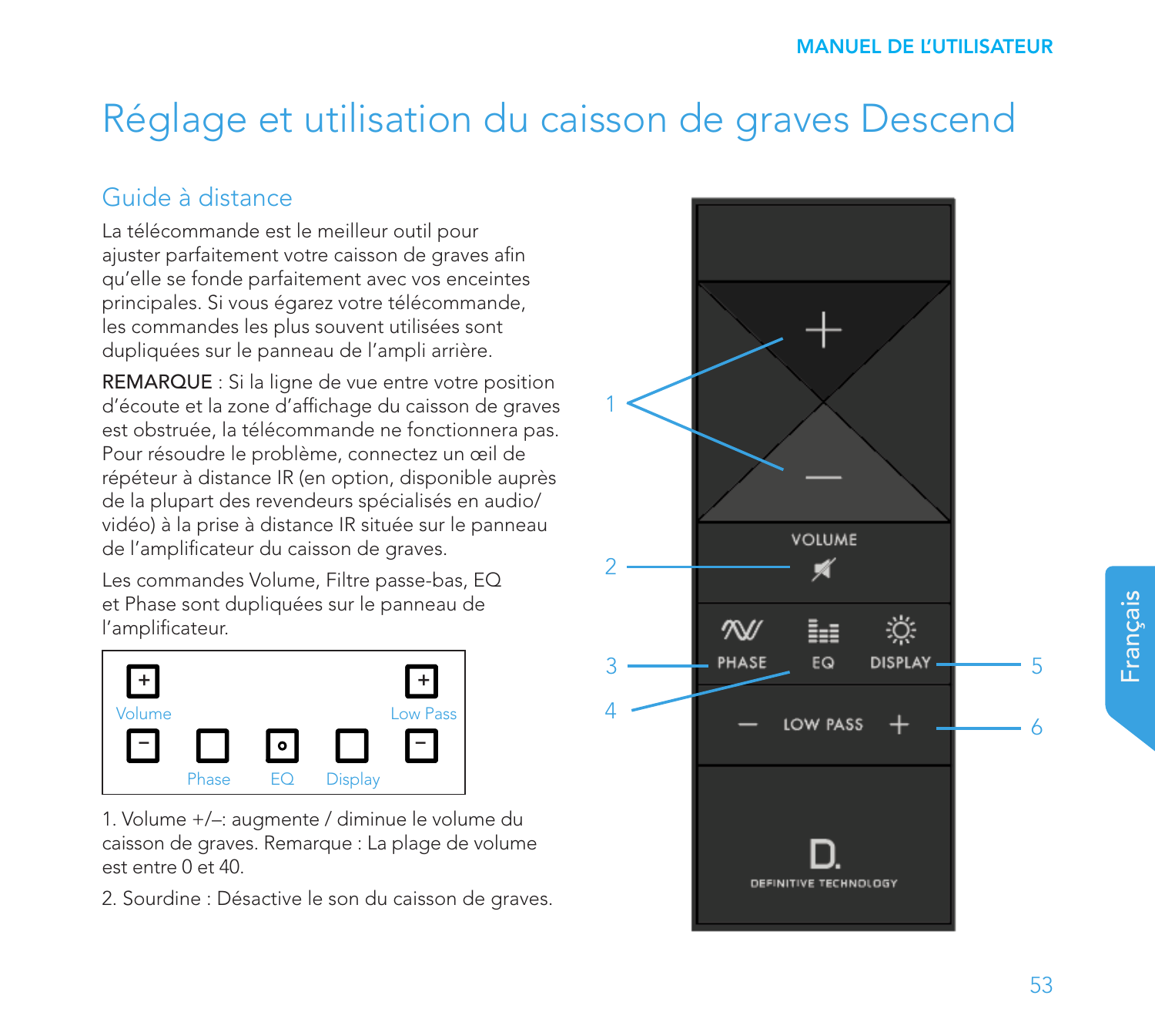# Réglage et utilisation du caisson de graves Descend

## Guide à distance

La télécommande est le meilleur outil pour ajuster parfaitement votre caisson de graves afin qu'elle se fonde parfaitement avec vos enceintes principales. Si vous égarez votre télécommande, les commandes les plus souvent utilisées sont dupliquées sur le panneau de l'ampli arrière.

REMARQUE : Si la ligne de vue entre votre position d'écoute et la zone d'affichage du caisson de graves est obstruée, la télécommande ne fonctionnera pas. Pour résoudre le problème, connectez un œil de répéteur à distance IR (en option, disponible auprès de la plupart des revendeurs spécialisés en audio/vidéo) à la prise à distance IR située sur le panneau de l'amplificateur du caisson de graves.

Les commandes Volume, Filtre passe-bas, EQ et Phase sont dupliquées sur le panneau de l'amplificateur.

1. Volume +/–: augmente / diminue le volume du caisson de graves. Remarque : La plage de volume est entre 0 et 40.

2. Sourdine : Désactive le son du caisson de graves.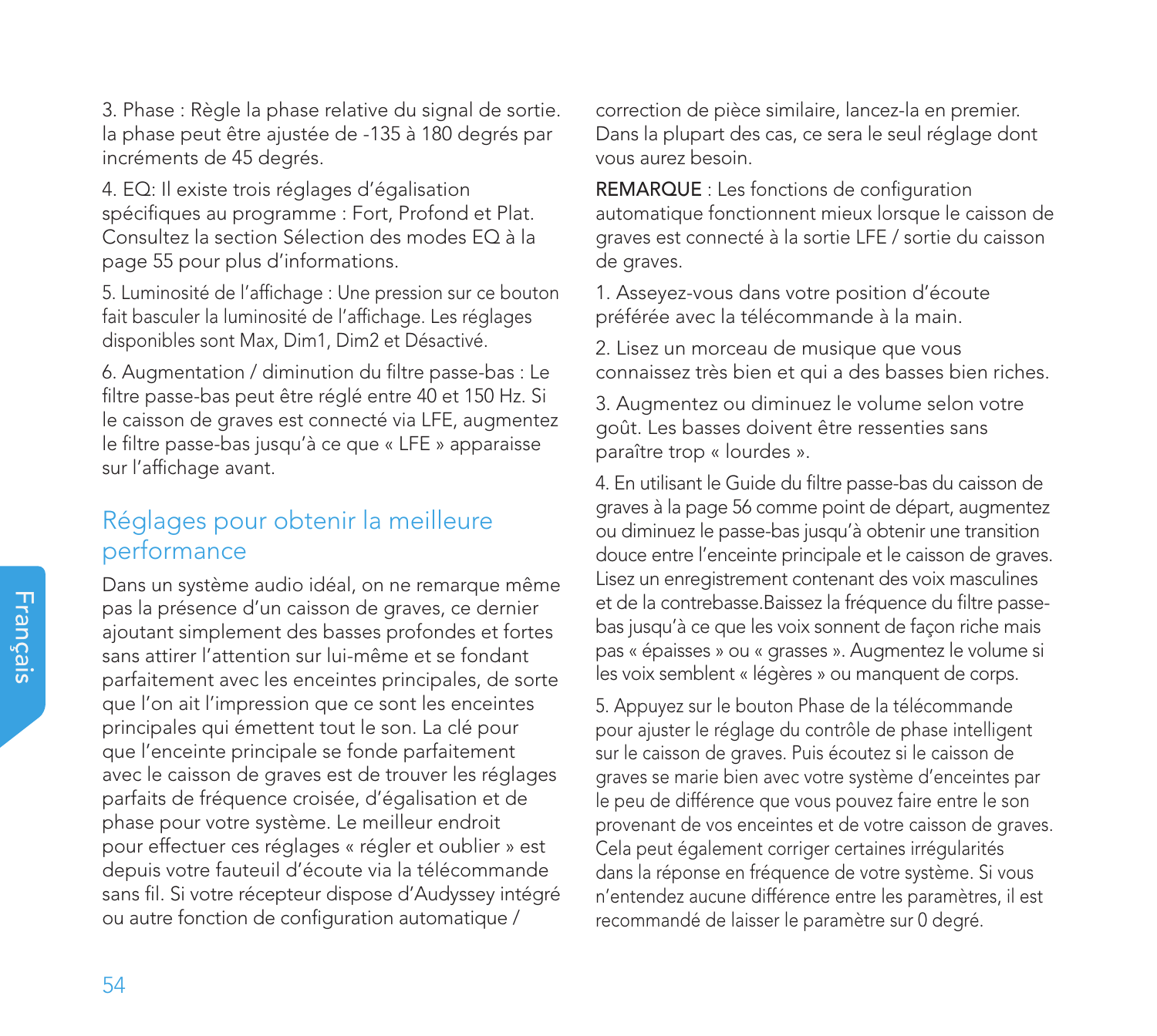3. Phase : Règle la phase relative du signal de sortie. la phase peut être ajustée de -135 à 180 degrés par incréments de 45 degrés.

4. EQ: Il existe trois réglages d'égalisation spécifiques au programme : Fort, Profond et Plat. Consultez la section Sélection des modes EQ à la page 55 pour plus d'informations.

5. Luminosité de l'affichage : Une pression sur ce bouton fait basculer la luminosité de l'affichage. Les réglages disponibles sont Max, Dim1, Dim2 et Désactivé.

6. Augmentation / diminution du filtre passe-bas : Le filtre passe-bas peut être réglé entre 40 et 150 Hz. Si le caisson de graves est connecté via LFE, augmentez le filtre passe-bas jusqu'à ce que « LFE » apparaisse sur l'affichage avant.

## Réglages pour obtenir la meilleure performance

Dans un système audio idéal, on ne remarque même pas la présence d'un caisson de graves, ce dernier ajoutant simplement des basses profondes et fortes sans attirer l'attention sur lui-même et se fondant parfaitement avec les enceintes principales, de sorte que l'on ait l'impression que ce sont les enceintes principales qui émettent tout le son. La clé pour que l'enceinte principale se fonde parfaitement avec le caisson de graves est de trouver les réglages parfaits de fréquence croisée, d'égalisation et de phase pour votre système. Le meilleur endroit pour effectuer ces réglages « régler et oublier » est depuis votre fauteuil d'écoute via la télécommande sans fil. Si votre récepteur dispose d'Audyssey intégré ou autre fonction de configuration automatique / correction de pièce similaire, lancez-la en premier. Dans la plupart des cas, ce sera le seul réglage dont vous aurez besoin.

REMARQUE : Les fonctions de configuration automatique fonctionnent mieux lorsque le caisson de graves est connecté à la sortie LFE / sortie du caisson de graves.

1. Asseyez-vous dans votre position d'écoute préférée avec la télécommande à la main.

2. Lisez un morceau de musique que vous connaissez très bien et qui a des basses bien riches.

3. Augmentez ou diminuez le volume selon votre goût. Les basses doivent être ressenties sans paraître trop « lourdes ».

4. En utilisant le Guide du filtre passe-bas du caisson de graves à la page 56 comme point de départ, augmentez ou diminuez le passe-bas jusqu'à obtenir une transition douce entre l'enceinte principale et le caisson de graves. Lisez un enregistrement contenant des voix masculines et de la contrebasse.Baissez la fréquence du filtre passe-bas jusqu'à ce que les voix sonnent de façon riche mais pas « épaisses » ou « grasses ». Augmentez le volume si les voix semblent « légères » ou manquent de corps.

5. Appuyez sur le bouton Phase de la télécommande pour ajuster le réglage du contrôle de phase intelligent sur le caisson de graves. Puis écoutez si le caisson de graves se marie bien avec votre système d'enceintes par le peu de différence que vous pouvez faire entre le son provenant de vos enceintes et de votre caisson de graves. Cela peut également corriger certaines irrégularités dans la réponse en fréquence de votre système. Si vous n'entendez aucune différence entre les paramètres, il est recommandé de laisser le paramètre sur 0 degré.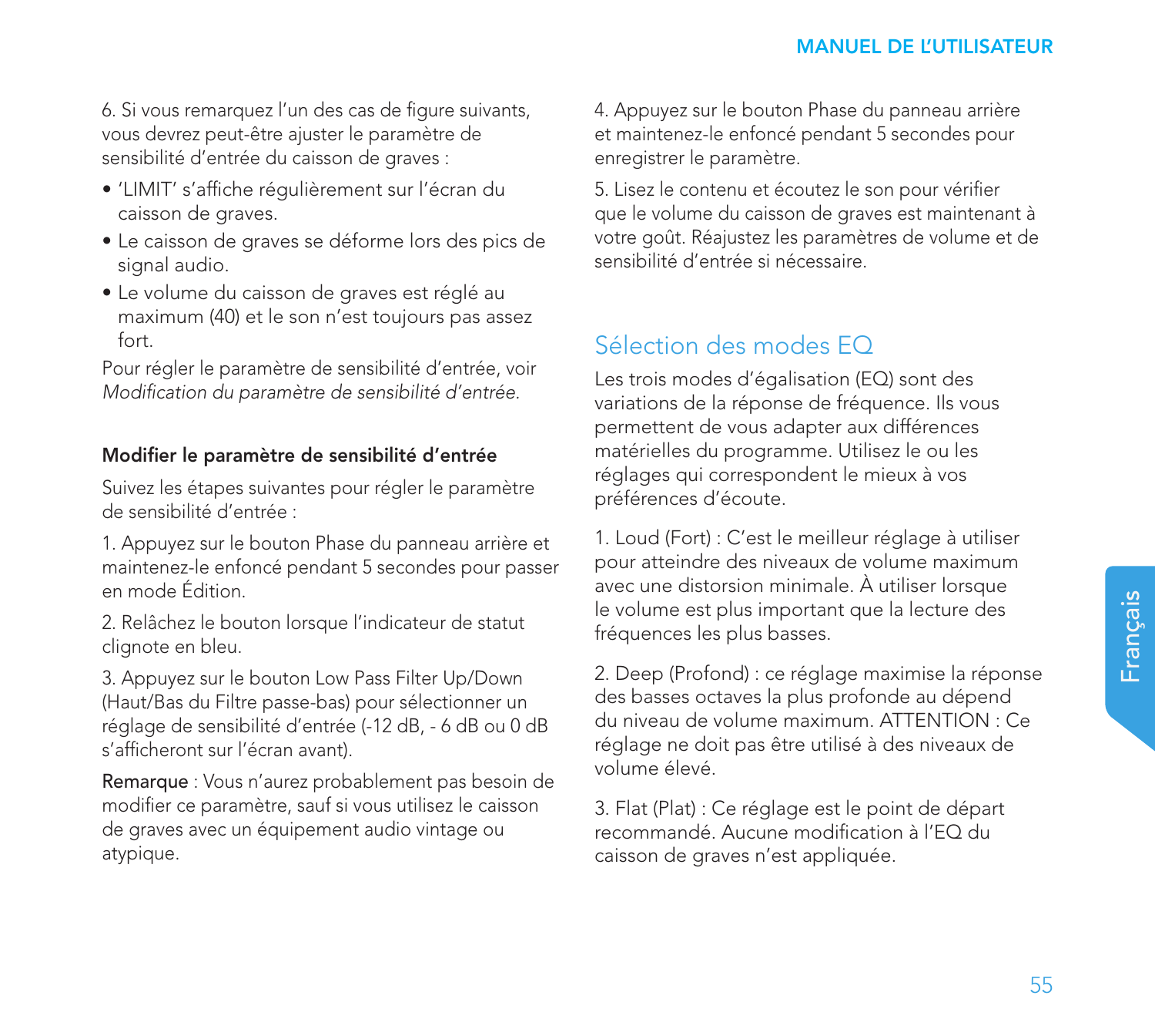6. Si vous remarquez l'un des cas de figure suivants, vous devrez peut-être ajuster le paramètre de sensibilité d'entrée du caisson de graves :

- 'LIMIT' s'affiche régulièrement sur l'écran du caisson de graves.
- Le caisson de graves se déforme lors des pics de signal audio.
- Le volume du caisson de graves est réglé au maximum (40) et le son n'est toujours pas assez fort.

Pour régler le paramètre de sensibilité d'entrée, voir *Modification du paramètre de sensibilité d'entrée.*

### Modifier le paramètre de sensibilité d'entrée

Suivez les étapes suivantes pour régler le paramètre de sensibilité d'entrée :

1. Appuyez sur le bouton Phase du panneau arrière et maintenez-le enfoncé pendant 5 secondes pour passer en mode Édition.

2. Relâchez le bouton lorsque l'indicateur de statut clignote en bleu.

3. Appuyez sur le bouton Low Pass Filter Up/Down (Haut/Bas du Filtre passe-bas) pour sélectionner un réglage de sensibilité d'entrée (-12 dB, - 6 dB ou 0 dB s'afficheront sur l'écran avant).

**Remarque** : Vous n'aurez probablement pas besoin de modifier ce paramètre, sauf si vous utilisez le caisson de graves avec un équipement audio vintage ou atypique.

4. Appuyez sur le bouton Phase du panneau arrière et maintenez-le enfoncé pendant 5 secondes pour enregistrer le paramètre.

5. Lisez le contenu et écoutez le son pour vérifier que le volume du caisson de graves est maintenant à votre goût. Réajustez les paramètres de volume et de sensibilité d'entrée si nécessaire.

## Sélection des modes EQ

Les trois modes d'égalisation (EQ) sont des variations de la réponse de fréquence. Ils vous permettent de vous adapter aux différences matérielles du programme. Utilisez le ou les réglages qui correspondent le mieux à vos préférences d'écoute.

1. Loud (Fort) : C'est le meilleur réglage à utiliser pour atteindre des niveaux de volume maximum avec une distorsion minimale. À utiliser lorsque le volume est plus important que la lecture des fréquences les plus basses.

2. Deep (Profond) : ce réglage maximise la réponse des basses octaves la plus profonde au dépend du niveau de volume maximum. ATTENTION : Ce réglage ne doit pas être utilisé à des niveaux de volume élevé.

3. Flat (Plat) : Ce réglage est le point de départ recommandé. Aucune modification à l'EQ du caisson de graves n'est appliquée.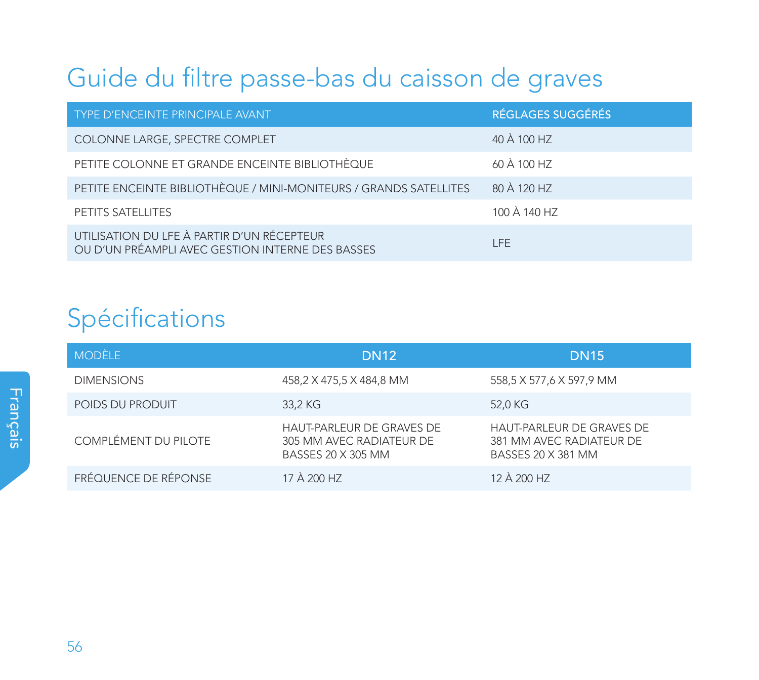# Guide du filtre passe-bas du caisson de graves

| TYPE D'ENCEINTE PRINCIPALE AVANT | RÉGLAGES SUGGÉRÉS |
|---|---|
| COLONNE LARGE, SPECTRE COMPLET | 40 À 100 HZ |
| PETITE COLONNE ET GRANDE ENCEINTE BIBLIOTHÈQUE | 60 À 100 HZ |
| PETITE ENCEINTE BIBLIOTHÈQUE / MINI-MONITEURS / GRANDS SATELLITES | 80 À 120 HZ |
| PETITS SATELLITES | 100 À 140 HZ |
| UTILISATION DU LFE À PARTIR D'UN RÉCEPTEUR OU D'UN PRÉAMPLI AVEC GESTION INTERNE DES BASSES | LFE |

# Spécifications

| MODÈLE | DN12 | DN15 |
|---|---|---|
| DIMENSIONS | 458,2 X 475,5 X 484,8 MM | 558,5 X 577,6 X 597,9 MM |
| POIDS DU PRODUIT | 33,2 KG | 52,0 KG |
| COMPLÉMENT DU PILOTE | HAUT-PARLEUR DE GRAVES DE 305 MM AVEC RADIATEUR DE BASSES 20 X 305 MM | HAUT-PARLEUR DE GRAVES DE 381 MM AVEC RADIATEUR DE BASSES 20 X 381 MM |
| FRÉQUENCE DE RÉPONSE | 17 À 200 HZ | 12 À 200 HZ |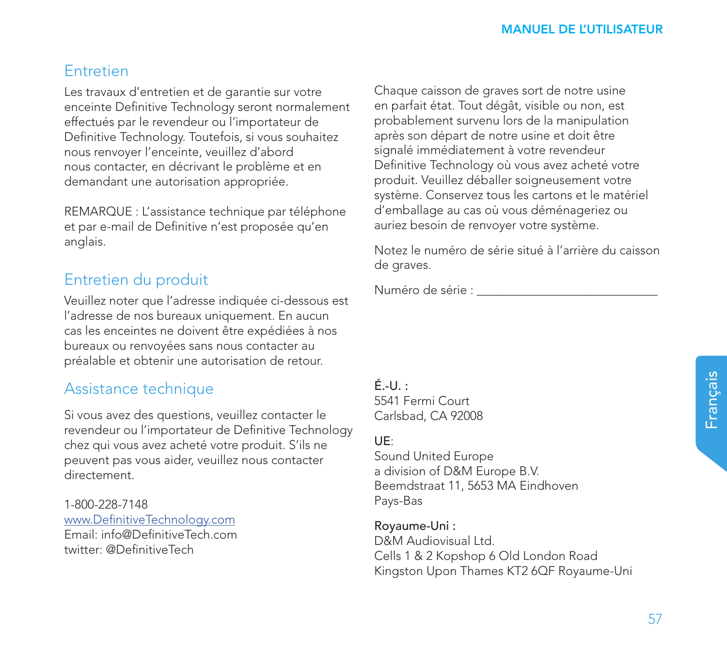## Entretien

Les travaux d'entretien et de garantie sur votre enceinte Definitive Technology seront normalement effectués par le revendeur ou l'importateur de Definitive Technology. Toutefois, si vous souhaitez nous renvoyer l'enceinte, veuillez d'abord nous contacter, en décrivant le problème et en demandant une autorisation appropriée.

REMARQUE : L'assistance technique par téléphone et par e-mail de Definitive n'est proposée qu'en anglais.

## Entretien du produit

Veuillez noter que l'adresse indiquée ci-dessous est l'adresse de nos bureaux uniquement. En aucun cas les enceintes ne doivent être expédiées à nos bureaux ou renvoyées sans nous contacter au préalable et obtenir une autorisation de retour.

## Assistance technique

Si vous avez des questions, veuillez contacter le revendeur ou l'importateur de Definitive Technology chez qui vous avez acheté votre produit. S'ils ne peuvent pas vous aider, veuillez nous contacter directement.

1-800-228-7148
www.DefinitiveTechnology.com
Email: info@DefinitiveTech.com
twitter: @DefinitiveTech

Chaque caisson de graves sort de notre usine en parfait état. Tout dégât, visible ou non, est probablement survenu lors de la manipulation après son départ de notre usine et doit être signalé immédiatement à votre revendeur Definitive Technology où vous avez acheté votre produit. Veuillez déballer soigneusement votre système. Conservez tous les cartons et le matériel d'emballage au cas où vous déménageriez ou auriez besoin de renvoyer votre système.

Notez le numéro de série situé à l'arrière du caisson de graves.

Numéro de série : ___________________________

**É.-U. :**
5541 Fermi Court
Carlsbad, CA 92008

**UE**:
Sound United Europe
a division of D&M Europe B.V.
Beemdstraat 11, 5653 MA Eindhoven
Pays-Bas

**Royaume-Uni :**
D&M Audiovisual Ltd.
Cells 1 & 2 Kopshop 6 Old London Road
Kingston Upon Thames KT2 6QF Royaume-Uni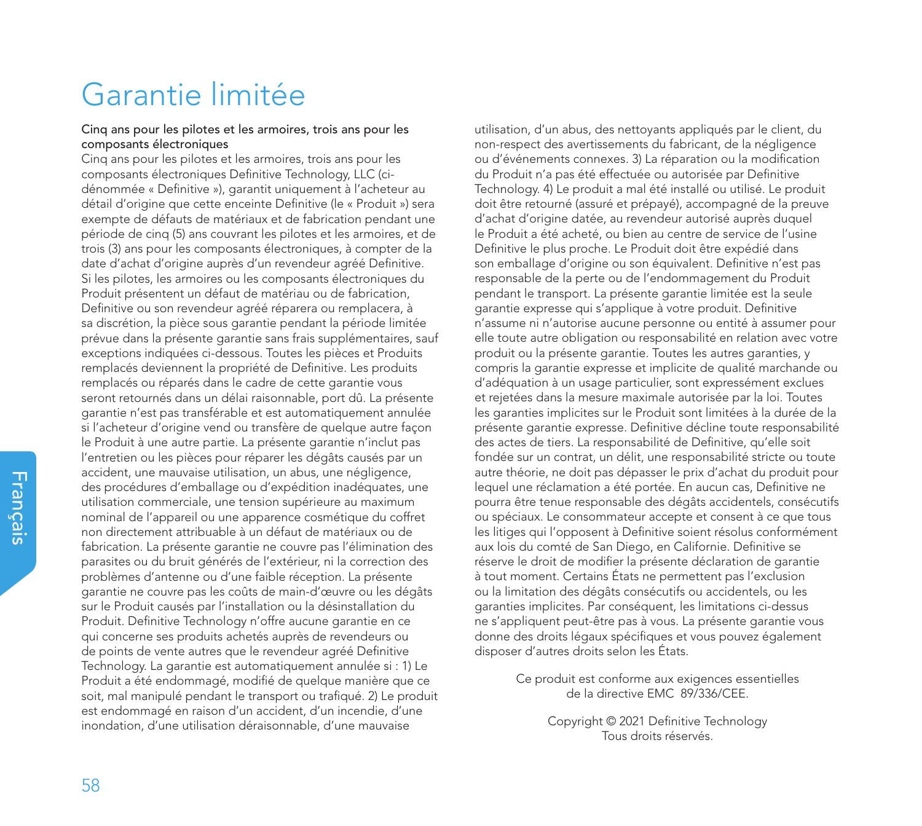# Garantie limitée

**Cinq ans pour les pilotes et les armoires, trois ans pour les composants électroniques**

Cinq ans pour les pilotes et les armoires, trois ans pour les composants électroniques Definitive Technology, LLC (ci-dénommée « Definitive »), garantit uniquement à l'acheteur au détail d'origine que cette enceinte Definitive (le « Produit ») sera exempte de défauts de matériaux et de fabrication pendant une période de cinq (5) ans couvrant les pilotes et les armoires, et de trois (3) ans pour les composants électroniques, à compter de la date d'achat d'origine auprès d'un revendeur agréé Definitive. Si les pilotes, les armoires ou les composants électroniques du Produit présentent un défaut de matériau ou de fabrication, Definitive ou son revendeur agréé réparera ou remplacera, à sa discrétion, la pièce sous garantie pendant la période limitée prévue dans la présente garantie sans frais supplémentaires, sauf exceptions indiquées ci-dessous. Toutes les pièces et Produits remplacés deviennent la propriété de Definitive. Les produits remplacés ou réparés dans le cadre de cette garantie vous seront retournés dans un délai raisonnable, port dû. La présente garantie n'est pas transférable et est automatiquement annulée si l'acheteur d'origine vend ou transfère de quelque autre façon le Produit à une autre partie. La présente garantie n'inclut pas l'entretien ou les pièces pour réparer les dégâts causés par un accident, une mauvaise utilisation, un abus, une négligence, des procédures d'emballage ou d'expédition inadéquates, une utilisation commerciale, une tension supérieure au maximum nominal de l'appareil ou une apparence cosmétique du coffret non directement attribuable à un défaut de matériaux ou de fabrication. La présente garantie ne couvre pas l'élimination des parasites ou du bruit générés de l'extérieur, ni la correction des problèmes d'antenne ou d'une faible réception. La présente garantie ne couvre pas les coûts de main-d'œuvre ou les dégâts sur le Produit causés par l'installation ou la désinstallation du Produit. Definitive Technology n'offre aucune garantie en ce qui concerne ses produits achetés auprès de revendeurs ou de points de vente autres que le revendeur agréé Definitive Technology. La garantie est automatiquement annulée si : 1) Le Produit a été endommagé, modifié de quelque manière que ce soit, mal manipulé pendant le transport ou trafiqué. 2) Le produit est endommagé en raison d'un accident, d'un incendie, d'une inondation, d'une utilisation déraisonnable, d'une mauvaise utilisation, d'un abus, des nettoyants appliqués par le client, du non-respect des avertissements du fabricant, de la négligence ou d'événements connexes. 3) La réparation ou la modification du Produit n'a pas été effectuée ou autorisée par Definitive Technology. 4) Le produit a mal été installé ou utilisé. Le produit doit être retourné (assuré et prépayé), accompagné de la preuve d'achat d'origine datée, au revendeur autorisé auprès duquel le Produit a été acheté, ou bien au centre de service de l'usine Definitive le plus proche. Le Produit doit être expédié dans son emballage d'origine ou son équivalent. Definitive n'est pas responsable de la perte ou de l'endommagement du Produit pendant le transport. La présente garantie limitée est la seule garantie expresse qui s'applique à votre produit. Definitive n'assume ni n'autorise aucune personne ou entité à assumer pour elle toute autre obligation ou responsabilité en relation avec votre produit ou la présente garantie. Toutes les autres garanties, y compris la garantie expresse et implicite de qualité marchande ou d'adéquation à un usage particulier, sont expressément exclues et rejetées dans la mesure maximale autorisée par la loi. Toutes les garanties implicites sur le Produit sont limitées à la durée de la présente garantie expresse. Definitive décline toute responsabilité des actes de tiers. La responsabilité de Definitive, qu'elle soit fondée sur un contrat, un délit, une responsabilité stricte ou toute autre théorie, ne doit pas dépasser le prix d'achat du produit pour lequel une réclamation a été portée. En aucun cas, Definitive ne pourra être tenue responsable des dégâts accidentels, consécutifs ou spéciaux. Le consommateur accepte et consent à ce que tous les litiges qui l'opposent à Definitive soient résolus conformément aux lois du comté de San Diego, en Californie. Definitive se réserve le droit de modifier la présente déclaration de garantie à tout moment. Certains États ne permettent pas l'exclusion ou la limitation des dégâts consécutifs ou accidentels, ou les garanties implicites. Par conséquent, les limitations ci-dessus ne s'appliquent peut-être pas à vous. La présente garantie vous donne des droits légaux spécifiques et vous pouvez également disposer d'autres droits selon les États.

Ce produit est conforme aux exigences essentielles de la directive EMC 89/336/CEE.

Copyright © 2021 Definitive Technology
Tous droits réservés.